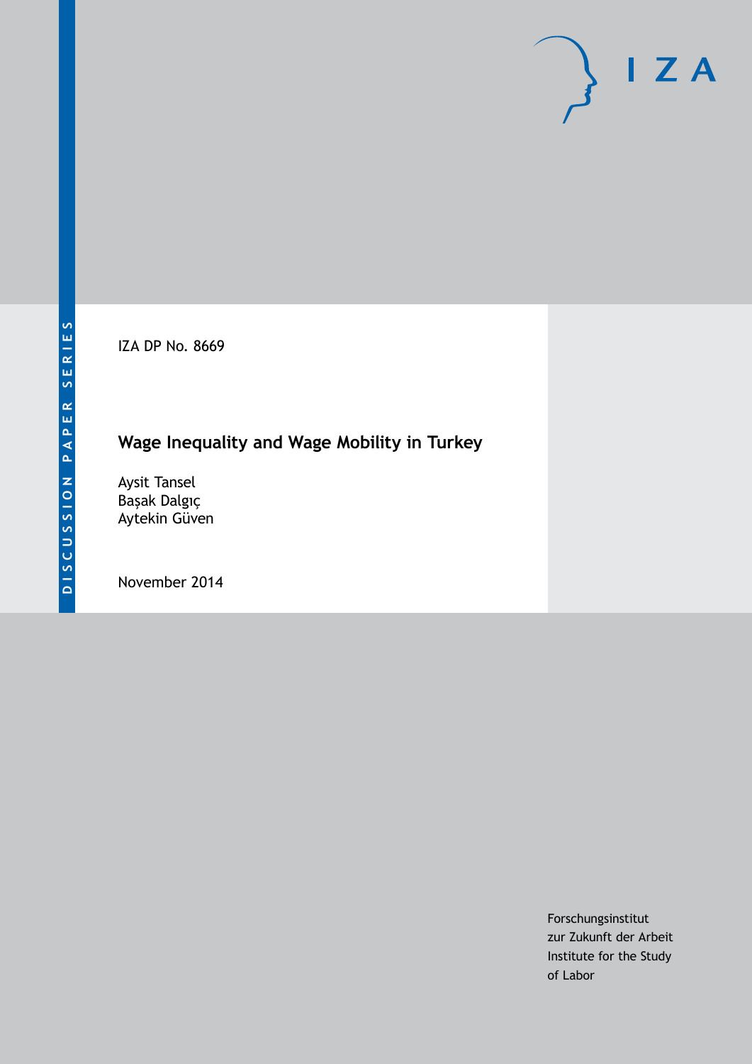IZA DP No. 8669

# Wage Inequality and Wage Mobility in Turkey

Aysit Tansel
Başak Dalgıç
Aytekin Güven

November 2014

DISCUSSION PAPER SERIES

I Z A

Forschungsinstitut
zur Zukunft der Arbeit
Institute for the Study
of Labor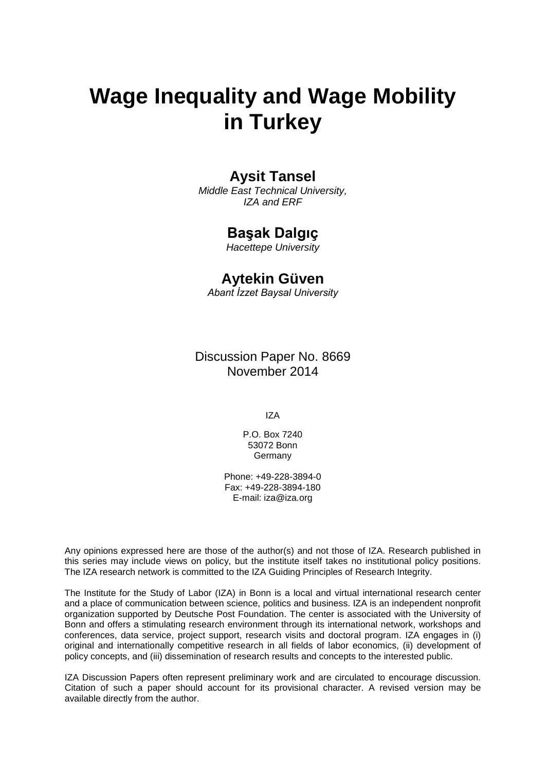# Wage Inequality and Wage Mobility in Turkey

## Aysit Tansel

*Middle East Technical University, IZA and ERF*

## Başak Dalgıç

*Hacettepe University*

## Aytekin Güven

*Abant İzzet Baysal University*

Discussion Paper No. 8669
November 2014

IZA

P.O. Box 7240
53072 Bonn
Germany

Phone: +49-228-3894-0
Fax: +49-228-3894-180
E-mail: iza@iza.org

Any opinions expressed here are those of the author(s) and not those of IZA. Research published in this series may include views on policy, but the institute itself takes no institutional policy positions. The IZA research network is committed to the IZA Guiding Principles of Research Integrity.

The Institute for the Study of Labor (IZA) in Bonn is a local and virtual international research center and a place of communication between science, politics and business. IZA is an independent nonprofit organization supported by Deutsche Post Foundation. The center is associated with the University of Bonn and offers a stimulating research environment through its international network, workshops and conferences, data service, project support, research visits and doctoral program. IZA engages in (i) original and internationally competitive research in all fields of labor economics, (ii) development of policy concepts, and (iii) dissemination of research results and concepts to the interested public.

IZA Discussion Papers often represent preliminary work and are circulated to encourage discussion. Citation of such a paper should account for its provisional character. A revised version may be available directly from the author.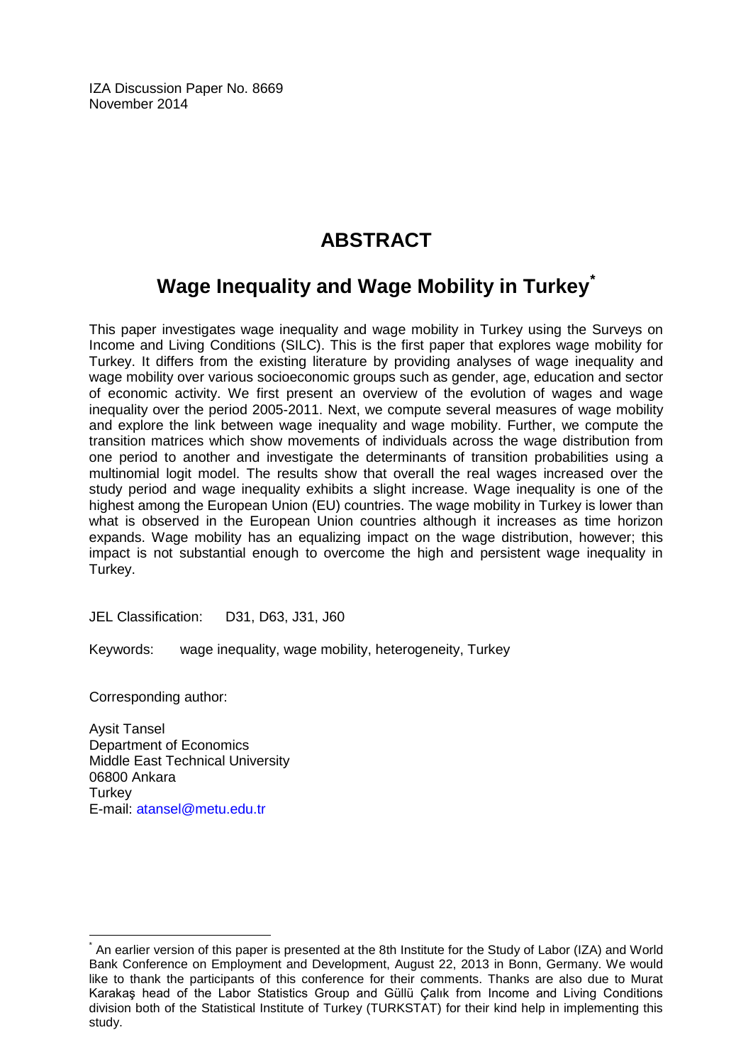IZA Discussion Paper No. 8669
November 2014

# ABSTRACT

## Wage Inequality and Wage Mobility in Turkey*

This paper investigates wage inequality and wage mobility in Turkey using the Surveys on Income and Living Conditions (SILC). This is the first paper that explores wage mobility for Turkey. It differs from the existing literature by providing analyses of wage inequality and wage mobility over various socioeconomic groups such as gender, age, education and sector of economic activity. We first present an overview of the evolution of wages and wage inequality over the period 2005-2011. Next, we compute several measures of wage mobility and explore the link between wage inequality and wage mobility. Further, we compute the transition matrices which show movements of individuals across the wage distribution from one period to another and investigate the determinants of transition probabilities using a multinomial logit model. The results show that overall the real wages increased over the study period and wage inequality exhibits a slight increase. Wage inequality is one of the highest among the European Union (EU) countries. The wage mobility in Turkey is lower than what is observed in the European Union countries although it increases as time horizon expands. Wage mobility has an equalizing impact on the wage distribution, however; this impact is not substantial enough to overcome the high and persistent wage inequality in Turkey.

JEL Classification: D31, D63, J31, J60

Keywords: wage inequality, wage mobility, heterogeneity, Turkey

Corresponding author:

Aysit Tansel
Department of Economics
Middle East Technical University
06800 Ankara
Turkey
E-mail: atansel@metu.edu.tr

---

* An earlier version of this paper is presented at the 8th Institute for the Study of Labor (IZA) and World Bank Conference on Employment and Development, August 22, 2013 in Bonn, Germany. We would like to thank the participants of this conference for their comments. Thanks are also due to Murat Karakaş head of the Labor Statistics Group and Güllü Çalık from Income and Living Conditions division both of the Statistical Institute of Turkey (TURKSTAT) for their kind help in implementing this study.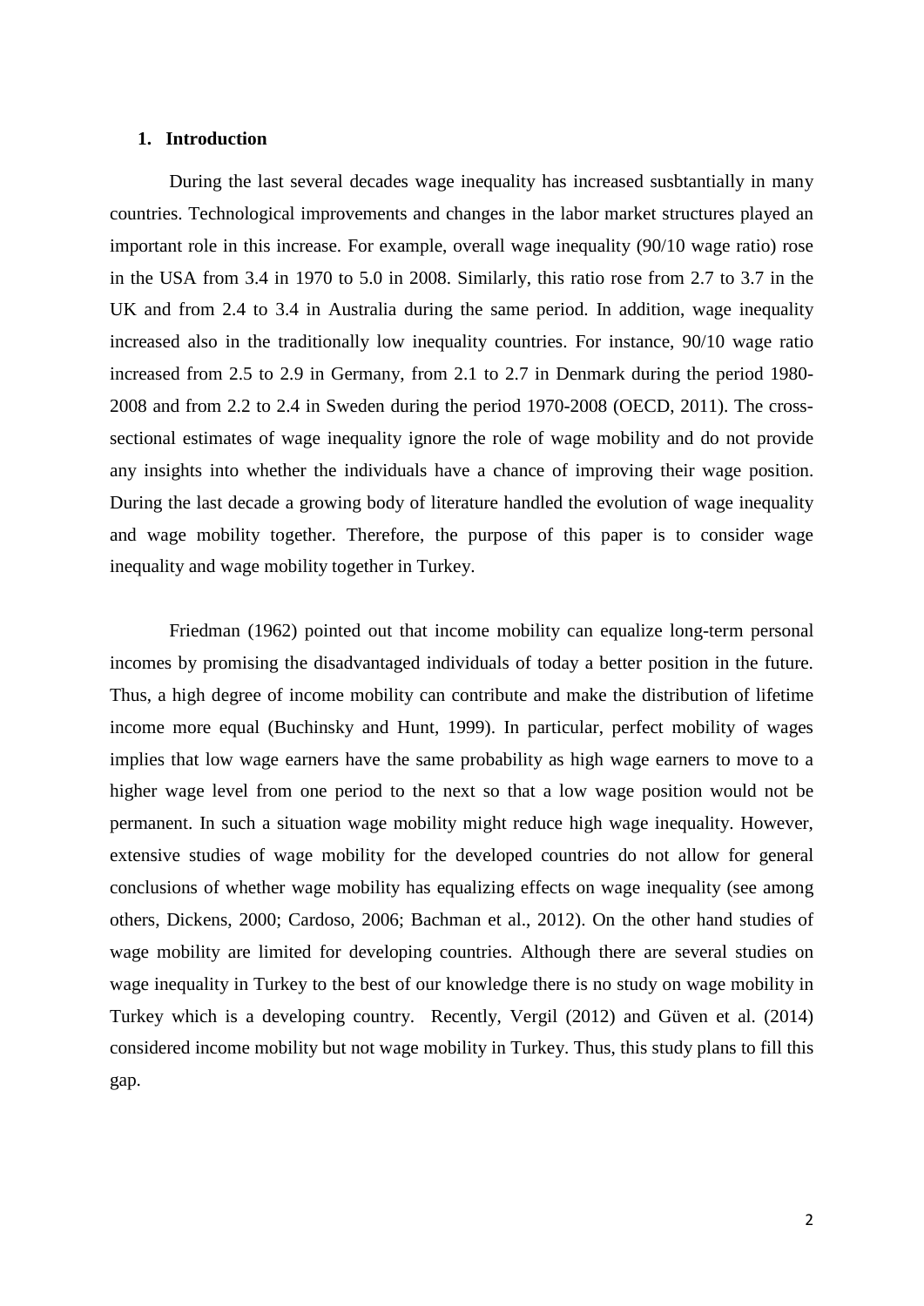## 1. Introduction

During the last several decades wage inequality has increased susbtantially in many countries. Technological improvements and changes in the labor market structures played an important role in this increase. For example, overall wage inequality (90/10 wage ratio) rose in the USA from 3.4 in 1970 to 5.0 in 2008. Similarly, this ratio rose from 2.7 to 3.7 in the UK and from 2.4 to 3.4 in Australia during the same period. In addition, wage inequality increased also in the traditionally low inequality countries. For instance, 90/10 wage ratio increased from 2.5 to 2.9 in Germany, from 2.1 to 2.7 in Denmark during the period 1980-2008 and from 2.2 to 2.4 in Sweden during the period 1970-2008 (OECD, 2011). The cross-sectional estimates of wage inequality ignore the role of wage mobility and do not provide any insights into whether the individuals have a chance of improving their wage position. During the last decade a growing body of literature handled the evolution of wage inequality and wage mobility together. Therefore, the purpose of this paper is to consider wage inequality and wage mobility together in Turkey.

Friedman (1962) pointed out that income mobility can equalize long-term personal incomes by promising the disadvantaged individuals of today a better position in the future. Thus, a high degree of income mobility can contribute and make the distribution of lifetime income more equal (Buchinsky and Hunt, 1999). In particular, perfect mobility of wages implies that low wage earners have the same probability as high wage earners to move to a higher wage level from one period to the next so that a low wage position would not be permanent. In such a situation wage mobility might reduce high wage inequality. However, extensive studies of wage mobility for the developed countries do not allow for general conclusions of whether wage mobility has equalizing effects on wage inequality (see among others, Dickens, 2000; Cardoso, 2006; Bachman et al., 2012). On the other hand studies of wage mobility are limited for developing countries. Although there are several studies on wage inequality in Turkey to the best of our knowledge there is no study on wage mobility in Turkey which is a developing country. Recently, Vergil (2012) and Güven et al. (2014) considered income mobility but not wage mobility in Turkey. Thus, this study plans to fill this gap.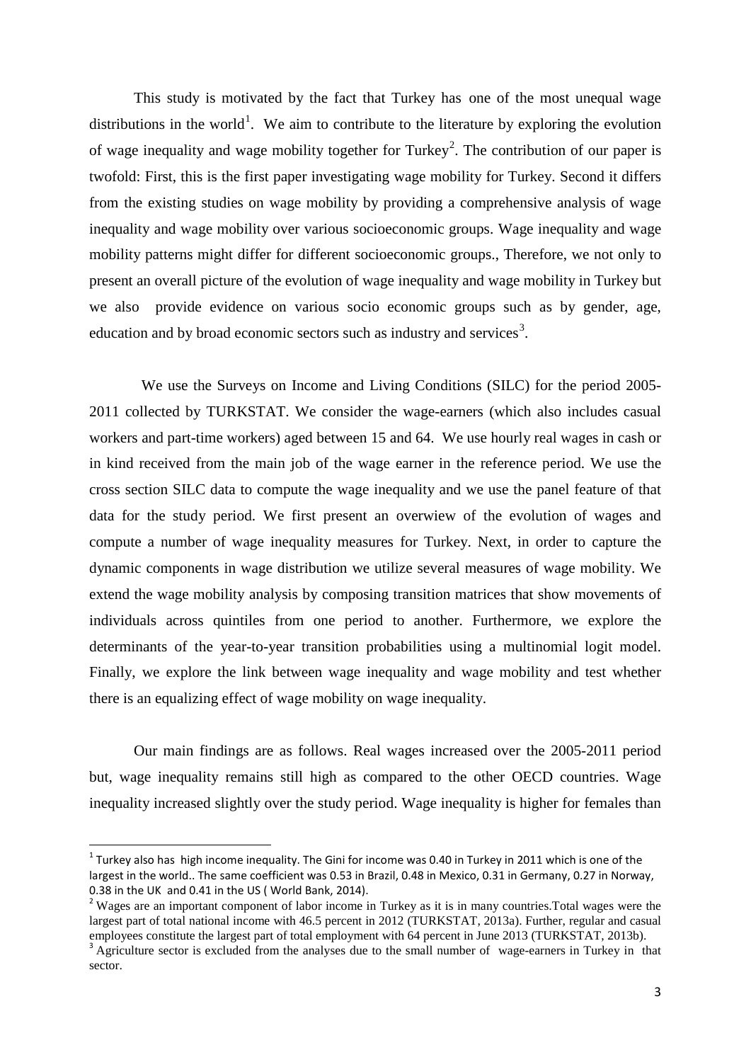This study is motivated by the fact that Turkey has one of the most unequal wage distributions in the world[1]. We aim to contribute to the literature by exploring the evolution of wage inequality and wage mobility together for Turkey[2]. The contribution of our paper is twofold: First, this is the first paper investigating wage mobility for Turkey. Second it differs from the existing studies on wage mobility by providing a comprehensive analysis of wage inequality and wage mobility over various socioeconomic groups. Wage inequality and wage mobility patterns might differ for different socioeconomic groups., Therefore, we not only to present an overall picture of the evolution of wage inequality and wage mobility in Turkey but we also provide evidence on various socio economic groups such as by gender, age, education and by broad economic sectors such as industry and services[3].

We use the Surveys on Income and Living Conditions (SILC) for the period 2005-2011 collected by TURKSTAT. We consider the wage-earners (which also includes casual workers and part-time workers) aged between 15 and 64. We use hourly real wages in cash or in kind received from the main job of the wage earner in the reference period. We use the cross section SILC data to compute the wage inequality and we use the panel feature of that data for the study period. We first present an overwiew of the evolution of wages and compute a number of wage inequality measures for Turkey. Next, in order to capture the dynamic components in wage distribution we utilize several measures of wage mobility. We extend the wage mobility analysis by composing transition matrices that show movements of individuals across quintiles from one period to another. Furthermore, we explore the determinants of the year-to-year transition probabilities using a multinomial logit model. Finally, we explore the link between wage inequality and wage mobility and test whether there is an equalizing effect of wage mobility on wage inequality.

Our main findings are as follows. Real wages increased over the 2005-2011 period but, wage inequality remains still high as compared to the other OECD countries. Wage inequality increased slightly over the study period. Wage inequality is higher for females than

---

[1] Turkey also has high income inequality. The Gini for income was 0.40 in Turkey in 2011 which is one of the largest in the world.. The same coefficient was 0.53 in Brazil, 0.48 in Mexico, 0.31 in Germany, 0.27 in Norway, 0.38 in the UK and 0.41 in the US ( World Bank, 2014).

[2] Wages are an important component of labor income in Turkey as it is in many countries.Total wages were the largest part of total national income with 46.5 percent in 2012 (TURKSTAT, 2013a). Further, regular and casual employees constitute the largest part of total employment with 64 percent in June 2013 (TURKSTAT, 2013b).

[3] Agriculture sector is excluded from the analyses due to the small number of wage-earners in Turkey in that sector.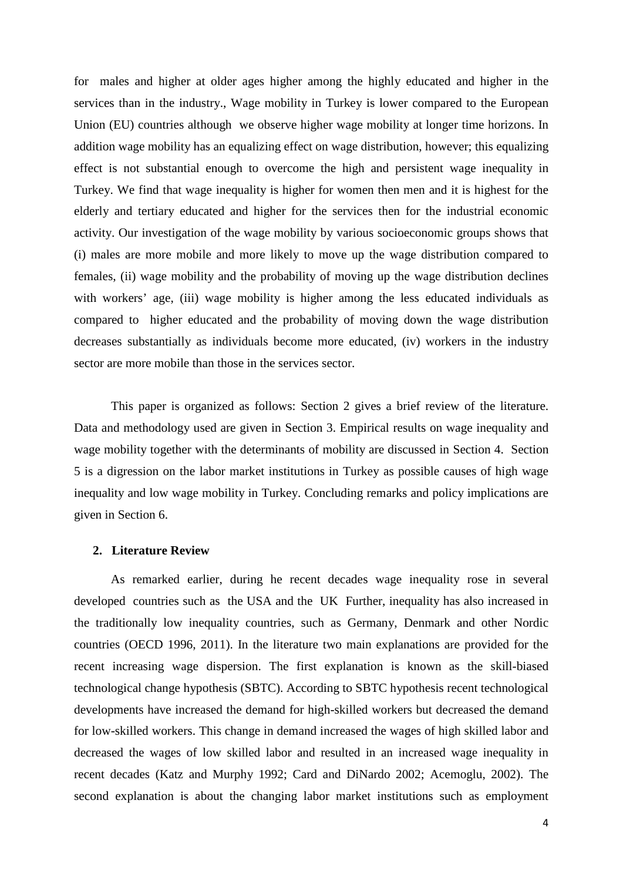for males and higher at older ages higher among the highly educated and higher in the services than in the industry., Wage mobility in Turkey is lower compared to the European Union (EU) countries although we observe higher wage mobility at longer time horizons. In addition wage mobility has an equalizing effect on wage distribution, however; this equalizing effect is not substantial enough to overcome the high and persistent wage inequality in Turkey. We find that wage inequality is higher for women then men and it is highest for the elderly and tertiary educated and higher for the services then for the industrial economic activity. Our investigation of the wage mobility by various socioeconomic groups shows that (i) males are more mobile and more likely to move up the wage distribution compared to females, (ii) wage mobility and the probability of moving up the wage distribution declines with workers' age, (iii) wage mobility is higher among the less educated individuals as compared to higher educated and the probability of moving down the wage distribution decreases substantially as individuals become more educated, (iv) workers in the industry sector are more mobile than those in the services sector.

This paper is organized as follows: Section 2 gives a brief review of the literature. Data and methodology used are given in Section 3. Empirical results on wage inequality and wage mobility together with the determinants of mobility are discussed in Section 4. Section 5 is a digression on the labor market institutions in Turkey as possible causes of high wage inequality and low wage mobility in Turkey. Concluding remarks and policy implications are given in Section 6.

## 2. Literature Review

As remarked earlier, during he recent decades wage inequality rose in several developed countries such as the USA and the UK Further, inequality has also increased in the traditionally low inequality countries, such as Germany, Denmark and other Nordic countries (OECD 1996, 2011). In the literature two main explanations are provided for the recent increasing wage dispersion. The first explanation is known as the skill-biased technological change hypothesis (SBTC). According to SBTC hypothesis recent technological developments have increased the demand for high-skilled workers but decreased the demand for low-skilled workers. This change in demand increased the wages of high skilled labor and decreased the wages of low skilled labor and resulted in an increased wage inequality in recent decades (Katz and Murphy 1992; Card and DiNardo 2002; Acemoglu, 2002). The second explanation is about the changing labor market institutions such as employment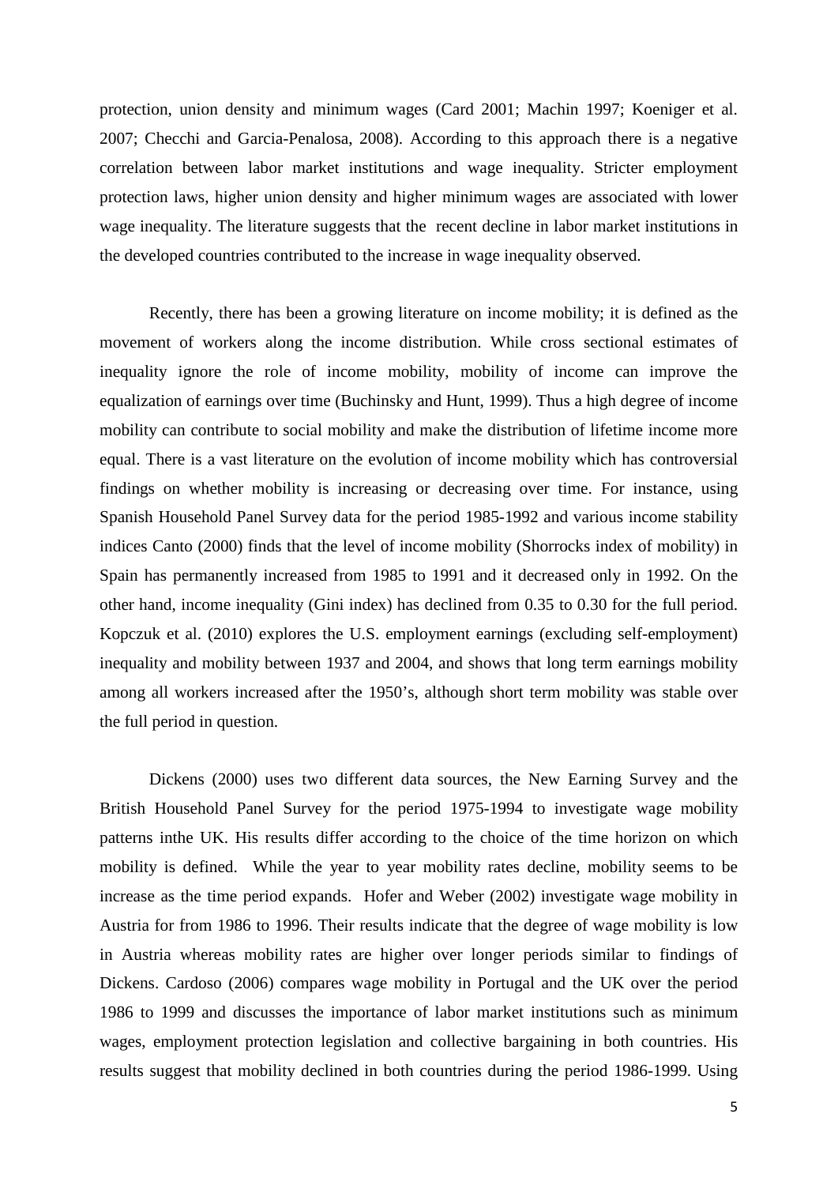protection, union density and minimum wages (Card 2001; Machin 1997; Koeniger et al. 2007; Checchi and Garcia-Penalosa, 2008). According to this approach there is a negative correlation between labor market institutions and wage inequality. Stricter employment protection laws, higher union density and higher minimum wages are associated with lower wage inequality. The literature suggests that the recent decline in labor market institutions in the developed countries contributed to the increase in wage inequality observed.

Recently, there has been a growing literature on income mobility; it is defined as the movement of workers along the income distribution. While cross sectional estimates of inequality ignore the role of income mobility, mobility of income can improve the equalization of earnings over time (Buchinsky and Hunt, 1999). Thus a high degree of income mobility can contribute to social mobility and make the distribution of lifetime income more equal. There is a vast literature on the evolution of income mobility which has controversial findings on whether mobility is increasing or decreasing over time. For instance, using Spanish Household Panel Survey data for the period 1985-1992 and various income stability indices Canto (2000) finds that the level of income mobility (Shorrocks index of mobility) in Spain has permanently increased from 1985 to 1991 and it decreased only in 1992. On the other hand, income inequality (Gini index) has declined from 0.35 to 0.30 for the full period. Kopczuk et al. (2010) explores the U.S. employment earnings (excluding self-employment) inequality and mobility between 1937 and 2004, and shows that long term earnings mobility among all workers increased after the 1950's, although short term mobility was stable over the full period in question.

Dickens (2000) uses two different data sources, the New Earning Survey and the British Household Panel Survey for the period 1975-1994 to investigate wage mobility patterns inthe UK. His results differ according to the choice of the time horizon on which mobility is defined. While the year to year mobility rates decline, mobility seems to be increase as the time period expands. Hofer and Weber (2002) investigate wage mobility in Austria for from 1986 to 1996. Their results indicate that the degree of wage mobility is low in Austria whereas mobility rates are higher over longer periods similar to findings of Dickens. Cardoso (2006) compares wage mobility in Portugal and the UK over the period 1986 to 1999 and discusses the importance of labor market institutions such as minimum wages, employment protection legislation and collective bargaining in both countries. His results suggest that mobility declined in both countries during the period 1986-1999. Using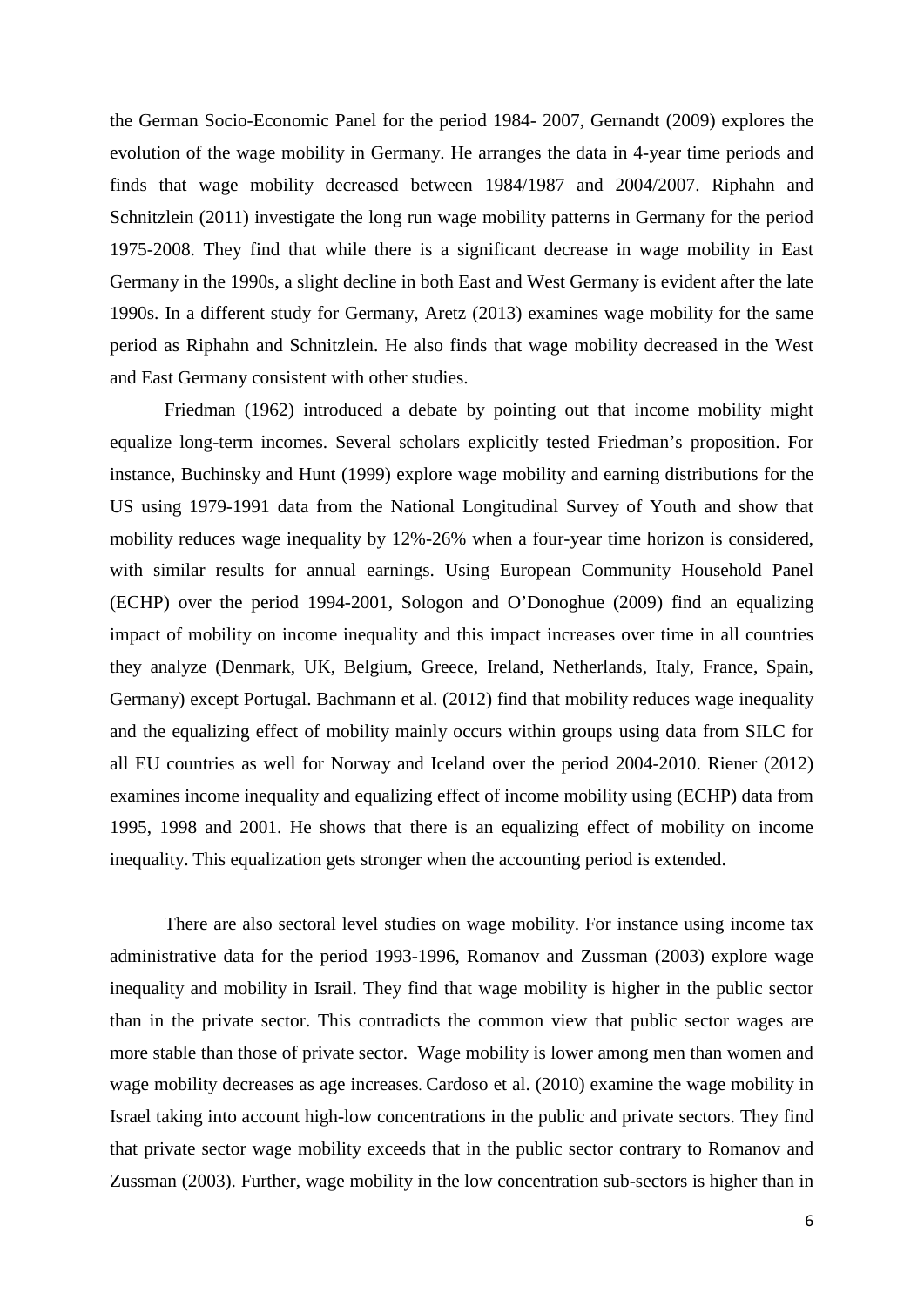the German Socio-Economic Panel for the period 1984- 2007, Gernandt (2009) explores the evolution of the wage mobility in Germany. He arranges the data in 4-year time periods and finds that wage mobility decreased between 1984/1987 and 2004/2007. Riphahn and Schnitzlein (2011) investigate the long run wage mobility patterns in Germany for the period 1975-2008. They find that while there is a significant decrease in wage mobility in East Germany in the 1990s, a slight decline in both East and West Germany is evident after the late 1990s. In a different study for Germany, Aretz (2013) examines wage mobility for the same period as Riphahn and Schnitzlein. He also finds that wage mobility decreased in the West and East Germany consistent with other studies.

Friedman (1962) introduced a debate by pointing out that income mobility might equalize long-term incomes. Several scholars explicitly tested Friedman's proposition. For instance, Buchinsky and Hunt (1999) explore wage mobility and earning distributions for the US using 1979-1991 data from the National Longitudinal Survey of Youth and show that mobility reduces wage inequality by 12%-26% when a four-year time horizon is considered, with similar results for annual earnings. Using European Community Household Panel (ECHP) over the period 1994-2001, Sologon and O'Donoghue (2009) find an equalizing impact of mobility on income inequality and this impact increases over time in all countries they analyze (Denmark, UK, Belgium, Greece, Ireland, Netherlands, Italy, France, Spain, Germany) except Portugal. Bachmann et al. (2012) find that mobility reduces wage inequality and the equalizing effect of mobility mainly occurs within groups using data from SILC for all EU countries as well for Norway and Iceland over the period 2004-2010. Riener (2012) examines income inequality and equalizing effect of income mobility using (ECHP) data from 1995, 1998 and 2001. He shows that there is an equalizing effect of mobility on income inequality. This equalization gets stronger when the accounting period is extended.

There are also sectoral level studies on wage mobility. For instance using income tax administrative data for the period 1993-1996, Romanov and Zussman (2003) explore wage inequality and mobility in Israil. They find that wage mobility is higher in the public sector than in the private sector. This contradicts the common view that public sector wages are more stable than those of private sector. Wage mobility is lower among men than women and wage mobility decreases as age increases. Cardoso et al. (2010) examine the wage mobility in Israel taking into account high-low concentrations in the public and private sectors. They find that private sector wage mobility exceeds that in the public sector contrary to Romanov and Zussman (2003). Further, wage mobility in the low concentration sub-sectors is higher than in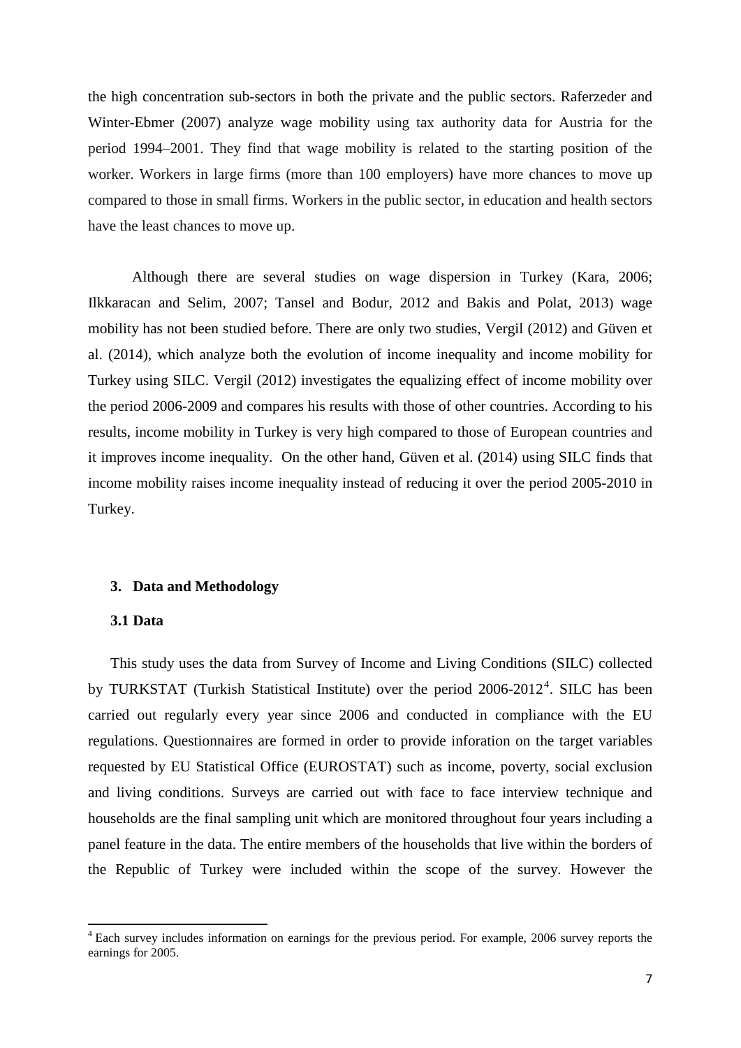the high concentration sub-sectors in both the private and the public sectors. Raferzeder and Winter-Ebmer (2007) analyze wage mobility using tax authority data for Austria for the period 1994–2001. They find that wage mobility is related to the starting position of the worker. Workers in large firms (more than 100 employers) have more chances to move up compared to those in small firms. Workers in the public sector, in education and health sectors have the least chances to move up.

Although there are several studies on wage dispersion in Turkey (Kara, 2006; Ilkkaracan and Selim, 2007; Tansel and Bodur, 2012 and Bakis and Polat, 2013) wage mobility has not been studied before. There are only two studies, Vergil (2012) and Güven et al. (2014), which analyze both the evolution of income inequality and income mobility for Turkey using SILC. Vergil (2012) investigates the equalizing effect of income mobility over the period 2006-2009 and compares his results with those of other countries. According to his results, income mobility in Turkey is very high compared to those of European countries and it improves income inequality. On the other hand, Güven et al. (2014) using SILC finds that income mobility raises income inequality instead of reducing it over the period 2005-2010 in Turkey.

## 3. Data and Methodology

### 3.1 Data

This study uses the data from Survey of Income and Living Conditions (SILC) collected by TURKSTAT (Turkish Statistical Institute) over the period 2006-2012[4]. SILC has been carried out regularly every year since 2006 and conducted in compliance with the EU regulations. Questionnaires are formed in order to provide inforation on the target variables requested by EU Statistical Office (EUROSTAT) such as income, poverty, social exclusion and living conditions. Surveys are carried out with face to face interview technique and households are the final sampling unit which are monitored throughout four years including a panel feature in the data. The entire members of the households that live within the borders of the Republic of Turkey were included within the scope of the survey. However the

[4] Each survey includes information on earnings for the previous period. For example, 2006 survey reports the earnings for 2005.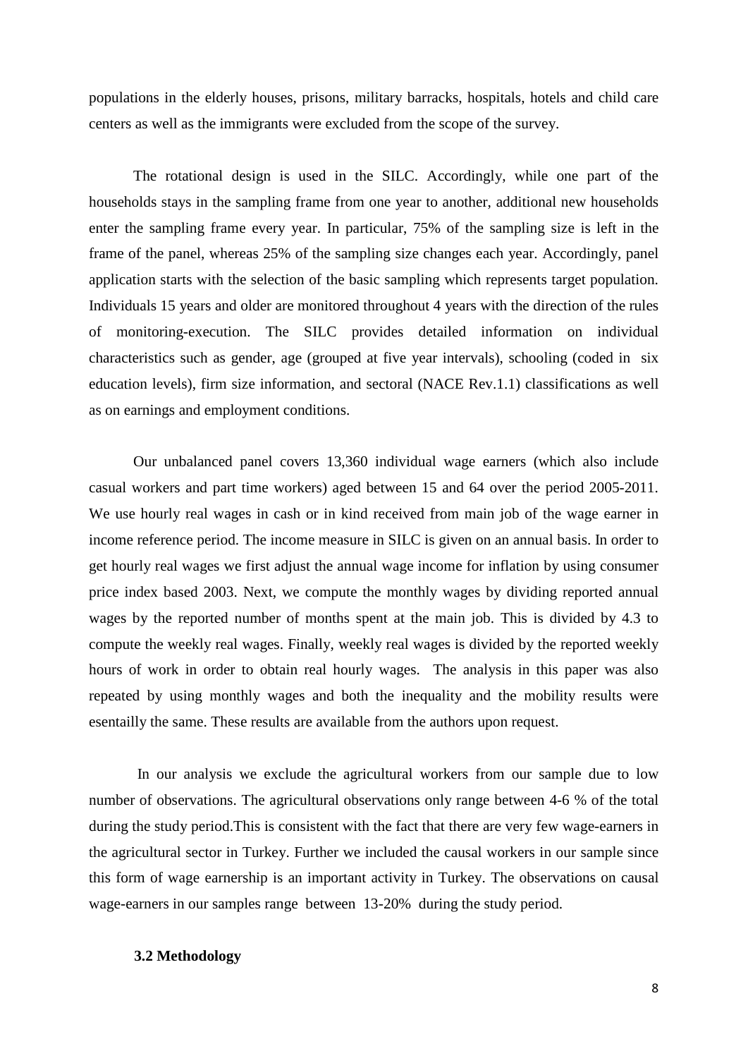populations in the elderly houses, prisons, military barracks, hospitals, hotels and child care centers as well as the immigrants were excluded from the scope of the survey.

The rotational design is used in the SILC. Accordingly, while one part of the households stays in the sampling frame from one year to another, additional new households enter the sampling frame every year. In particular, 75% of the sampling size is left in the frame of the panel, whereas 25% of the sampling size changes each year. Accordingly, panel application starts with the selection of the basic sampling which represents target population. Individuals 15 years and older are monitored throughout 4 years with the direction of the rules of monitoring-execution. The SILC provides detailed information on individual characteristics such as gender, age (grouped at five year intervals), schooling (coded in six education levels), firm size information, and sectoral (NACE Rev.1.1) classifications as well as on earnings and employment conditions.

Our unbalanced panel covers 13,360 individual wage earners (which also include casual workers and part time workers) aged between 15 and 64 over the period 2005-2011. We use hourly real wages in cash or in kind received from main job of the wage earner in income reference period. The income measure in SILC is given on an annual basis. In order to get hourly real wages we first adjust the annual wage income for inflation by using consumer price index based 2003. Next, we compute the monthly wages by dividing reported annual wages by the reported number of months spent at the main job. This is divided by 4.3 to compute the weekly real wages. Finally, weekly real wages is divided by the reported weekly hours of work in order to obtain real hourly wages. The analysis in this paper was also repeated by using monthly wages and both the inequality and the mobility results were esentailly the same. These results are available from the authors upon request.

In our analysis we exclude the agricultural workers from our sample due to low number of observations. The agricultural observations only range between 4-6 % of the total during the study period.This is consistent with the fact that there are very few wage-earners in the agricultural sector in Turkey. Further we included the causal workers in our sample since this form of wage earnership is an important activity in Turkey. The observations on causal wage-earners in our samples range between 13-20% during the study period.

### 3.2 Methodology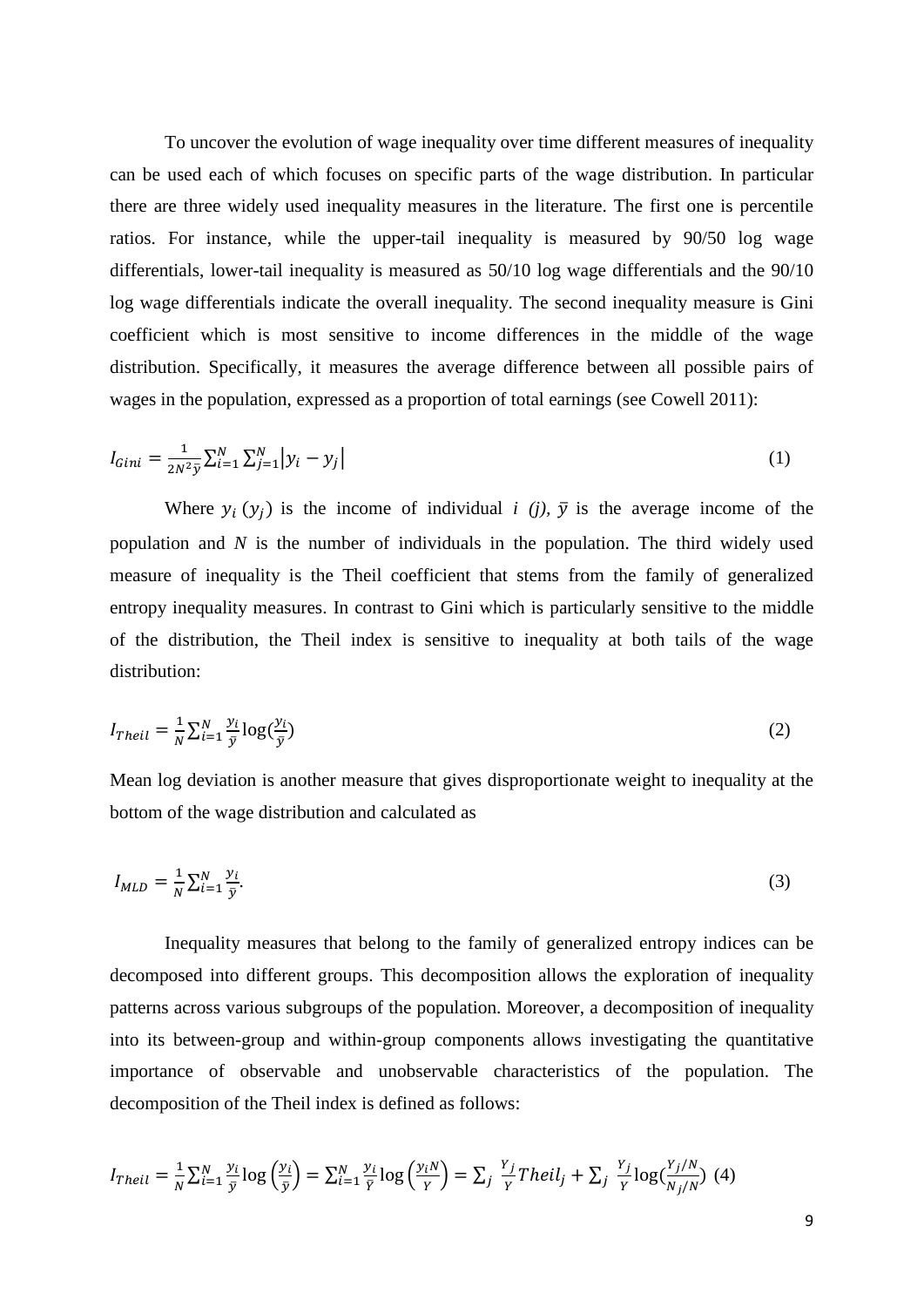To uncover the evolution of wage inequality over time different measures of inequality can be used each of which focuses on specific parts of the wage distribution. In particular there are three widely used inequality measures in the literature. The first one is percentile ratios. For instance, while the upper-tail inequality is measured by 90/50 log wage differentials, lower-tail inequality is measured as 50/10 log wage differentials and the 90/10 log wage differentials indicate the overall inequality. The second inequality measure is Gini coefficient which is most sensitive to income differences in the middle of the wage distribution. Specifically, it measures the average difference between all possible pairs of wages in the population, expressed as a proportion of total earnings (see Cowell 2011):

$$I_{Gini} = \frac{1}{2N^2\bar{y}} \sum_{i=1}^{N} \sum_{j=1}^{N} |y_i - y_j| \tag{1}$$

Where $y_i$ ($y_j$) is the income of individual *i (j)*, $\bar{y}$ is the average income of the population and *N* is the number of individuals in the population. The third widely used measure of inequality is the Theil coefficient that stems from the family of generalized entropy inequality measures. In contrast to Gini which is particularly sensitive to the middle of the distribution, the Theil index is sensitive to inequality at both tails of the wage distribution:

$$I_{Theil} = \frac{1}{N} \sum_{i=1}^{N} \frac{y_i}{\bar{y}} \log(\frac{y_i}{\bar{y}}) \tag{2}$$

Mean log deviation is another measure that gives disproportionate weight to inequality at the bottom of the wage distribution and calculated as

$$I_{MLD} = \frac{1}{N} \sum_{i=1}^{N} \frac{y_i}{\bar{y}}. \tag{3}$$

Inequality measures that belong to the family of generalized entropy indices can be decomposed into different groups. This decomposition allows the exploration of inequality patterns across various subgroups of the population. Moreover, a decomposition of inequality into its between-group and within-group components allows investigating the quantitative importance of observable and unobservable characteristics of the population. The decomposition of the Theil index is defined as follows:

$$I_{Theil} = \frac{1}{N} \sum_{i=1}^{N} \frac{y_i}{\bar{y}} \log\left(\frac{y_i}{\bar{y}}\right) = \sum_{i=1}^{N} \frac{y_i}{\bar{Y}} \log\left(\frac{y_i N}{Y}\right) = \sum_j \frac{Y_j}{Y} Theil_j + \sum_j \frac{Y_j}{Y} \log(\frac{Y_j/N}{N_j/N}) \tag{4}$$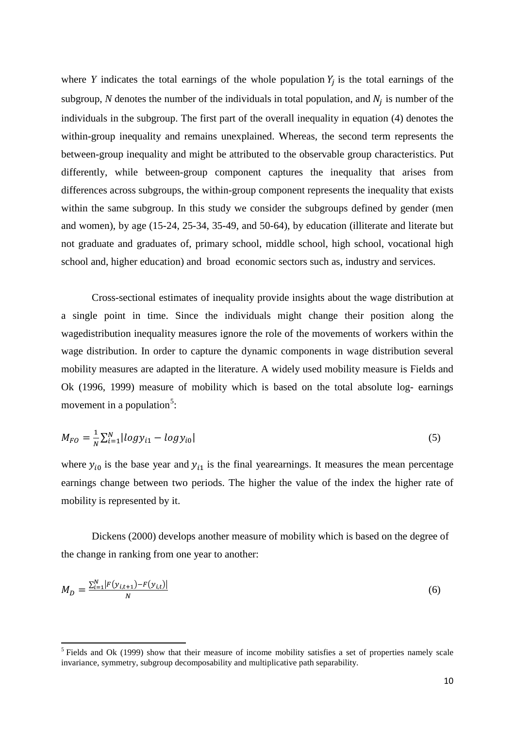where $Y$ indicates the total earnings of the whole population $Y_j$ is the total earnings of the subgroup, $N$ denotes the number of the individuals in total population, and $N_j$ is number of the individuals in the subgroup. The first part of the overall inequality in equation (4) denotes the within-group inequality and remains unexplained. Whereas, the second term represents the between-group inequality and might be attributed to the observable group characteristics. Put differently, while between-group component captures the inequality that arises from differences across subgroups, the within-group component represents the inequality that exists within the same subgroup. In this study we consider the subgroups defined by gender (men and women), by age (15-24, 25-34, 35-49, and 50-64), by education (illiterate and literate but not graduate and graduates of, primary school, middle school, high school, vocational high school and, higher education) and broad economic sectors such as, industry and services.

Cross-sectional estimates of inequality provide insights about the wage distribution at a single point in time. Since the individuals might change their position along the wagedistribution inequality measures ignore the role of the movements of workers within the wage distribution. In order to capture the dynamic components in wage distribution several mobility measures are adapted in the literature. A widely used mobility measure is Fields and Ok (1996, 1999) measure of mobility which is based on the total absolute log- earnings movement in a population[5]:

$$M_{FO} = \frac{1}{N}\sum_{i=1}^{N}|logy_{i1} - logy_{i0}| \tag{5}$$

where $y_{i0}$ is the base year and $y_{i1}$ is the final yearearnings. It measures the mean percentage earnings change between two periods. The higher the value of the index the higher rate of mobility is represented by it.

Dickens (2000) develops another measure of mobility which is based on the degree of the change in ranking from one year to another:

$$M_D = \frac{\sum_{i=1}^{N}|F(y_{i,t+1}) - F(y_{i,t})|}{N} \tag{6}$$

[5] Fields and Ok (1999) show that their measure of income mobility satisfies a set of properties namely scale invariance, symmetry, subgroup decomposability and multiplicative path separability.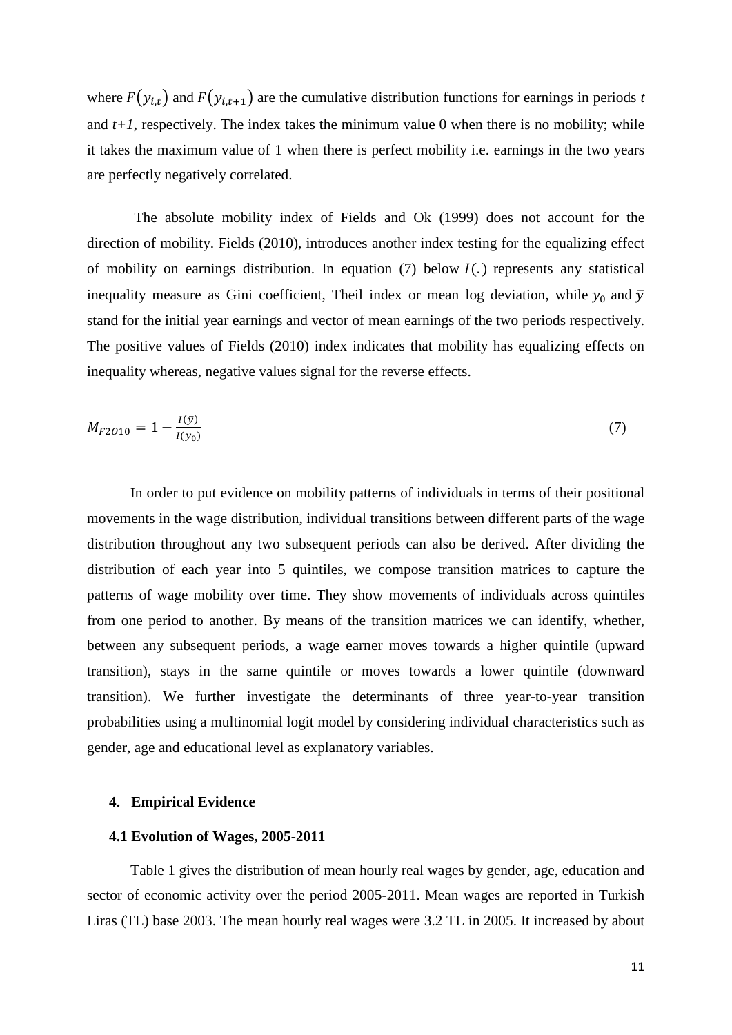where $F(y_{i,t})$ and $F(y_{i,t+1})$ are the cumulative distribution functions for earnings in periods $t$ and $t+1$, respectively. The index takes the minimum value 0 when there is no mobility; while it takes the maximum value of 1 when there is perfect mobility i.e. earnings in the two years are perfectly negatively correlated.

The absolute mobility index of Fields and Ok (1999) does not account for the direction of mobility. Fields (2010), introduces another index testing for the equalizing effect of mobility on earnings distribution. In equation (7) below $I(.)$ represents any statistical inequality measure as Gini coefficient, Theil index or mean log deviation, while $y_0$ and $\bar{y}$ stand for the initial year earnings and vector of mean earnings of the two periods respectively. The positive values of Fields (2010) index indicates that mobility has equalizing effects on inequality whereas, negative values signal for the reverse effects.

$$M_{F2010} = 1 - \frac{I(\bar{y})}{I(y_0)} \tag{7}$$

In order to put evidence on mobility patterns of individuals in terms of their positional movements in the wage distribution, individual transitions between different parts of the wage distribution throughout any two subsequent periods can also be derived. After dividing the distribution of each year into 5 quintiles, we compose transition matrices to capture the patterns of wage mobility over time. They show movements of individuals across quintiles from one period to another. By means of the transition matrices we can identify, whether, between any subsequent periods, a wage earner moves towards a higher quintile (upward transition), stays in the same quintile or moves towards a lower quintile (downward transition). We further investigate the determinants of three year-to-year transition probabilities using a multinomial logit model by considering individual characteristics such as gender, age and educational level as explanatory variables.

## 4. Empirical Evidence

### 4.1 Evolution of Wages, 2005-2011

Table 1 gives the distribution of mean hourly real wages by gender, age, education and sector of economic activity over the period 2005-2011. Mean wages are reported in Turkish Liras (TL) base 2003. The mean hourly real wages were 3.2 TL in 2005. It increased by about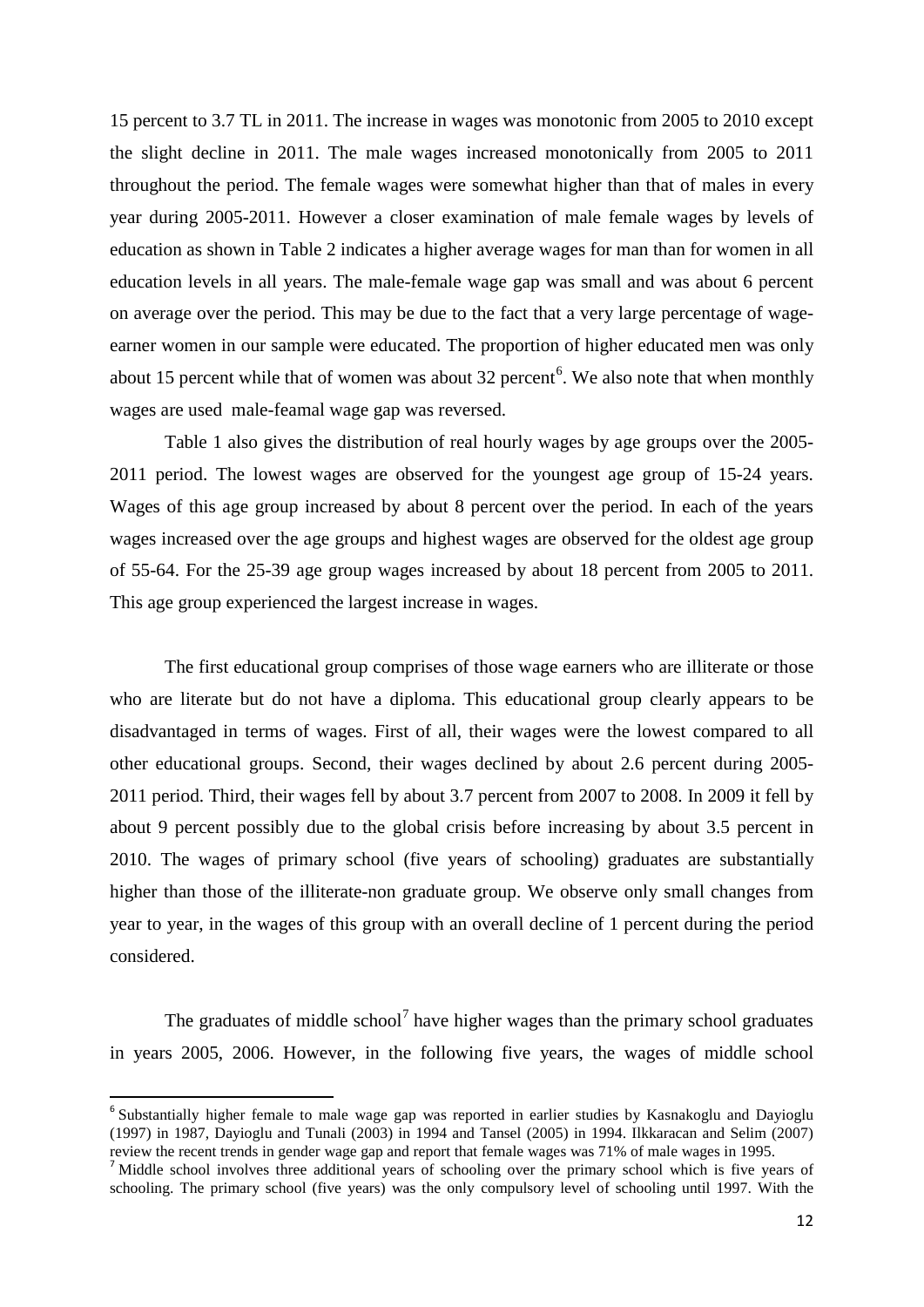15 percent to 3.7 TL in 2011. The increase in wages was monotonic from 2005 to 2010 except the slight decline in 2011. The male wages increased monotonically from 2005 to 2011 throughout the period. The female wages were somewhat higher than that of males in every year during 2005-2011. However a closer examination of male female wages by levels of education as shown in Table 2 indicates a higher average wages for man than for women in all education levels in all years. The male-female wage gap was small and was about 6 percent on average over the period. This may be due to the fact that a very large percentage of wage-earner women in our sample were educated. The proportion of higher educated men was only about 15 percent while that of women was about 32 percent[6]. We also note that when monthly wages are used male-feamal wage gap was reversed.

Table 1 also gives the distribution of real hourly wages by age groups over the 2005-2011 period. The lowest wages are observed for the youngest age group of 15-24 years. Wages of this age group increased by about 8 percent over the period. In each of the years wages increased over the age groups and highest wages are observed for the oldest age group of 55-64. For the 25-39 age group wages increased by about 18 percent from 2005 to 2011. This age group experienced the largest increase in wages.

The first educational group comprises of those wage earners who are illiterate or those who are literate but do not have a diploma. This educational group clearly appears to be disadvantaged in terms of wages. First of all, their wages were the lowest compared to all other educational groups. Second, their wages declined by about 2.6 percent during 2005-2011 period. Third, their wages fell by about 3.7 percent from 2007 to 2008. In 2009 it fell by about 9 percent possibly due to the global crisis before increasing by about 3.5 percent in 2010. The wages of primary school (five years of schooling) graduates are substantially higher than those of the illiterate-non graduate group. We observe only small changes from year to year, in the wages of this group with an overall decline of 1 percent during the period considered.

The graduates of middle school[7] have higher wages than the primary school graduates in years 2005, 2006. However, in the following five years, the wages of middle school

---

[6] Substantially higher female to male wage gap was reported in earlier studies by Kasnakoglu and Dayioglu (1997) in 1987, Dayioglu and Tunali (2003) in 1994 and Tansel (2005) in 1994. Ilkkaracan and Selim (2007) review the recent trends in gender wage gap and report that female wages was 71% of male wages in 1995.

[7] Middle school involves three additional years of schooling over the primary school which is five years of schooling. The primary school (five years) was the only compulsory level of schooling until 1997. With the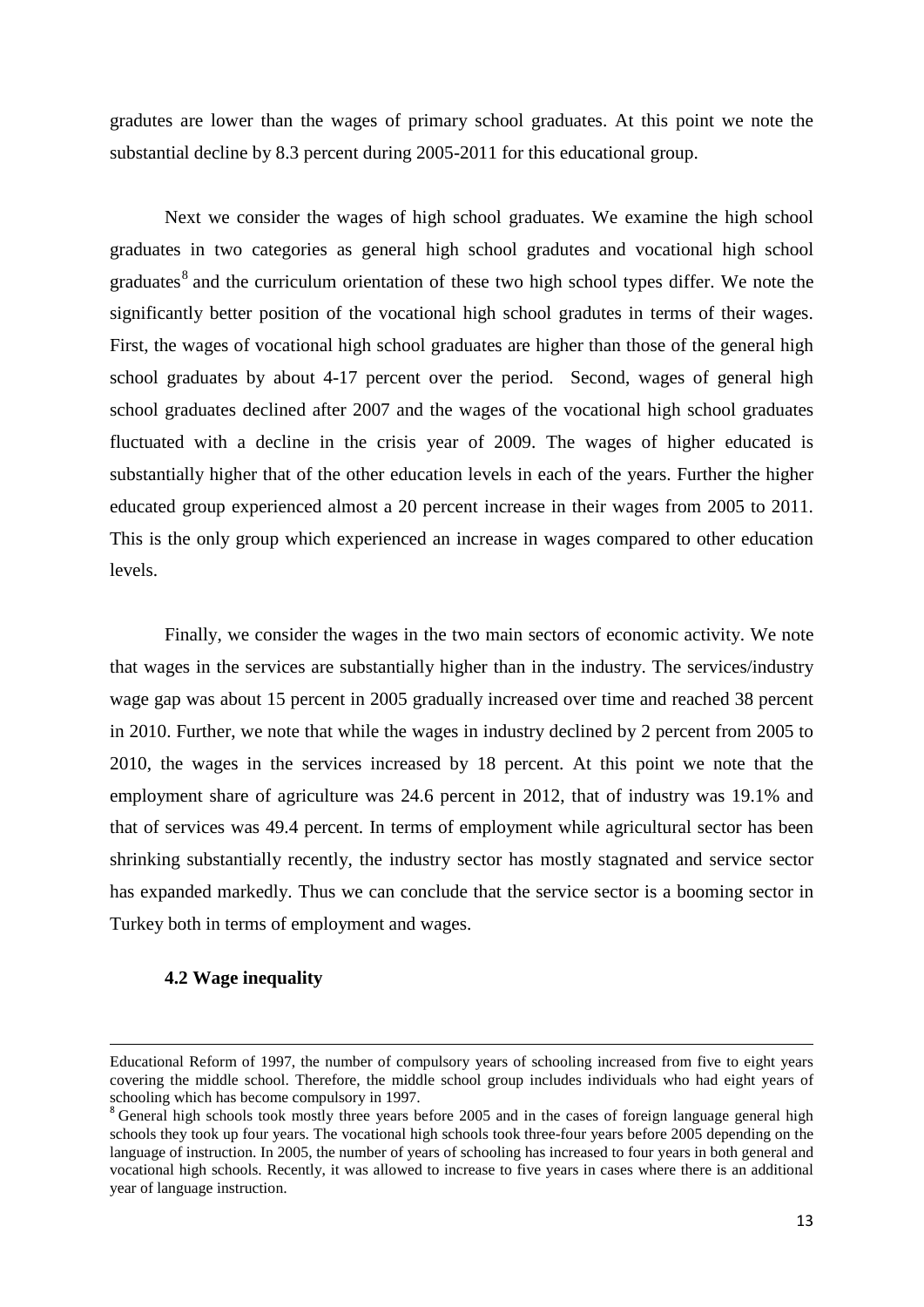gradutes are lower than the wages of primary school graduates. At this point we note the substantial decline by 8.3 percent during 2005-2011 for this educational group.

Next we consider the wages of high school graduates. We examine the high school graduates in two categories as general high school gradutes and vocational high school graduates[8] and the curriculum orientation of these two high school types differ. We note the significantly better position of the vocational high school gradutes in terms of their wages. First, the wages of vocational high school graduates are higher than those of the general high school graduates by about 4-17 percent over the period. Second, wages of general high school graduates declined after 2007 and the wages of the vocational high school graduates fluctuated with a decline in the crisis year of 2009. The wages of higher educated is substantially higher that of the other education levels in each of the years. Further the higher educated group experienced almost a 20 percent increase in their wages from 2005 to 2011. This is the only group which experienced an increase in wages compared to other education levels.

Finally, we consider the wages in the two main sectors of economic activity. We note that wages in the services are substantially higher than in the industry. The services/industry wage gap was about 15 percent in 2005 gradually increased over time and reached 38 percent in 2010. Further, we note that while the wages in industry declined by 2 percent from 2005 to 2010, the wages in the services increased by 18 percent. At this point we note that the employment share of agriculture was 24.6 percent in 2012, that of industry was 19.1% and that of services was 49.4 percent. In terms of employment while agricultural sector has been shrinking substantially recently, the industry sector has mostly stagnated and service sector has expanded markedly. Thus we can conclude that the service sector is a booming sector in Turkey both in terms of employment and wages.

### 4.2 Wage inequality

Educational Reform of 1997, the number of compulsory years of schooling increased from five to eight years covering the middle school. Therefore, the middle school group includes individuals who had eight years of schooling which has become compulsory in 1997.

[8] General high schools took mostly three years before 2005 and in the cases of foreign language general high schools they took up four years. The vocational high schools took three-four years before 2005 depending on the language of instruction. In 2005, the number of years of schooling has increased to four years in both general and vocational high schools. Recently, it was allowed to increase to five years in cases where there is an additional year of language instruction.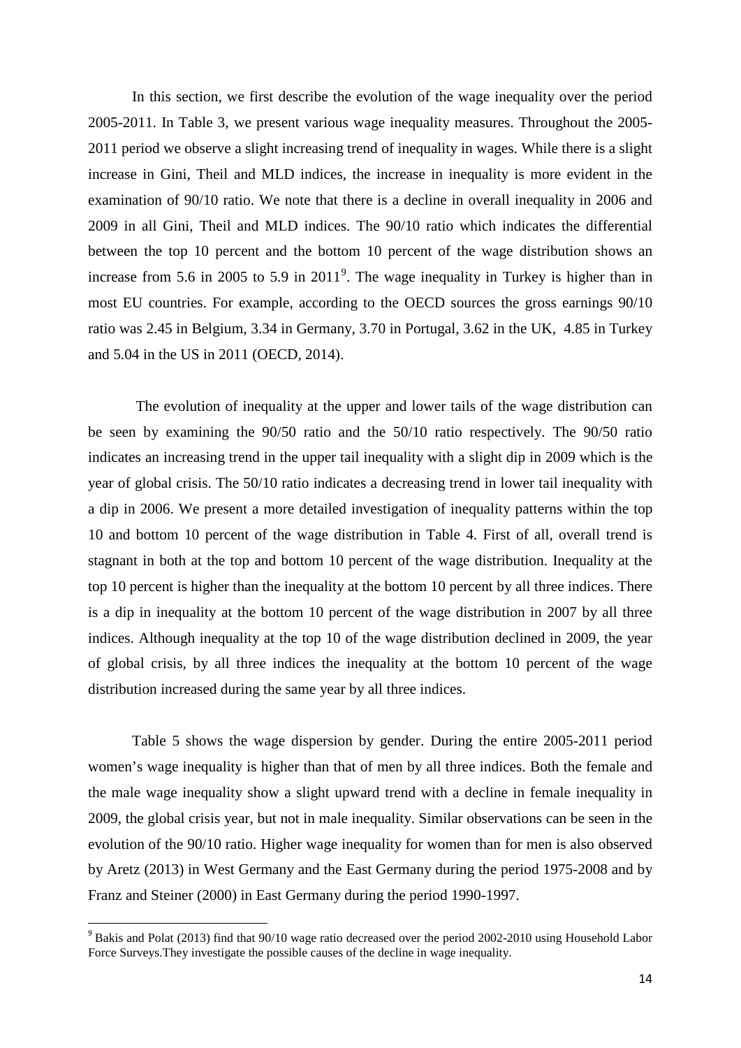In this section, we first describe the evolution of the wage inequality over the period 2005-2011. In Table 3, we present various wage inequality measures. Throughout the 2005-2011 period we observe a slight increasing trend of inequality in wages. While there is a slight increase in Gini, Theil and MLD indices, the increase in inequality is more evident in the examination of 90/10 ratio. We note that there is a decline in overall inequality in 2006 and 2009 in all Gini, Theil and MLD indices. The 90/10 ratio which indicates the differential between the top 10 percent and the bottom 10 percent of the wage distribution shows an increase from 5.6 in 2005 to 5.9 in 2011[9]. The wage inequality in Turkey is higher than in most EU countries. For example, according to the OECD sources the gross earnings 90/10 ratio was 2.45 in Belgium, 3.34 in Germany, 3.70 in Portugal, 3.62 in the UK, 4.85 in Turkey and 5.04 in the US in 2011 (OECD, 2014).

The evolution of inequality at the upper and lower tails of the wage distribution can be seen by examining the 90/50 ratio and the 50/10 ratio respectively. The 90/50 ratio indicates an increasing trend in the upper tail inequality with a slight dip in 2009 which is the year of global crisis. The 50/10 ratio indicates a decreasing trend in lower tail inequality with a dip in 2006. We present a more detailed investigation of inequality patterns within the top 10 and bottom 10 percent of the wage distribution in Table 4. First of all, overall trend is stagnant in both at the top and bottom 10 percent of the wage distribution. Inequality at the top 10 percent is higher than the inequality at the bottom 10 percent by all three indices. There is a dip in inequality at the bottom 10 percent of the wage distribution in 2007 by all three indices. Although inequality at the top 10 of the wage distribution declined in 2009, the year of global crisis, by all three indices the inequality at the bottom 10 percent of the wage distribution increased during the same year by all three indices.

Table 5 shows the wage dispersion by gender. During the entire 2005-2011 period women's wage inequality is higher than that of men by all three indices. Both the female and the male wage inequality show a slight upward trend with a decline in female inequality in 2009, the global crisis year, but not in male inequality. Similar observations can be seen in the evolution of the 90/10 ratio. Higher wage inequality for women than for men is also observed by Aretz (2013) in West Germany and the East Germany during the period 1975-2008 and by Franz and Steiner (2000) in East Germany during the period 1990-1997.

---

[9] Bakis and Polat (2013) find that 90/10 wage ratio decreased over the period 2002-2010 using Household Labor Force Surveys.They investigate the possible causes of the decline in wage inequality.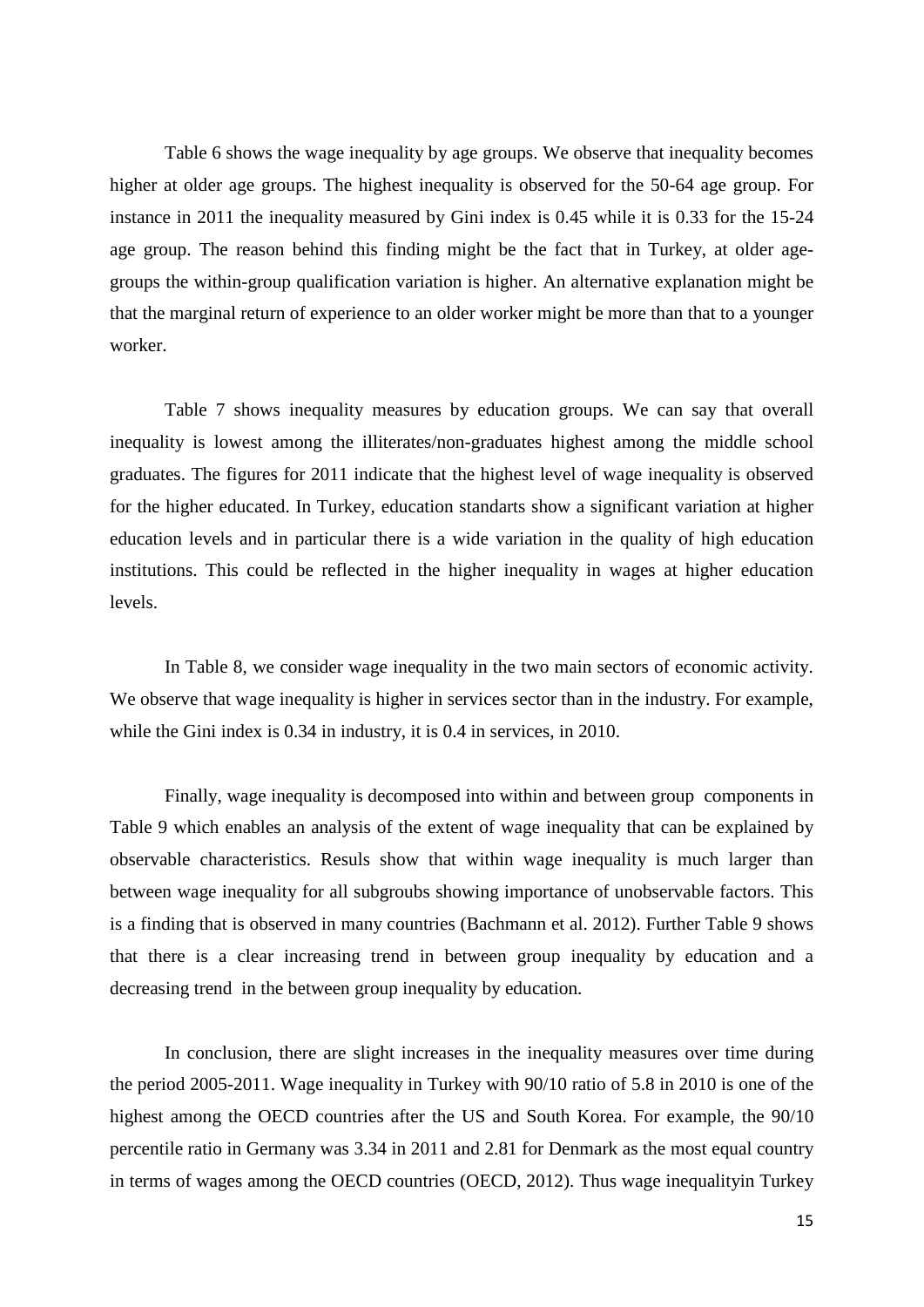Table 6 shows the wage inequality by age groups. We observe that inequality becomes higher at older age groups. The highest inequality is observed for the 50-64 age group. For instance in 2011 the inequality measured by Gini index is 0.45 while it is 0.33 for the 15-24 age group. The reason behind this finding might be the fact that in Turkey, at older age-groups the within-group qualification variation is higher. An alternative explanation might be that the marginal return of experience to an older worker might be more than that to a younger worker.

Table 7 shows inequality measures by education groups. We can say that overall inequality is lowest among the illiterates/non-graduates highest among the middle school graduates. The figures for 2011 indicate that the highest level of wage inequality is observed for the higher educated. In Turkey, education standarts show a significant variation at higher education levels and in particular there is a wide variation in the quality of high education institutions. This could be reflected in the higher inequality in wages at higher education levels.

In Table 8, we consider wage inequality in the two main sectors of economic activity. We observe that wage inequality is higher in services sector than in the industry. For example, while the Gini index is 0.34 in industry, it is 0.4 in services, in 2010.

Finally, wage inequality is decomposed into within and between group components in Table 9 which enables an analysis of the extent of wage inequality that can be explained by observable characteristics. Resuls show that within wage inequality is much larger than between wage inequality for all subgroubs showing importance of unobservable factors. This is a finding that is observed in many countries (Bachmann et al. 2012). Further Table 9 shows that there is a clear increasing trend in between group inequality by education and a decreasing trend in the between group inequality by education.

In conclusion, there are slight increases in the inequality measures over time during the period 2005-2011. Wage inequality in Turkey with 90/10 ratio of 5.8 in 2010 is one of the highest among the OECD countries after the US and South Korea. For example, the 90/10 percentile ratio in Germany was 3.34 in 2011 and 2.81 for Denmark as the most equal country in terms of wages among the OECD countries (OECD, 2012). Thus wage inequalityin Turkey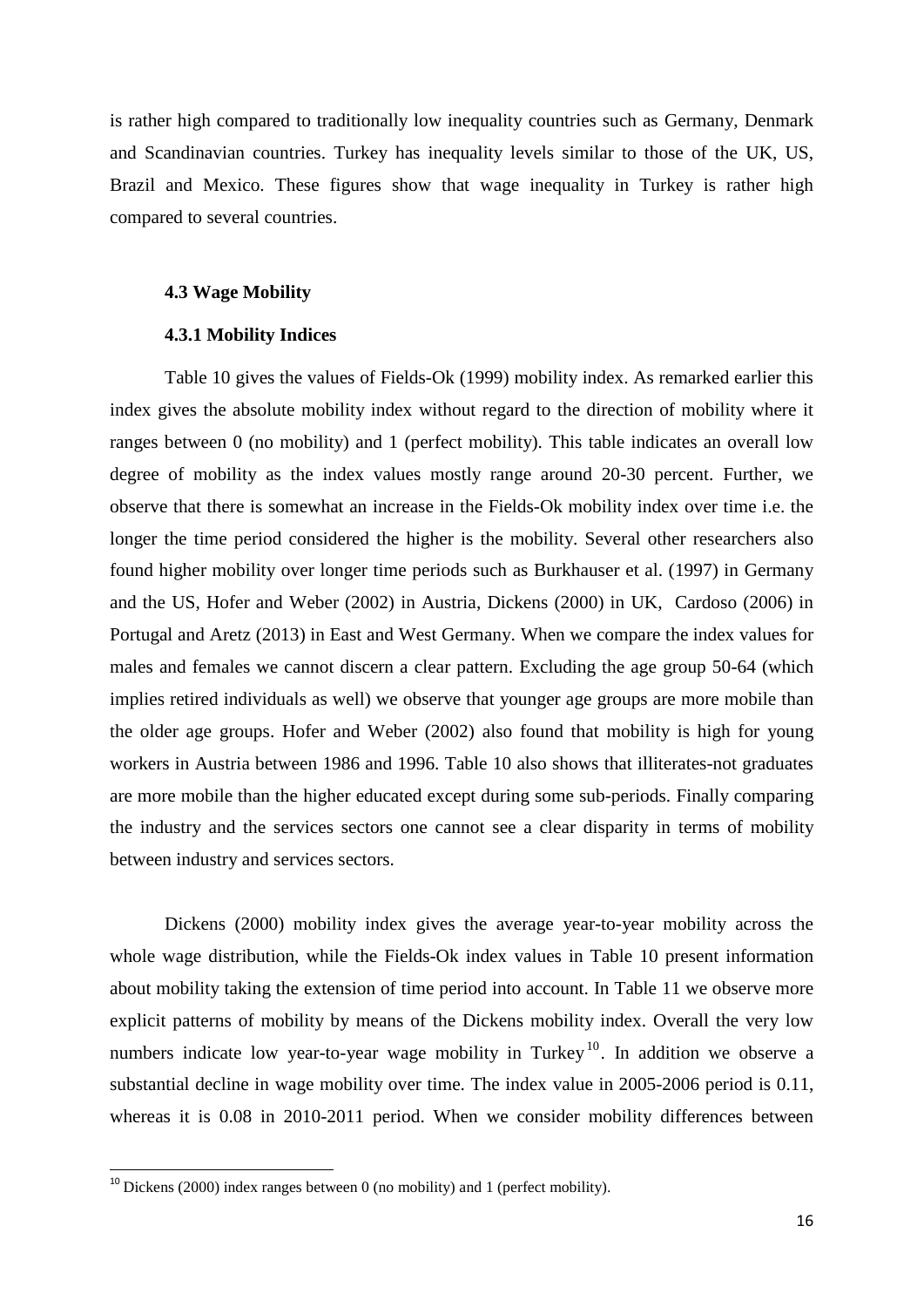is rather high compared to traditionally low inequality countries such as Germany, Denmark and Scandinavian countries. Turkey has inequality levels similar to those of the UK, US, Brazil and Mexico. These figures show that wage inequality in Turkey is rather high compared to several countries.

### 4.3 Wage Mobility

#### 4.3.1 Mobility Indices

Table 10 gives the values of Fields-Ok (1999) mobility index. As remarked earlier this index gives the absolute mobility index without regard to the direction of mobility where it ranges between 0 (no mobility) and 1 (perfect mobility). This table indicates an overall low degree of mobility as the index values mostly range around 20-30 percent. Further, we observe that there is somewhat an increase in the Fields-Ok mobility index over time i.e. the longer the time period considered the higher is the mobility. Several other researchers also found higher mobility over longer time periods such as Burkhauser et al. (1997) in Germany and the US, Hofer and Weber (2002) in Austria, Dickens (2000) in UK, Cardoso (2006) in Portugal and Aretz (2013) in East and West Germany. When we compare the index values for males and females we cannot discern a clear pattern. Excluding the age group 50-64 (which implies retired individuals as well) we observe that younger age groups are more mobile than the older age groups. Hofer and Weber (2002) also found that mobility is high for young workers in Austria between 1986 and 1996. Table 10 also shows that illiterates-not graduates are more mobile than the higher educated except during some sub-periods. Finally comparing the industry and the services sectors one cannot see a clear disparity in terms of mobility between industry and services sectors.

Dickens (2000) mobility index gives the average year-to-year mobility across the whole wage distribution, while the Fields-Ok index values in Table 10 present information about mobility taking the extension of time period into account. In Table 11 we observe more explicit patterns of mobility by means of the Dickens mobility index. Overall the very low numbers indicate low year-to-year wage mobility in Turkey[10]. In addition we observe a substantial decline in wage mobility over time. The index value in 2005-2006 period is 0.11, whereas it is 0.08 in 2010-2011 period. When we consider mobility differences between

[10] Dickens (2000) index ranges between 0 (no mobility) and 1 (perfect mobility).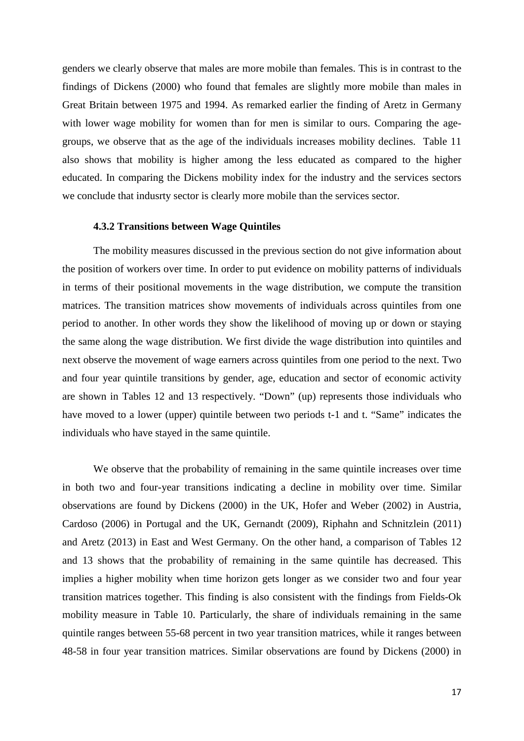genders we clearly observe that males are more mobile than females. This is in contrast to the findings of Dickens (2000) who found that females are slightly more mobile than males in Great Britain between 1975 and 1994. As remarked earlier the finding of Aretz in Germany with lower wage mobility for women than for men is similar to ours. Comparing the age-groups, we observe that as the age of the individuals increases mobility declines. Table 11 also shows that mobility is higher among the less educated as compared to the higher educated. In comparing the Dickens mobility index for the industry and the services sectors we conclude that indusrty sector is clearly more mobile than the services sector.

### 4.3.2 Transitions between Wage Quintiles

The mobility measures discussed in the previous section do not give information about the position of workers over time. In order to put evidence on mobility patterns of individuals in terms of their positional movements in the wage distribution, we compute the transition matrices. The transition matrices show movements of individuals across quintiles from one period to another. In other words they show the likelihood of moving up or down or staying the same along the wage distribution. We first divide the wage distribution into quintiles and next observe the movement of wage earners across quintiles from one period to the next. Two and four year quintile transitions by gender, age, education and sector of economic activity are shown in Tables 12 and 13 respectively. "Down" (up) represents those individuals who have moved to a lower (upper) quintile between two periods t-1 and t. "Same" indicates the individuals who have stayed in the same quintile.

We observe that the probability of remaining in the same quintile increases over time in both two and four-year transitions indicating a decline in mobility over time. Similar observations are found by Dickens (2000) in the UK, Hofer and Weber (2002) in Austria, Cardoso (2006) in Portugal and the UK, Gernandt (2009), Riphahn and Schnitzlein (2011) and Aretz (2013) in East and West Germany. On the other hand, a comparison of Tables 12 and 13 shows that the probability of remaining in the same quintile has decreased. This implies a higher mobility when time horizon gets longer as we consider two and four year transition matrices together. This finding is also consistent with the findings from Fields-Ok mobility measure in Table 10. Particularly, the share of individuals remaining in the same quintile ranges between 55-68 percent in two year transition matrices, while it ranges between 48-58 in four year transition matrices. Similar observations are found by Dickens (2000) in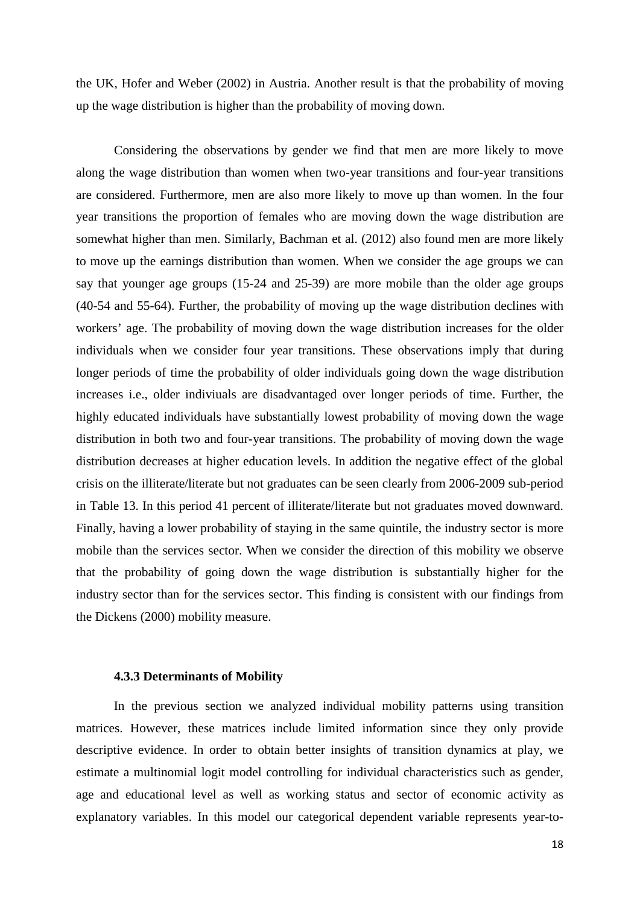the UK, Hofer and Weber (2002) in Austria. Another result is that the probability of moving up the wage distribution is higher than the probability of moving down.

Considering the observations by gender we find that men are more likely to move along the wage distribution than women when two-year transitions and four-year transitions are considered. Furthermore, men are also more likely to move up than women. In the four year transitions the proportion of females who are moving down the wage distribution are somewhat higher than men. Similarly, Bachman et al. (2012) also found men are more likely to move up the earnings distribution than women. When we consider the age groups we can say that younger age groups (15-24 and 25-39) are more mobile than the older age groups (40-54 and 55-64). Further, the probability of moving up the wage distribution declines with workers' age. The probability of moving down the wage distribution increases for the older individuals when we consider four year transitions. These observations imply that during longer periods of time the probability of older individuals going down the wage distribution increases i.e., older indiviuals are disadvantaged over longer periods of time. Further, the highly educated individuals have substantially lowest probability of moving down the wage distribution in both two and four-year transitions. The probability of moving down the wage distribution decreases at higher education levels. In addition the negative effect of the global crisis on the illiterate/literate but not graduates can be seen clearly from 2006-2009 sub-period in Table 13. In this period 41 percent of illiterate/literate but not graduates moved downward. Finally, having a lower probability of staying in the same quintile, the industry sector is more mobile than the services sector. When we consider the direction of this mobility we observe that the probability of going down the wage distribution is substantially higher for the industry sector than for the services sector. This finding is consistent with our findings from the Dickens (2000) mobility measure.

#### 4.3.3 Determinants of Mobility

In the previous section we analyzed individual mobility patterns using transition matrices. However, these matrices include limited information since they only provide descriptive evidence. In order to obtain better insights of transition dynamics at play, we estimate a multinomial logit model controlling for individual characteristics such as gender, age and educational level as well as working status and sector of economic activity as explanatory variables. In this model our categorical dependent variable represents year-to-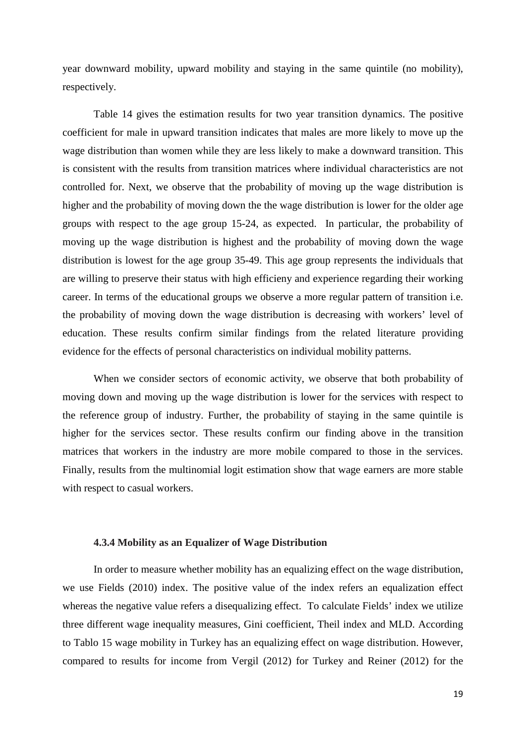year downward mobility, upward mobility and staying in the same quintile (no mobility), respectively.

Table 14 gives the estimation results for two year transition dynamics. The positive coefficient for male in upward transition indicates that males are more likely to move up the wage distribution than women while they are less likely to make a downward transition. This is consistent with the results from transition matrices where individual characteristics are not controlled for. Next, we observe that the probability of moving up the wage distribution is higher and the probability of moving down the the wage distribution is lower for the older age groups with respect to the age group 15-24, as expected. In particular, the probability of moving up the wage distribution is highest and the probability of moving down the wage distribution is lowest for the age group 35-49. This age group represents the individuals that are willing to preserve their status with high efficieny and experience regarding their working career. In terms of the educational groups we observe a more regular pattern of transition i.e. the probability of moving down the wage distribution is decreasing with workers' level of education. These results confirm similar findings from the related literature providing evidence for the effects of personal characteristics on individual mobility patterns.

When we consider sectors of economic activity, we observe that both probability of moving down and moving up the wage distribution is lower for the services with respect to the reference group of industry. Further, the probability of staying in the same quintile is higher for the services sector. These results confirm our finding above in the transition matrices that workers in the industry are more mobile compared to those in the services. Finally, results from the multinomial logit estimation show that wage earners are more stable with respect to casual workers.

#### 4.3.4 Mobility as an Equalizer of Wage Distribution

In order to measure whether mobility has an equalizing effect on the wage distribution, we use Fields (2010) index. The positive value of the index refers an equalization effect whereas the negative value refers a disequalizing effect. To calculate Fields' index we utilize three different wage inequality measures, Gini coefficient, Theil index and MLD. According to Tablo 15 wage mobility in Turkey has an equalizing effect on wage distribution. However, compared to results for income from Vergil (2012) for Turkey and Reiner (2012) for the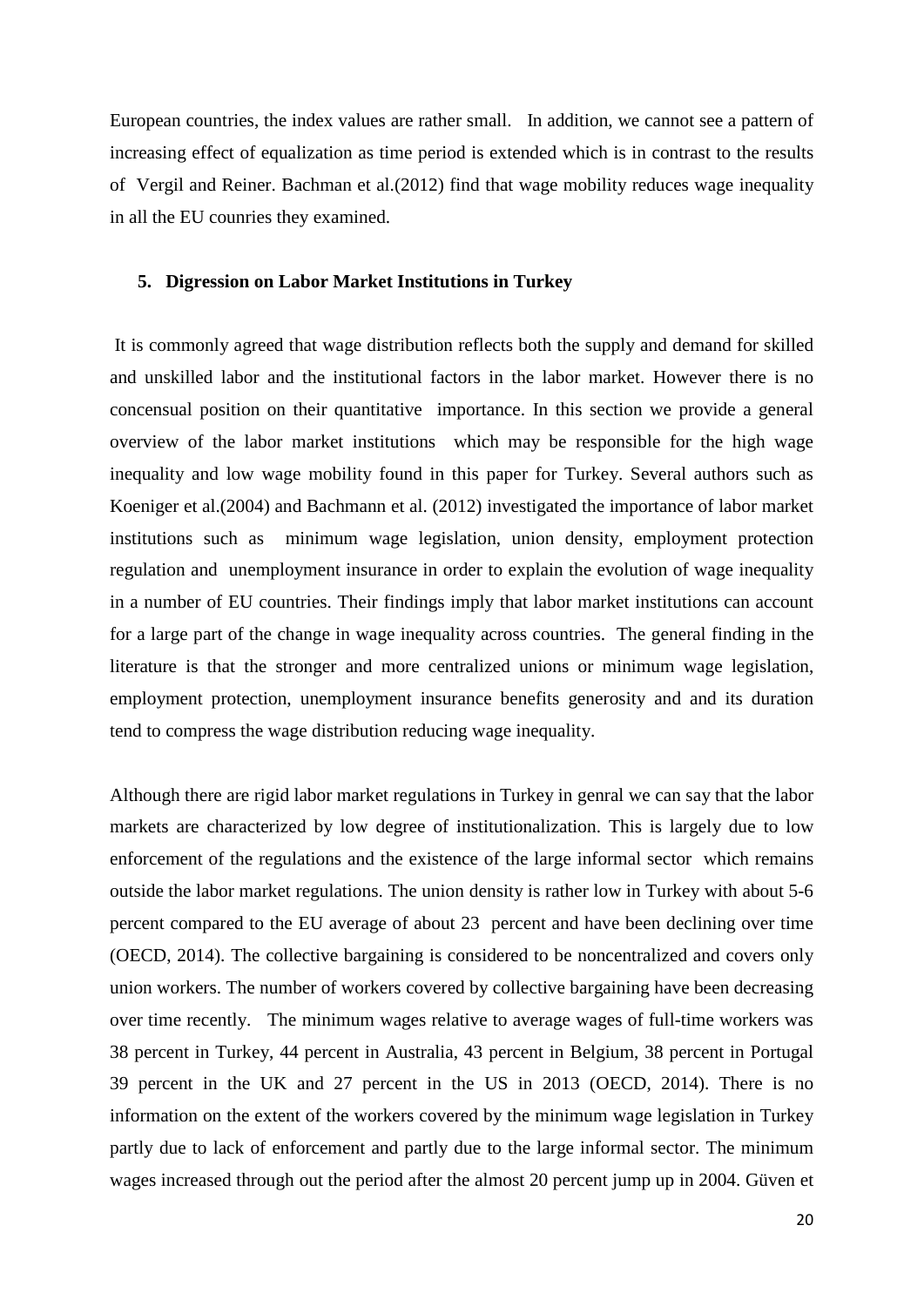European countries, the index values are rather small. In addition, we cannot see a pattern of increasing effect of equalization as time period is extended which is in contrast to the results of Vergil and Reiner. Bachman et al.(2012) find that wage mobility reduces wage inequality in all the EU counries they examined.

## 5. Digression on Labor Market Institutions in Turkey

It is commonly agreed that wage distribution reflects both the supply and demand for skilled and unskilled labor and the institutional factors in the labor market. However there is no concensual position on their quantitative importance. In this section we provide a general overview of the labor market institutions which may be responsible for the high wage inequality and low wage mobility found in this paper for Turkey. Several authors such as Koeniger et al.(2004) and Bachmann et al. (2012) investigated the importance of labor market institutions such as minimum wage legislation, union density, employment protection regulation and unemployment insurance in order to explain the evolution of wage inequality in a number of EU countries. Their findings imply that labor market institutions can account for a large part of the change in wage inequality across countries. The general finding in the literature is that the stronger and more centralized unions or minimum wage legislation, employment protection, unemployment insurance benefits generosity and and its duration tend to compress the wage distribution reducing wage inequality.

Although there are rigid labor market regulations in Turkey in genral we can say that the labor markets are characterized by low degree of institutionalization. This is largely due to low enforcement of the regulations and the existence of the large informal sector which remains outside the labor market regulations. The union density is rather low in Turkey with about 5-6 percent compared to the EU average of about 23 percent and have been declining over time (OECD, 2014). The collective bargaining is considered to be noncentralized and covers only union workers. The number of workers covered by collective bargaining have been decreasing over time recently. The minimum wages relative to average wages of full-time workers was 38 percent in Turkey, 44 percent in Australia, 43 percent in Belgium, 38 percent in Portugal 39 percent in the UK and 27 percent in the US in 2013 (OECD, 2014). There is no information on the extent of the workers covered by the minimum wage legislation in Turkey partly due to lack of enforcement and partly due to the large informal sector. The minimum wages increased through out the period after the almost 20 percent jump up in 2004. Güven et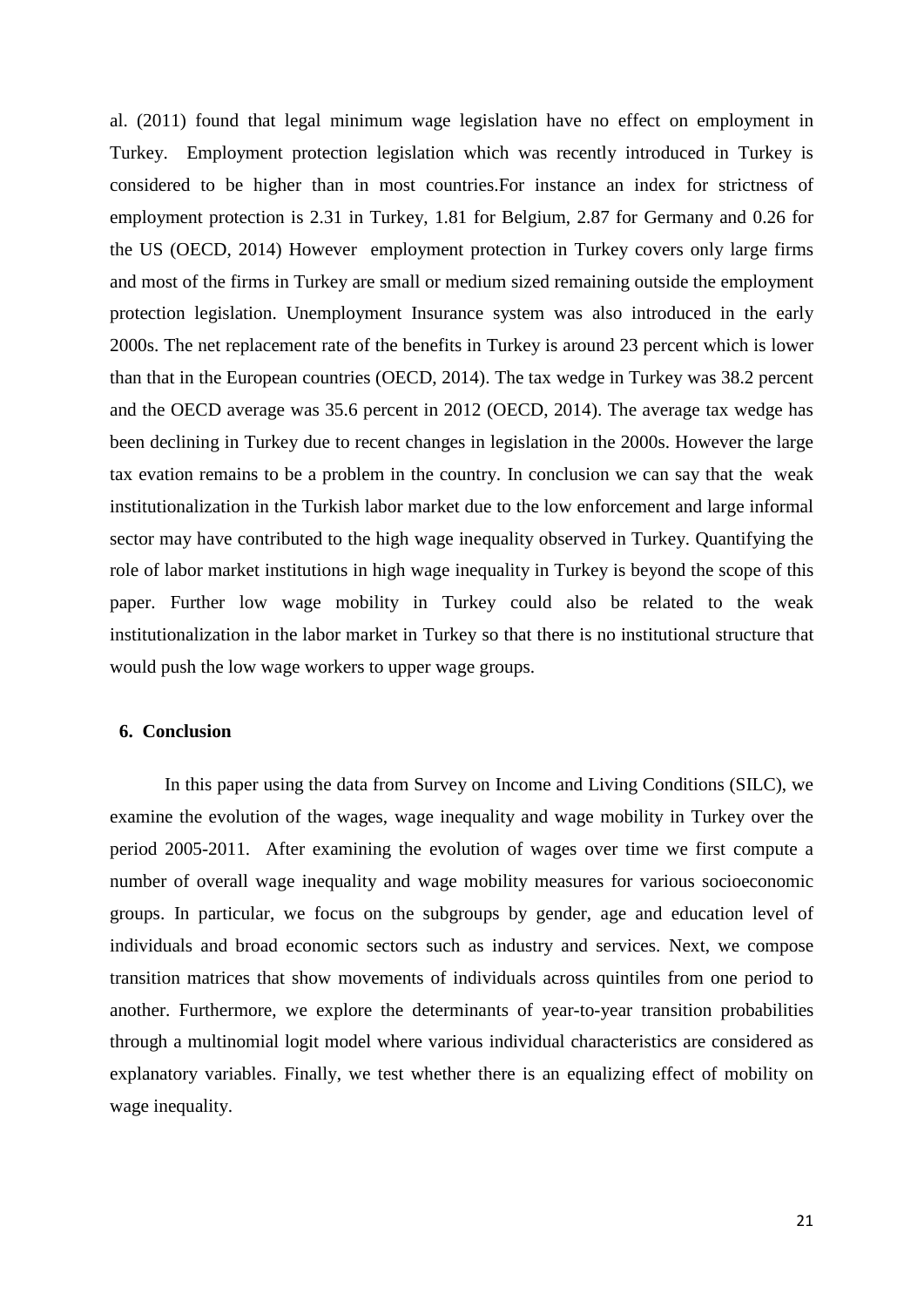al. (2011) found that legal minimum wage legislation have no effect on employment in Turkey. Employment protection legislation which was recently introduced in Turkey is considered to be higher than in most countries.For instance an index for strictness of employment protection is 2.31 in Turkey, 1.81 for Belgium, 2.87 for Germany and 0.26 for the US (OECD, 2014) However employment protection in Turkey covers only large firms and most of the firms in Turkey are small or medium sized remaining outside the employment protection legislation. Unemployment Insurance system was also introduced in the early 2000s. The net replacement rate of the benefits in Turkey is around 23 percent which is lower than that in the European countries (OECD, 2014). The tax wedge in Turkey was 38.2 percent and the OECD average was 35.6 percent in 2012 (OECD, 2014). The average tax wedge has been declining in Turkey due to recent changes in legislation in the 2000s. However the large tax evation remains to be a problem in the country. In conclusion we can say that the weak institutionalization in the Turkish labor market due to the low enforcement and large informal sector may have contributed to the high wage inequality observed in Turkey. Quantifying the role of labor market institutions in high wage inequality in Turkey is beyond the scope of this paper. Further low wage mobility in Turkey could also be related to the weak institutionalization in the labor market in Turkey so that there is no institutional structure that would push the low wage workers to upper wage groups.

## 6. Conclusion

In this paper using the data from Survey on Income and Living Conditions (SILC), we examine the evolution of the wages, wage inequality and wage mobility in Turkey over the period 2005-2011. After examining the evolution of wages over time we first compute a number of overall wage inequality and wage mobility measures for various socioeconomic groups. In particular, we focus on the subgroups by gender, age and education level of individuals and broad economic sectors such as industry and services. Next, we compose transition matrices that show movements of individuals across quintiles from one period to another. Furthermore, we explore the determinants of year-to-year transition probabilities through a multinomial logit model where various individual characteristics are considered as explanatory variables. Finally, we test whether there is an equalizing effect of mobility on wage inequality.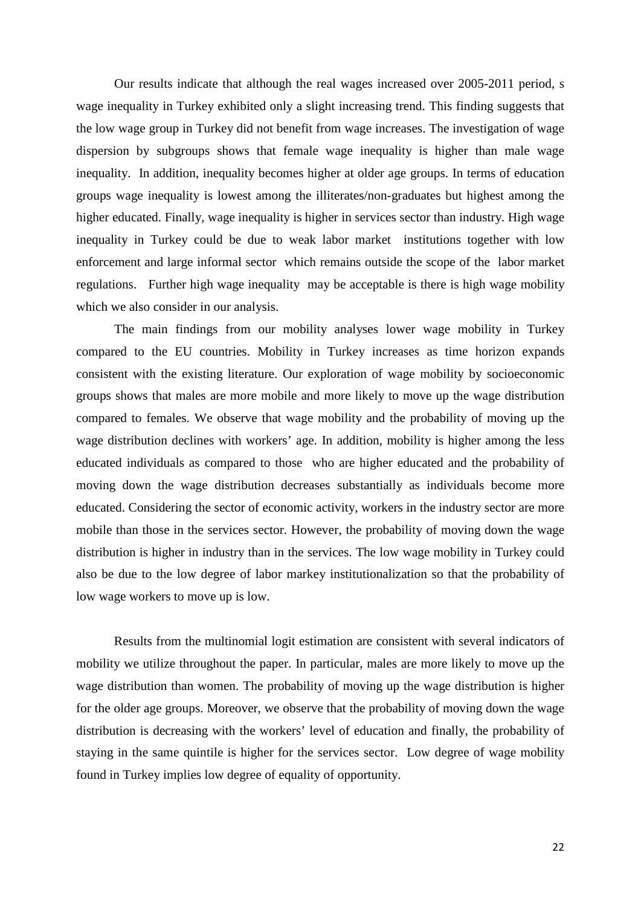Our results indicate that although the real wages increased over 2005-2011 period, s wage inequality in Turkey exhibited only a slight increasing trend. This finding suggests that the low wage group in Turkey did not benefit from wage increases. The investigation of wage dispersion by subgroups shows that female wage inequality is higher than male wage inequality. In addition, inequality becomes higher at older age groups. In terms of education groups wage inequality is lowest among the illiterates/non-graduates but highest among the higher educated. Finally, wage inequality is higher in services sector than industry. High wage inequality in Turkey could be due to weak labor market institutions together with low enforcement and large informal sector which remains outside the scope of the labor market regulations. Further high wage inequality may be acceptable is there is high wage mobility which we also consider in our analysis.

The main findings from our mobility analyses lower wage mobility in Turkey compared to the EU countries. Mobility in Turkey increases as time horizon expands consistent with the existing literature. Our exploration of wage mobility by socioeconomic groups shows that males are more mobile and more likely to move up the wage distribution compared to females. We observe that wage mobility and the probability of moving up the wage distribution declines with workers' age. In addition, mobility is higher among the less educated individuals as compared to those who are higher educated and the probability of moving down the wage distribution decreases substantially as individuals become more educated. Considering the sector of economic activity, workers in the industry sector are more mobile than those in the services sector. However, the probability of moving down the wage distribution is higher in industry than in the services. The low wage mobility in Turkey could also be due to the low degree of labor markey institutionalization so that the probability of low wage workers to move up is low.

Results from the multinomial logit estimation are consistent with several indicators of mobility we utilize throughout the paper. In particular, males are more likely to move up the wage distribution than women. The probability of moving up the wage distribution is higher for the older age groups. Moreover, we observe that the probability of moving down the wage distribution is decreasing with the workers' level of education and finally, the probability of staying in the same quintile is higher for the services sector. Low degree of wage mobility found in Turkey implies low degree of equality of opportunity.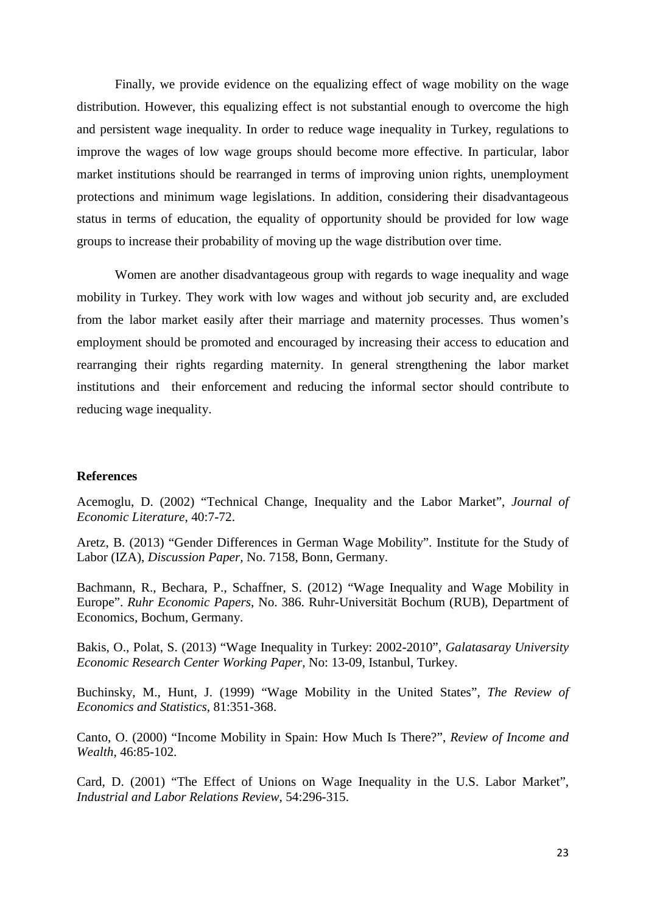Finally, we provide evidence on the equalizing effect of wage mobility on the wage distribution. However, this equalizing effect is not substantial enough to overcome the high and persistent wage inequality. In order to reduce wage inequality in Turkey, regulations to improve the wages of low wage groups should become more effective. In particular, labor market institutions should be rearranged in terms of improving union rights, unemployment protections and minimum wage legislations. In addition, considering their disadvantageous status in terms of education, the equality of opportunity should be provided for low wage groups to increase their probability of moving up the wage distribution over time.

Women are another disadvantageous group with regards to wage inequality and wage mobility in Turkey. They work with low wages and without job security and, are excluded from the labor market easily after their marriage and maternity processes. Thus women's employment should be promoted and encouraged by increasing their access to education and rearranging their rights regarding maternity. In general strengthening the labor market institutions and their enforcement and reducing the informal sector should contribute to reducing wage inequality.

## References

Acemoglu, D. (2002) "Technical Change, Inequality and the Labor Market", *Journal of Economic Literature*, 40:7-72.

Aretz, B. (2013) "Gender Differences in German Wage Mobility". Institute for the Study of Labor (IZA), *Discussion Paper*, No. 7158, Bonn, Germany.

Bachmann, R., Bechara, P., Schaffner, S. (2012) "Wage Inequality and Wage Mobility in Europe". *Ruhr Economic Papers*, No. 386. Ruhr-Universität Bochum (RUB), Department of Economics, Bochum, Germany.

Bakis, O., Polat, S. (2013) "Wage Inequality in Turkey: 2002-2010", *Galatasaray University Economic Research Center Working Paper,* No: 13-09, Istanbul, Turkey.

Buchinsky, M., Hunt, J. (1999) "Wage Mobility in the United States", *The Review of Economics and Statistics*, 81:351-368.

Canto, O. (2000) "Income Mobility in Spain: How Much Is There?", *Review of Income and Wealth*, 46:85-102.

Card, D. (2001) "The Effect of Unions on Wage Inequality in the U.S. Labor Market", *Industrial and Labor Relations Review*, 54:296-315.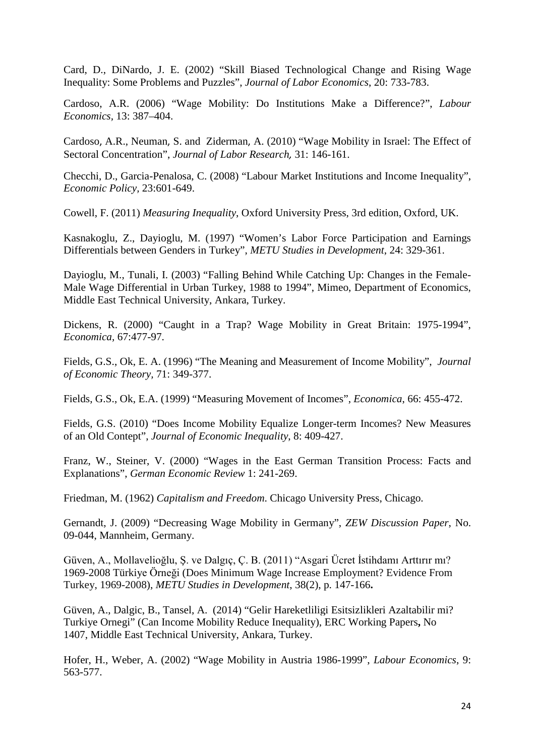Card, D., DiNardo, J. E. (2002) “Skill Biased Technological Change and Rising Wage Inequality: Some Problems and Puzzles”, *Journal of Labor Economics*, 20: 733-783.

Cardoso, A.R. (2006) “Wage Mobility: Do Institutions Make a Difference?”, *Labour Economics*, 13: 387–404.

Cardoso, A.R., Neuman, S. and Ziderman, A. (2010) “Wage Mobility in Israel: The Effect of Sectoral Concentration”, *Journal of Labor Research,* 31: 146-161.

Checchi, D., Garcia-Penalosa, C. (2008) “Labour Market Institutions and Income Inequality”, *Economic Policy,* 23:601-649.

Cowell, F. (2011) *Measuring Inequality*, Oxford University Press, 3rd edition, Oxford, UK.

Kasnakoglu, Z., Dayioglu, M. (1997) “Women’s Labor Force Participation and Earnings Differentials between Genders in Turkey”, *METU Studies in Development*, 24: 329-361.

Dayioglu, M., Tunali, I. (2003) “Falling Behind While Catching Up: Changes in the Female-Male Wage Differential in Urban Turkey, 1988 to 1994”, Mimeo, Department of Economics, Middle East Technical University, Ankara, Turkey.

Dickens, R. (2000) “Caught in a Trap? Wage Mobility in Great Britain: 1975-1994”, *Economica,* 67:477-97.

Fields, G.S., Ok, E. A. (1996) “The Meaning and Measurement of Income Mobility”, *Journal of Economic Theory*, 71: 349-377.

Fields, G.S., Ok, E.A. (1999) “Measuring Movement of Incomes”, *Economica*, 66: 455-472.

Fields, G.S. (2010) “Does Income Mobility Equalize Longer-term Incomes? New Measures of an Old Contept”, *Journal of Economic Inequality*, 8: 409-427.

Franz, W., Steiner, V. (2000) “Wages in the East German Transition Process: Facts and Explanations”, *German Economic Review* 1: 241-269.

Friedman, M. (1962) *Capitalism and Freedom*. Chicago University Press, Chicago.

Gernandt, J. (2009) “Decreasing Wage Mobility in Germany”, *ZEW Discussion Paper*, No. 09-044, Mannheim, Germany.

Güven, A., Mollavelioğlu, Ş. ve Dalgıç, Ç. B. (2011) “Asgari Ücret İstihdamı Arttırır mı? 1969-2008 Türkiye Örneği (Does Minimum Wage Increase Employment? Evidence From Turkey, 1969-2008), *METU Studies in Development*, 38(2), p. 147-166**.**

Güven, A., Dalgic, B., Tansel, A. (2014) “Gelir Hareketliligi Esitsizlikleri Azaltabilir mi? Turkiye Ornegi” (Can Income Mobility Reduce Inequality), ERC Working Papers**,** No 1407, Middle East Technical University, Ankara, Turkey.

Hofer, H., Weber, A. (2002) “Wage Mobility in Austria 1986-1999”, *Labour Economics*, 9: 563-577.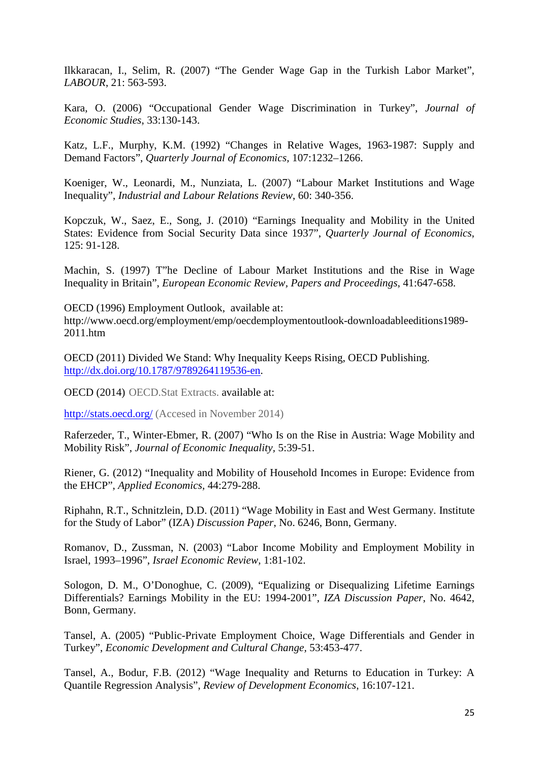Ilkkaracan, I., Selim, R. (2007) "The Gender Wage Gap in the Turkish Labor Market", *LABOUR*, 21: 563-593.

Kara, O. (2006) "Occupational Gender Wage Discrimination in Turkey", *Journal of Economic Studies*, 33:130-143.

Katz, L.F., Murphy, K.M. (1992) "Changes in Relative Wages, 1963-1987: Supply and Demand Factors", *Quarterly Journal of Economics*, 107:1232–1266.

Koeniger, W., Leonardi, M., Nunziata, L. (2007) "Labour Market Institutions and Wage Inequality", *Industrial and Labour Relations Review*, 60: 340-356.

Kopczuk, W., Saez, E., Song, J. (2010) "Earnings Inequality and Mobility in the United States: Evidence from Social Security Data since 1937", *Quarterly Journal of Economics*, 125: 91-128.

Machin, S. (1997) T"he Decline of Labour Market Institutions and the Rise in Wage Inequality in Britain", *European Economic Review, Papers and Proceedings*, 41:647-658.

OECD (1996) Employment Outlook, available at:
http://www.oecd.org/employment/emp/oecdemploymentoutlook-downloadableeditions1989-2011.htm

OECD (2011) Divided We Stand: Why Inequality Keeps Rising, OECD Publishing. http://dx.doi.org/10.1787/9789264119536-en.

OECD (2014) OECD.Stat Extracts. available at:

http://stats.oecd.org/ (Accesed in November 2014)

Raferzeder, T., Winter-Ebmer, R. (2007) "Who Is on the Rise in Austria: Wage Mobility and Mobility Risk", *Journal of Economic Inequality*, 5:39-51.

Riener, G. (2012) "Inequality and Mobility of Household Incomes in Europe: Evidence from the EHCP", *Applied Economics*, 44:279-288.

Riphahn, R.T., Schnitzlein, D.D. (2011) "Wage Mobility in East and West Germany. Institute for the Study of Labor" (IZA) *Discussion Paper*, No. 6246, Bonn, Germany.

Romanov, D., Zussman, N. (2003) "Labor Income Mobility and Employment Mobility in Israel, 1993–1996", *Israel Economic Review*, 1:81-102.

Sologon, D. M., O'Donoghue, C. (2009), "Equalizing or Disequalizing Lifetime Earnings Differentials? Earnings Mobility in the EU: 1994-2001", *IZA Discussion Paper*, No. 4642, Bonn, Germany.

Tansel, A. (2005) "Public-Private Employment Choice, Wage Differentials and Gender in Turkey", *Economic Development and Cultural Change*, 53:453-477.

Tansel, A., Bodur, F.B. (2012) "Wage Inequality and Returns to Education in Turkey: A Quantile Regression Analysis", *Review of Development Economics*, 16:107-121.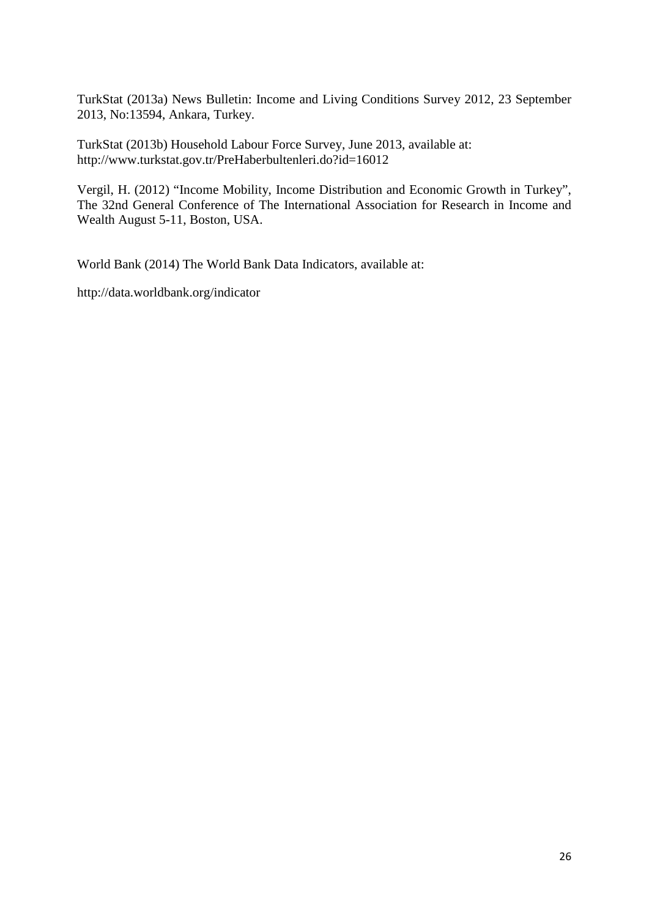TurkStat (2013a) News Bulletin: Income and Living Conditions Survey 2012, 23 September 2013, No:13594, Ankara, Turkey.

TurkStat (2013b) Household Labour Force Survey, June 2013, available at: http://www.turkstat.gov.tr/PreHaberbultenleri.do?id=16012

Vergil, H. (2012) "Income Mobility, Income Distribution and Economic Growth in Turkey", The 32nd General Conference of The International Association for Research in Income and Wealth August 5-11, Boston, USA.

World Bank (2014) The World Bank Data Indicators, available at:

http://data.worldbank.org/indicator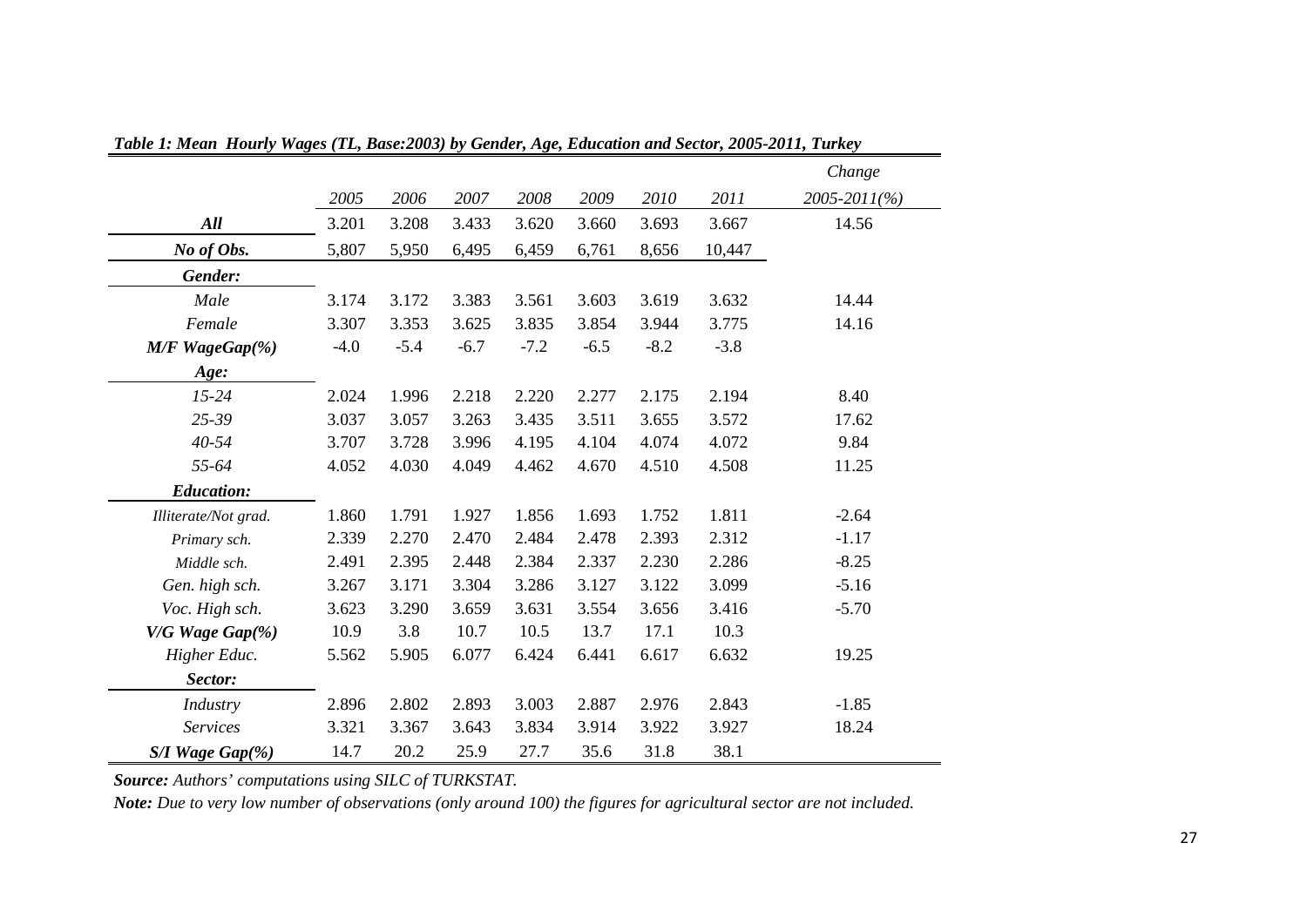***Table 1: Mean Hourly Wages (TL, Base:2003) by Gender, Age, Education and Sector, 2005-2011, Turkey***

| | *2005* | *2006* | *2007* | *2008* | *2009* | *2010* | *2011* | *Change 2005-2011(%)* |
|---|---|---|---|---|---|---|---|---|
| ***All*** | 3.201 | 3.208 | 3.433 | 3.620 | 3.660 | 3.693 | 3.667 | 14.56 |
| ***No of Obs.*** | 5,807 | 5,950 | 6,495 | 6,459 | 6,761 | 8,656 | 10,447 | |
| ***Gender:*** | | | | | | | | |
| *Male* | 3.174 | 3.172 | 3.383 | 3.561 | 3.603 | 3.619 | 3.632 | 14.44 |
| *Female* | 3.307 | 3.353 | 3.625 | 3.835 | 3.854 | 3.944 | 3.775 | 14.16 |
| ***M/F WageGap(%)*** | -4.0 | -5.4 | -6.7 | -7.2 | -6.5 | -8.2 | -3.8 | |
| ***Age:*** | | | | | | | | |
| *15-24* | 2.024 | 1.996 | 2.218 | 2.220 | 2.277 | 2.175 | 2.194 | 8.40 |
| *25-39* | 3.037 | 3.057 | 3.263 | 3.435 | 3.511 | 3.655 | 3.572 | 17.62 |
| *40-54* | 3.707 | 3.728 | 3.996 | 4.195 | 4.104 | 4.074 | 4.072 | 9.84 |
| *55-64* | 4.052 | 4.030 | 4.049 | 4.462 | 4.670 | 4.510 | 4.508 | 11.25 |
| ***Education:*** | | | | | | | | |
| *Illiterate/Not grad.* | 1.860 | 1.791 | 1.927 | 1.856 | 1.693 | 1.752 | 1.811 | -2.64 |
| *Primary sch.* | 2.339 | 2.270 | 2.470 | 2.484 | 2.478 | 2.393 | 2.312 | -1.17 |
| *Middle sch.* | 2.491 | 2.395 | 2.448 | 2.384 | 2.337 | 2.230 | 2.286 | -8.25 |
| *Gen. high sch.* | 3.267 | 3.171 | 3.304 | 3.286 | 3.127 | 3.122 | 3.099 | -5.16 |
| *Voc. High sch.* | 3.623 | 3.290 | 3.659 | 3.631 | 3.554 | 3.656 | 3.416 | -5.70 |
| ***V/G Wage Gap(%)*** | 10.9 | 3.8 | 10.7 | 10.5 | 13.7 | 17.1 | 10.3 | |
| *Higher Educ.* | 5.562 | 5.905 | 6.077 | 6.424 | 6.441 | 6.617 | 6.632 | 19.25 |
| ***Sector:*** | | | | | | | | |
| *Industry* | 2.896 | 2.802 | 2.893 | 3.003 | 2.887 | 2.976 | 2.843 | -1.85 |
| *Services* | 3.321 | 3.367 | 3.643 | 3.834 | 3.914 | 3.922 | 3.927 | 18.24 |
| ***S/I Wage Gap(%)*** | 14.7 | 20.2 | 25.9 | 27.7 | 35.6 | 31.8 | 38.1 | |

***Source:*** *Authors' computations using SILC of TURKSTAT.*

***Note:*** *Due to very low number of observations (only around 100) the figures for agricultural sector are not included.*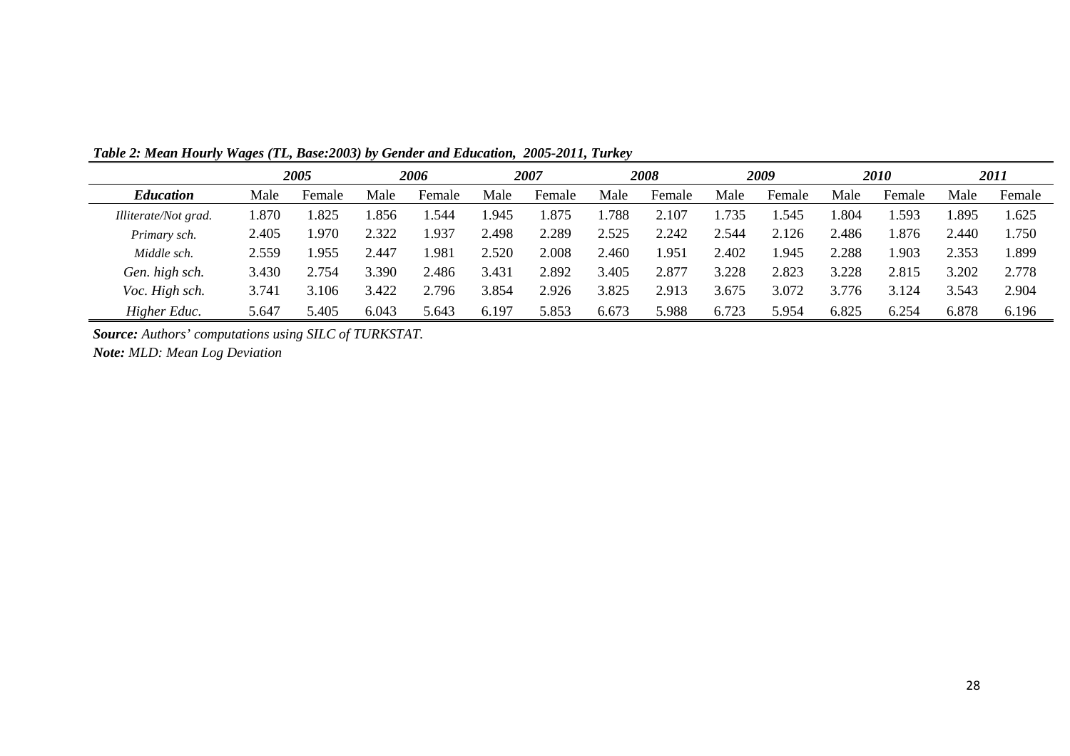***Table 2: Mean Hourly Wages (TL, Base:2003) by Gender and Education, 2005-2011, Turkey***

| | ***2005*** | | ***2006*** | | ***2007*** | | ***2008*** | | ***2009*** | | ***2010*** | | ***2011*** | |
|---|---|---|---|---|---|---|---|---|---|---|---|---|---|---|
| ***Education*** | Male | Female | Male | Female | Male | Female | Male | Female | Male | Female | Male | Female | Male | Female |
| *Illiterate/Not grad.* | 1.870 | 1.825 | 1.856 | 1.544 | 1.945 | 1.875 | 1.788 | 2.107 | 1.735 | 1.545 | 1.804 | 1.593 | 1.895 | 1.625 |
| *Primary sch.* | 2.405 | 1.970 | 2.322 | 1.937 | 2.498 | 2.289 | 2.525 | 2.242 | 2.544 | 2.126 | 2.486 | 1.876 | 2.440 | 1.750 |
| *Middle sch.* | 2.559 | 1.955 | 2.447 | 1.981 | 2.520 | 2.008 | 2.460 | 1.951 | 2.402 | 1.945 | 2.288 | 1.903 | 2.353 | 1.899 |
| *Gen. high sch.* | 3.430 | 2.754 | 3.390 | 2.486 | 3.431 | 2.892 | 3.405 | 2.877 | 3.228 | 2.823 | 3.228 | 2.815 | 3.202 | 2.778 |
| *Voc. High sch.* | 3.741 | 3.106 | 3.422 | 2.796 | 3.854 | 2.926 | 3.825 | 2.913 | 3.675 | 3.072 | 3.776 | 3.124 | 3.543 | 2.904 |
| *Higher Educ.* | 5.647 | 5.405 | 6.043 | 5.643 | 6.197 | 5.853 | 6.673 | 5.988 | 6.723 | 5.954 | 6.825 | 6.254 | 6.878 | 6.196 |

***Source:*** *Authors' computations using SILC of TURKSTAT.*

***Note:*** *MLD: Mean Log Deviation*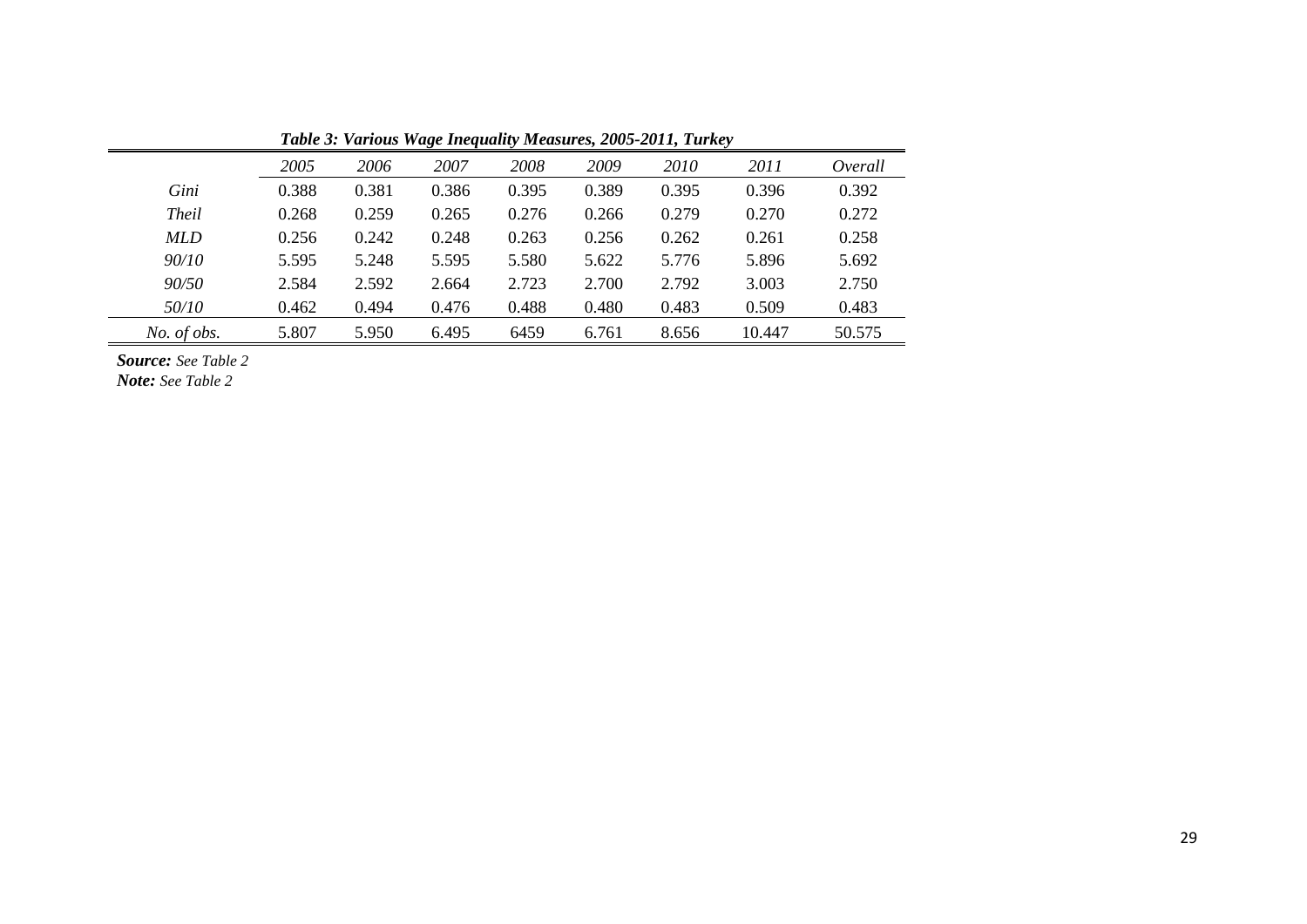***Table 3: Various Wage Inequality Measures, 2005-2011, Turkey***

| | *2005* | *2006* | *2007* | *2008* | *2009* | *2010* | *2011* | *Overall* |
|---|---|---|---|---|---|---|---|---|
| *Gini* | 0.388 | 0.381 | 0.386 | 0.395 | 0.389 | 0.395 | 0.396 | 0.392 |
| *Theil* | 0.268 | 0.259 | 0.265 | 0.276 | 0.266 | 0.279 | 0.270 | 0.272 |
| *MLD* | 0.256 | 0.242 | 0.248 | 0.263 | 0.256 | 0.262 | 0.261 | 0.258 |
| *90/10* | 5.595 | 5.248 | 5.595 | 5.580 | 5.622 | 5.776 | 5.896 | 5.692 |
| *90/50* | 2.584 | 2.592 | 2.664 | 2.723 | 2.700 | 2.792 | 3.003 | 2.750 |
| *50/10* | 0.462 | 0.494 | 0.476 | 0.488 | 0.480 | 0.483 | 0.509 | 0.483 |
| *No. of obs.* | 5.807 | 5.950 | 6.495 | 6459 | 6.761 | 8.656 | 10.447 | 50.575 |

***Source:*** *See Table 2*

***Note:*** *See Table 2*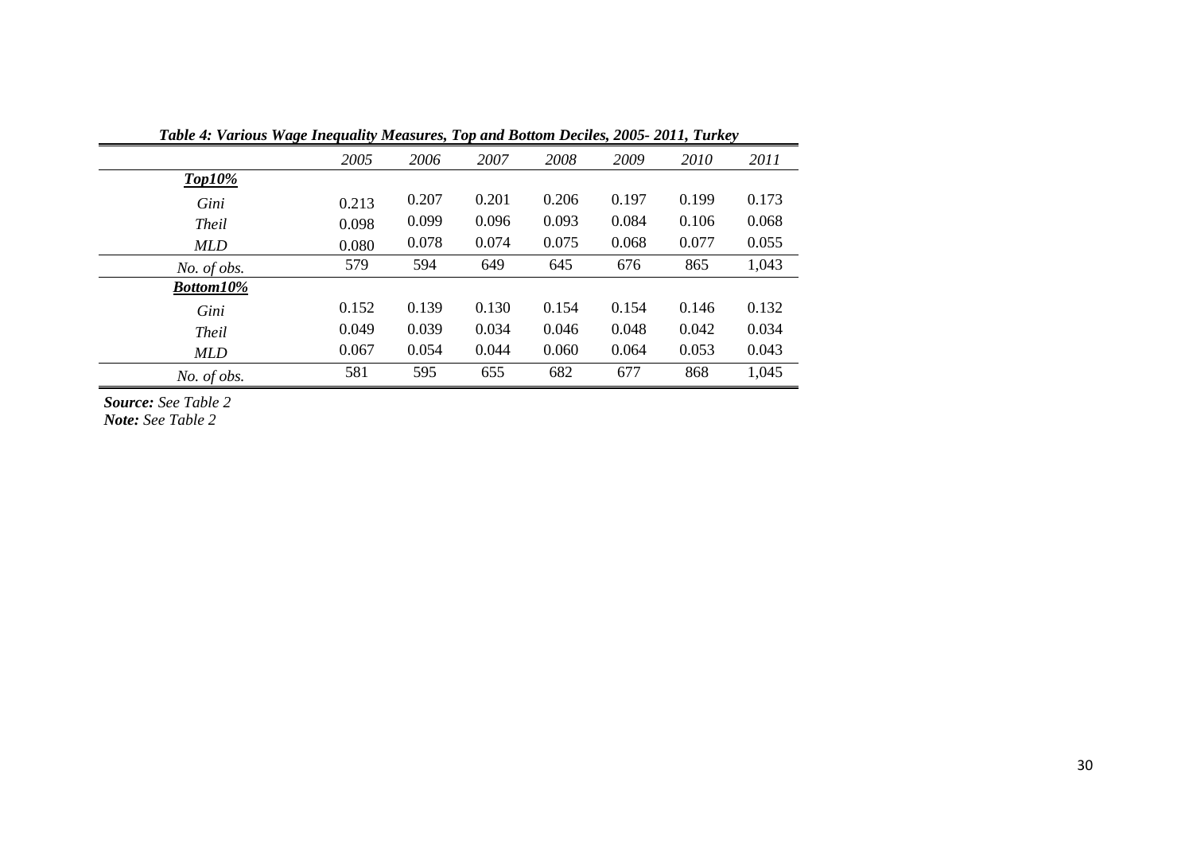*Table 4: Various Wage Inequality Measures, Top and Bottom Deciles, 2005- 2011, Turkey*

| | *2005* | *2006* | *2007* | *2008* | *2009* | *2010* | *2011* |
|---|---|---|---|---|---|---|---|
| ***Top10%*** | | | | | | | |
| *Gini* | 0.213 | 0.207 | 0.201 | 0.206 | 0.197 | 0.199 | 0.173 |
| *Theil* | 0.098 | 0.099 | 0.096 | 0.093 | 0.084 | 0.106 | 0.068 |
| *MLD* | 0.080 | 0.078 | 0.074 | 0.075 | 0.068 | 0.077 | 0.055 |
| *No. of obs.* | 579 | 594 | 649 | 645 | 676 | 865 | 1,043 |
| ***Bottom10%*** | | | | | | | |
| *Gini* | 0.152 | 0.139 | 0.130 | 0.154 | 0.154 | 0.146 | 0.132 |
| *Theil* | 0.049 | 0.039 | 0.034 | 0.046 | 0.048 | 0.042 | 0.034 |
| *MLD* | 0.067 | 0.054 | 0.044 | 0.060 | 0.064 | 0.053 | 0.043 |
| *No. of obs.* | 581 | 595 | 655 | 682 | 677 | 868 | 1,045 |

***Source:*** *See Table 2*
***Note:*** *See Table 2*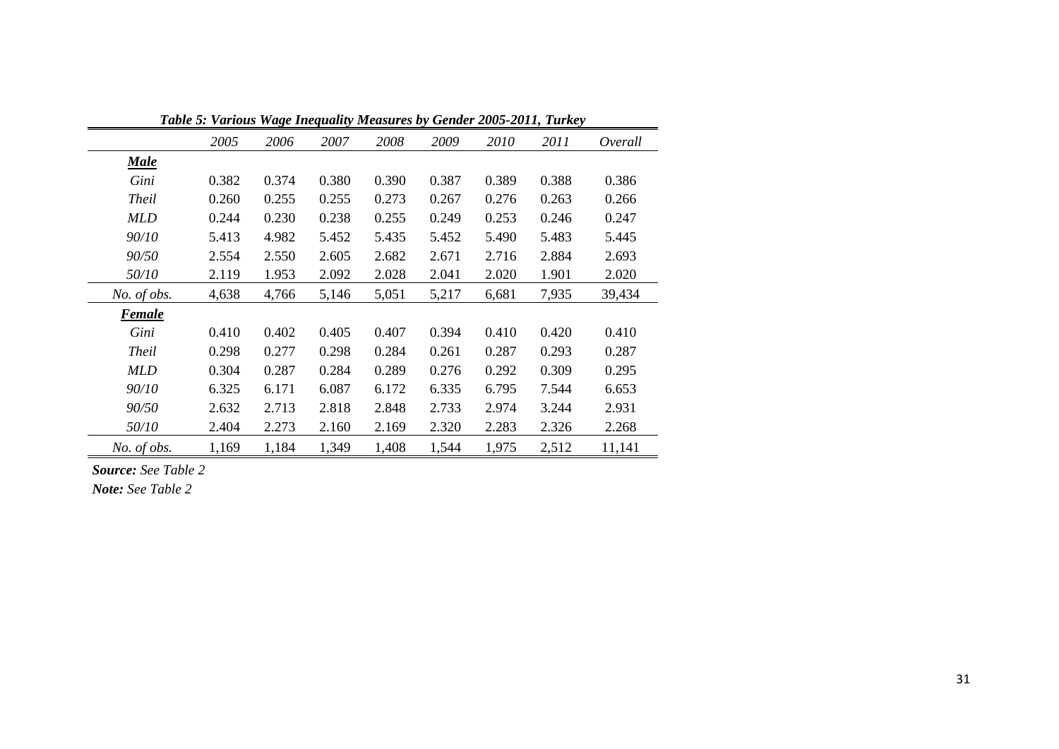***Table 5: Various Wage Inequality Measures by Gender 2005-2011, Turkey***

| | *2005* | *2006* | *2007* | *2008* | *2009* | *2010* | *2011* | *Overall* |
|---|---|---|---|---|---|---|---|---|
| ***Male*** | | | | | | | | |
| *Gini* | 0.382 | 0.374 | 0.380 | 0.390 | 0.387 | 0.389 | 0.388 | 0.386 |
| *Theil* | 0.260 | 0.255 | 0.255 | 0.273 | 0.267 | 0.276 | 0.263 | 0.266 |
| *MLD* | 0.244 | 0.230 | 0.238 | 0.255 | 0.249 | 0.253 | 0.246 | 0.247 |
| *90/10* | 5.413 | 4.982 | 5.452 | 5.435 | 5.452 | 5.490 | 5.483 | 5.445 |
| *90/50* | 2.554 | 2.550 | 2.605 | 2.682 | 2.671 | 2.716 | 2.884 | 2.693 |
| *50/10* | 2.119 | 1.953 | 2.092 | 2.028 | 2.041 | 2.020 | 1.901 | 2.020 |
| *No. of obs.* | 4,638 | 4,766 | 5,146 | 5,051 | 5,217 | 6,681 | 7,935 | 39,434 |
| ***Female*** | | | | | | | | |
| *Gini* | 0.410 | 0.402 | 0.405 | 0.407 | 0.394 | 0.410 | 0.420 | 0.410 |
| *Theil* | 0.298 | 0.277 | 0.298 | 0.284 | 0.261 | 0.287 | 0.293 | 0.287 |
| *MLD* | 0.304 | 0.287 | 0.284 | 0.289 | 0.276 | 0.292 | 0.309 | 0.295 |
| *90/10* | 6.325 | 6.171 | 6.087 | 6.172 | 6.335 | 6.795 | 7.544 | 6.653 |
| *90/50* | 2.632 | 2.713 | 2.818 | 2.848 | 2.733 | 2.974 | 3.244 | 2.931 |
| *50/10* | 2.404 | 2.273 | 2.160 | 2.169 | 2.320 | 2.283 | 2.326 | 2.268 |
| *No. of obs.* | 1,169 | 1,184 | 1,349 | 1,408 | 1,544 | 1,975 | 2,512 | 11,141 |

***Source:*** *See Table 2*

***Note:*** *See Table 2*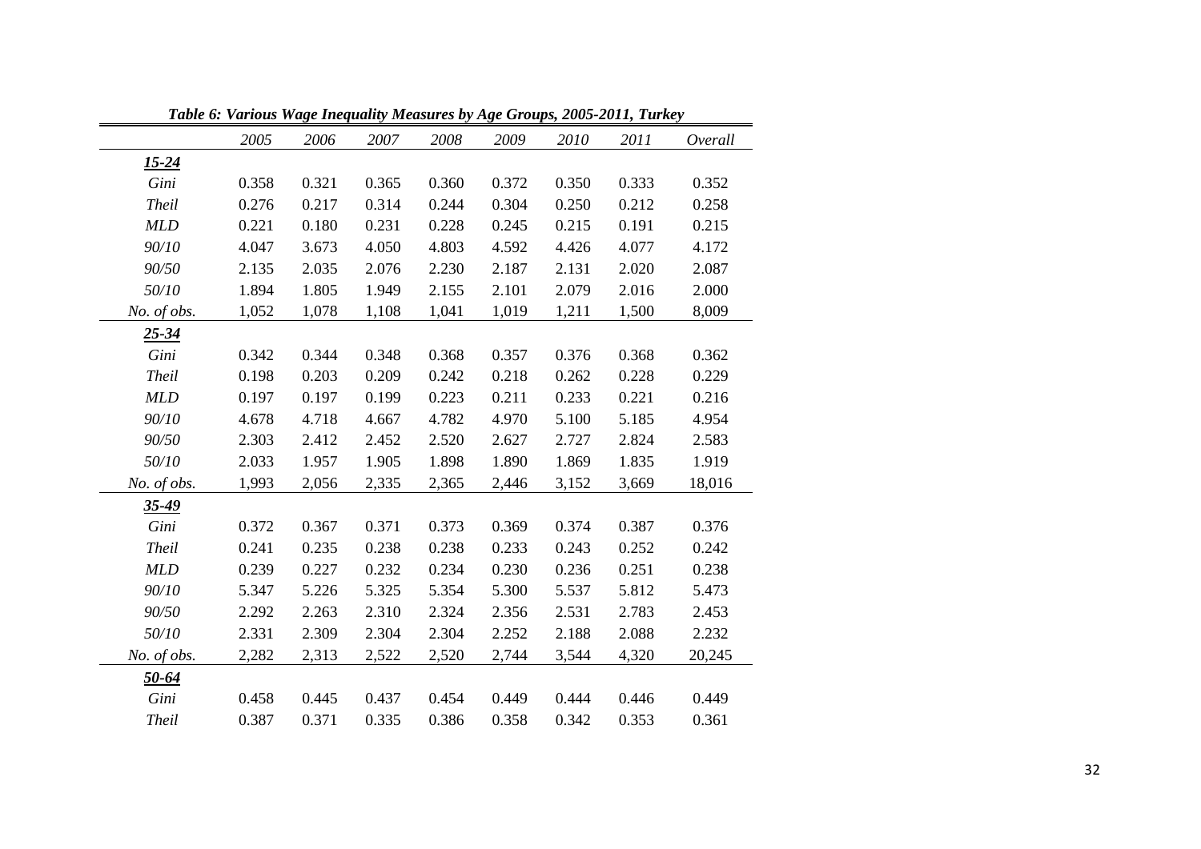*Table 6: Various Wage Inequality Measures by Age Groups, 2005-2011, Turkey*

| | *2005* | *2006* | *2007* | *2008* | *2009* | *2010* | *2011* | *Overall* |
|---|---|---|---|---|---|---|---|---|
| ***15-24*** | | | | | | | | |
| *Gini* | 0.358 | 0.321 | 0.365 | 0.360 | 0.372 | 0.350 | 0.333 | 0.352 |
| *Theil* | 0.276 | 0.217 | 0.314 | 0.244 | 0.304 | 0.250 | 0.212 | 0.258 |
| *MLD* | 0.221 | 0.180 | 0.231 | 0.228 | 0.245 | 0.215 | 0.191 | 0.215 |
| *90/10* | 4.047 | 3.673 | 4.050 | 4.803 | 4.592 | 4.426 | 4.077 | 4.172 |
| *90/50* | 2.135 | 2.035 | 2.076 | 2.230 | 2.187 | 2.131 | 2.020 | 2.087 |
| *50/10* | 1.894 | 1.805 | 1.949 | 2.155 | 2.101 | 2.079 | 2.016 | 2.000 |
| *No. of obs.* | 1,052 | 1,078 | 1,108 | 1,041 | 1,019 | 1,211 | 1,500 | 8,009 |
| ***25-34*** | | | | | | | | |
| *Gini* | 0.342 | 0.344 | 0.348 | 0.368 | 0.357 | 0.376 | 0.368 | 0.362 |
| *Theil* | 0.198 | 0.203 | 0.209 | 0.242 | 0.218 | 0.262 | 0.228 | 0.229 |
| *MLD* | 0.197 | 0.197 | 0.199 | 0.223 | 0.211 | 0.233 | 0.221 | 0.216 |
| *90/10* | 4.678 | 4.718 | 4.667 | 4.782 | 4.970 | 5.100 | 5.185 | 4.954 |
| *90/50* | 2.303 | 2.412 | 2.452 | 2.520 | 2.627 | 2.727 | 2.824 | 2.583 |
| *50/10* | 2.033 | 1.957 | 1.905 | 1.898 | 1.890 | 1.869 | 1.835 | 1.919 |
| *No. of obs.* | 1,993 | 2,056 | 2,335 | 2,365 | 2,446 | 3,152 | 3,669 | 18,016 |
| ***35-49*** | | | | | | | | |
| *Gini* | 0.372 | 0.367 | 0.371 | 0.373 | 0.369 | 0.374 | 0.387 | 0.376 |
| *Theil* | 0.241 | 0.235 | 0.238 | 0.238 | 0.233 | 0.243 | 0.252 | 0.242 |
| *MLD* | 0.239 | 0.227 | 0.232 | 0.234 | 0.230 | 0.236 | 0.251 | 0.238 |
| *90/10* | 5.347 | 5.226 | 5.325 | 5.354 | 5.300 | 5.537 | 5.812 | 5.473 |
| *90/50* | 2.292 | 2.263 | 2.310 | 2.324 | 2.356 | 2.531 | 2.783 | 2.453 |
| *50/10* | 2.331 | 2.309 | 2.304 | 2.304 | 2.252 | 2.188 | 2.088 | 2.232 |
| *No. of obs.* | 2,282 | 2,313 | 2,522 | 2,520 | 2,744 | 3,544 | 4,320 | 20,245 |
| ***50-64*** | | | | | | | | |
| *Gini* | 0.458 | 0.445 | 0.437 | 0.454 | 0.449 | 0.444 | 0.446 | 0.449 |
| *Theil* | 0.387 | 0.371 | 0.335 | 0.386 | 0.358 | 0.342 | 0.353 | 0.361 |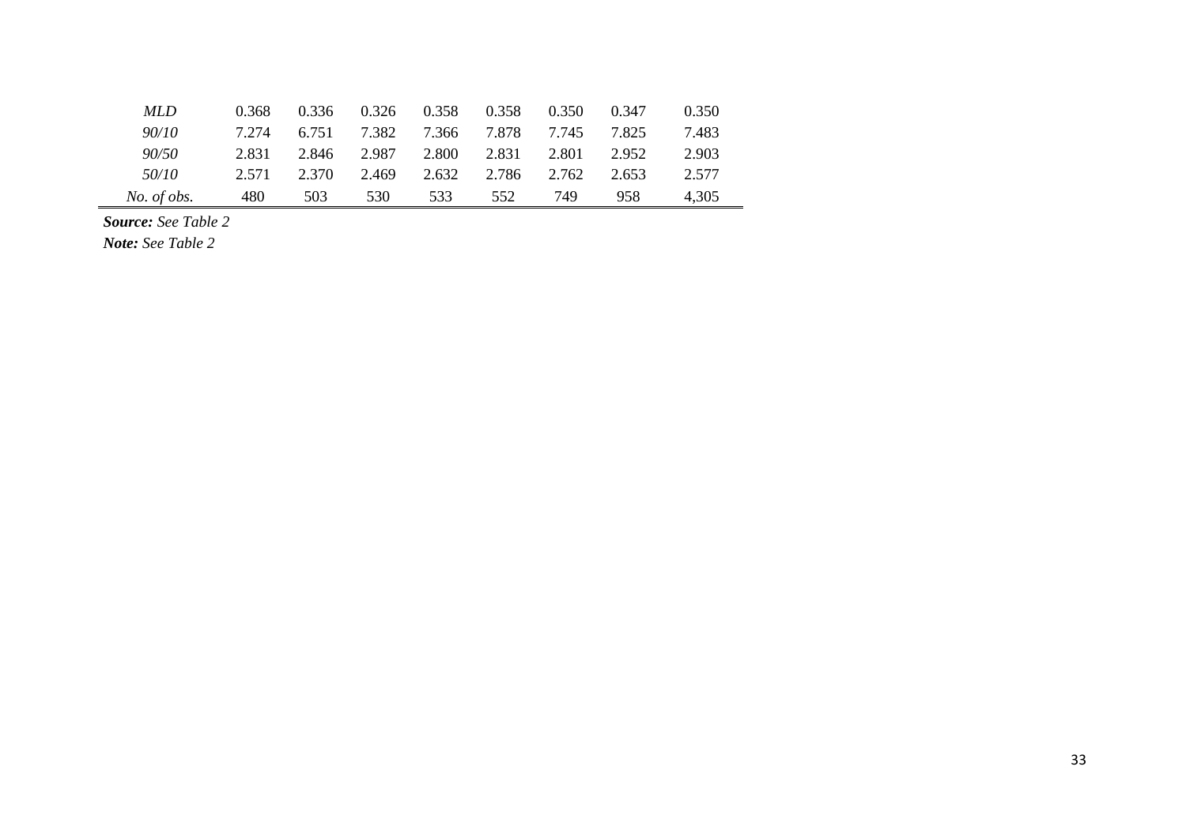| | | | | | | | | |
|---|---|---|---|---|---|---|---|---|
| *MLD* | 0.368 | 0.336 | 0.326 | 0.358 | 0.358 | 0.350 | 0.347 | 0.350 |
| *90/10* | 7.274 | 6.751 | 7.382 | 7.366 | 7.878 | 7.745 | 7.825 | 7.483 |
| *90/50* | 2.831 | 2.846 | 2.987 | 2.800 | 2.831 | 2.801 | 2.952 | 2.903 |
| *50/10* | 2.571 | 2.370 | 2.469 | 2.632 | 2.786 | 2.762 | 2.653 | 2.577 |
| *No. of obs.* | 480 | 503 | 530 | 533 | 552 | 749 | 958 | 4,305 |

***Source:*** *See Table 2*

***Note:*** *See Table 2*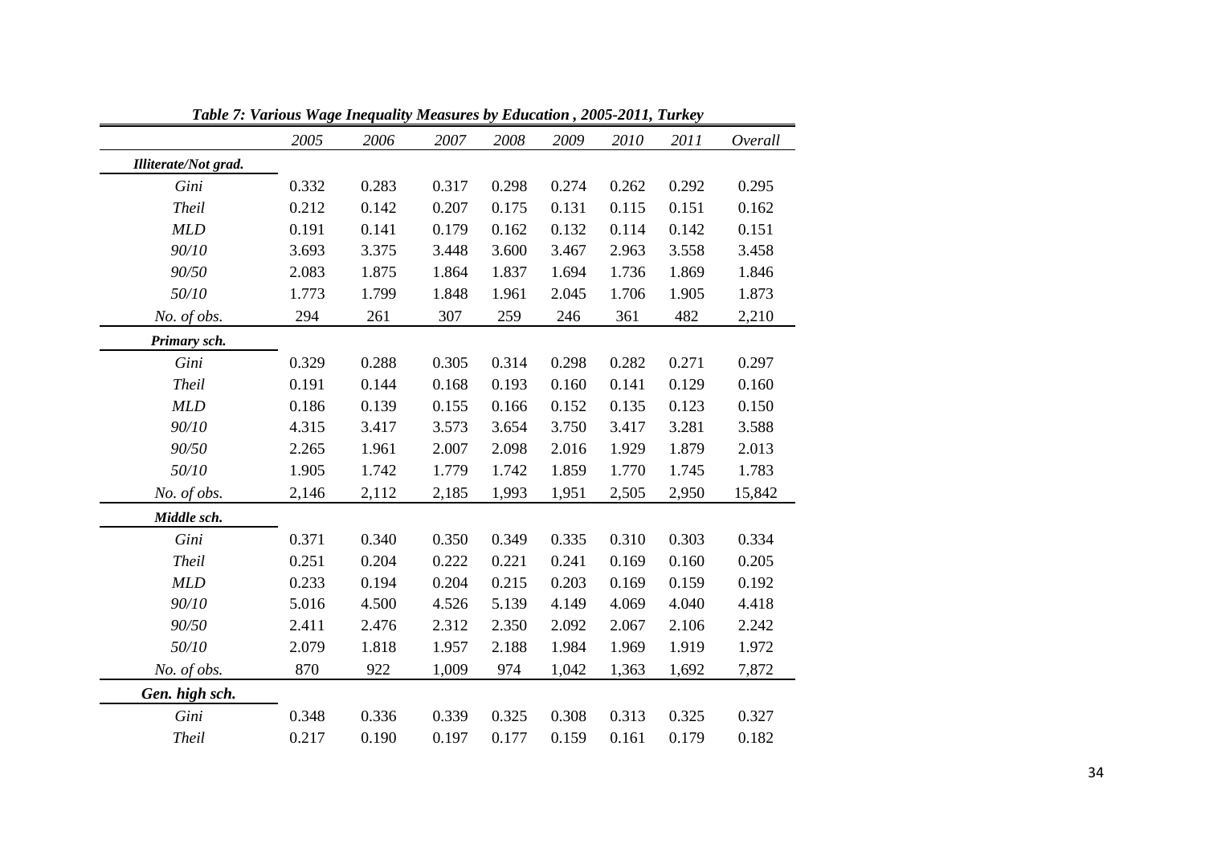*Table 7: Various Wage Inequality Measures by Education , 2005-2011, Turkey*

| | *2005* | *2006* | *2007* | *2008* | *2009* | *2010* | *2011* | *Overall* |
|---|---|---|---|---|---|---|---|---|
| ***Illiterate/Not grad.*** | | | | | | | | |
| *Gini* | 0.332 | 0.283 | 0.317 | 0.298 | 0.274 | 0.262 | 0.292 | 0.295 |
| *Theil* | 0.212 | 0.142 | 0.207 | 0.175 | 0.131 | 0.115 | 0.151 | 0.162 |
| *MLD* | 0.191 | 0.141 | 0.179 | 0.162 | 0.132 | 0.114 | 0.142 | 0.151 |
| *90/10* | 3.693 | 3.375 | 3.448 | 3.600 | 3.467 | 2.963 | 3.558 | 3.458 |
| *90/50* | 2.083 | 1.875 | 1.864 | 1.837 | 1.694 | 1.736 | 1.869 | 1.846 |
| *50/10* | 1.773 | 1.799 | 1.848 | 1.961 | 2.045 | 1.706 | 1.905 | 1.873 |
| *No. of obs.* | 294 | 261 | 307 | 259 | 246 | 361 | 482 | 2,210 |
| ***Primary sch.*** | | | | | | | | |
| *Gini* | 0.329 | 0.288 | 0.305 | 0.314 | 0.298 | 0.282 | 0.271 | 0.297 |
| *Theil* | 0.191 | 0.144 | 0.168 | 0.193 | 0.160 | 0.141 | 0.129 | 0.160 |
| *MLD* | 0.186 | 0.139 | 0.155 | 0.166 | 0.152 | 0.135 | 0.123 | 0.150 |
| *90/10* | 4.315 | 3.417 | 3.573 | 3.654 | 3.750 | 3.417 | 3.281 | 3.588 |
| *90/50* | 2.265 | 1.961 | 2.007 | 2.098 | 2.016 | 1.929 | 1.879 | 2.013 |
| *50/10* | 1.905 | 1.742 | 1.779 | 1.742 | 1.859 | 1.770 | 1.745 | 1.783 |
| *No. of obs.* | 2,146 | 2,112 | 2,185 | 1,993 | 1,951 | 2,505 | 2,950 | 15,842 |
| ***Middle sch.*** | | | | | | | | |
| *Gini* | 0.371 | 0.340 | 0.350 | 0.349 | 0.335 | 0.310 | 0.303 | 0.334 |
| *Theil* | 0.251 | 0.204 | 0.222 | 0.221 | 0.241 | 0.169 | 0.160 | 0.205 |
| *MLD* | 0.233 | 0.194 | 0.204 | 0.215 | 0.203 | 0.169 | 0.159 | 0.192 |
| *90/10* | 5.016 | 4.500 | 4.526 | 5.139 | 4.149 | 4.069 | 4.040 | 4.418 |
| *90/50* | 2.411 | 2.476 | 2.312 | 2.350 | 2.092 | 2.067 | 2.106 | 2.242 |
| *50/10* | 2.079 | 1.818 | 1.957 | 2.188 | 1.984 | 1.969 | 1.919 | 1.972 |
| *No. of obs.* | 870 | 922 | 1,009 | 974 | 1,042 | 1,363 | 1,692 | 7,872 |
| ***Gen. high sch.*** | | | | | | | | |
| *Gini* | 0.348 | 0.336 | 0.339 | 0.325 | 0.308 | 0.313 | 0.325 | 0.327 |
| *Theil* | 0.217 | 0.190 | 0.197 | 0.177 | 0.159 | 0.161 | 0.179 | 0.182 |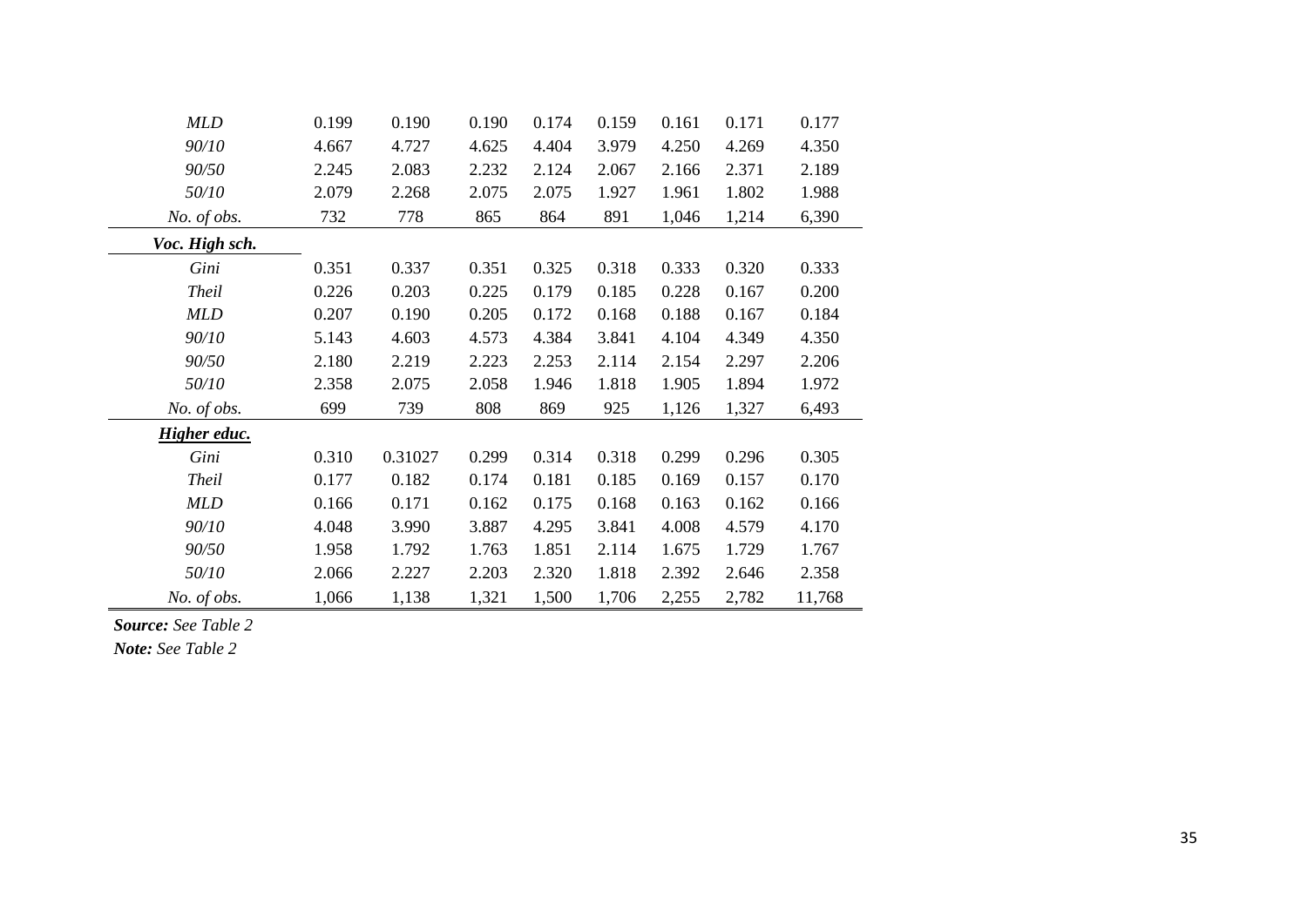| | | | | | | | | |
|---|---|---|---|---|---|---|---|---|
| *MLD* | 0.199 | 0.190 | 0.190 | 0.174 | 0.159 | 0.161 | 0.171 | 0.177 |
| *90/10* | 4.667 | 4.727 | 4.625 | 4.404 | 3.979 | 4.250 | 4.269 | 4.350 |
| *90/50* | 2.245 | 2.083 | 2.232 | 2.124 | 2.067 | 2.166 | 2.371 | 2.189 |
| *50/10* | 2.079 | 2.268 | 2.075 | 2.075 | 1.927 | 1.961 | 1.802 | 1.988 |
| *No. of obs.* | 732 | 778 | 865 | 864 | 891 | 1,046 | 1,214 | 6,390 |
| ***Voc. High sch.*** | | | | | | | | |
| *Gini* | 0.351 | 0.337 | 0.351 | 0.325 | 0.318 | 0.333 | 0.320 | 0.333 |
| *Theil* | 0.226 | 0.203 | 0.225 | 0.179 | 0.185 | 0.228 | 0.167 | 0.200 |
| *MLD* | 0.207 | 0.190 | 0.205 | 0.172 | 0.168 | 0.188 | 0.167 | 0.184 |
| *90/10* | 5.143 | 4.603 | 4.573 | 4.384 | 3.841 | 4.104 | 4.349 | 4.350 |
| *90/50* | 2.180 | 2.219 | 2.223 | 2.253 | 2.114 | 2.154 | 2.297 | 2.206 |
| *50/10* | 2.358 | 2.075 | 2.058 | 1.946 | 1.818 | 1.905 | 1.894 | 1.972 |
| *No. of obs.* | 699 | 739 | 808 | 869 | 925 | 1,126 | 1,327 | 6,493 |
| ***Higher educ.*** | | | | | | | | |
| *Gini* | 0.310 | 0.31027 | 0.299 | 0.314 | 0.318 | 0.299 | 0.296 | 0.305 |
| *Theil* | 0.177 | 0.182 | 0.174 | 0.181 | 0.185 | 0.169 | 0.157 | 0.170 |
| *MLD* | 0.166 | 0.171 | 0.162 | 0.175 | 0.168 | 0.163 | 0.162 | 0.166 |
| *90/10* | 4.048 | 3.990 | 3.887 | 4.295 | 3.841 | 4.008 | 4.579 | 4.170 |
| *90/50* | 1.958 | 1.792 | 1.763 | 1.851 | 2.114 | 1.675 | 1.729 | 1.767 |
| *50/10* | 2.066 | 2.227 | 2.203 | 2.320 | 1.818 | 2.392 | 2.646 | 2.358 |
| *No. of obs.* | 1,066 | 1,138 | 1,321 | 1,500 | 1,706 | 2,255 | 2,782 | 11,768 |

***Source:*** *See Table 2*

***Note:*** *See Table 2*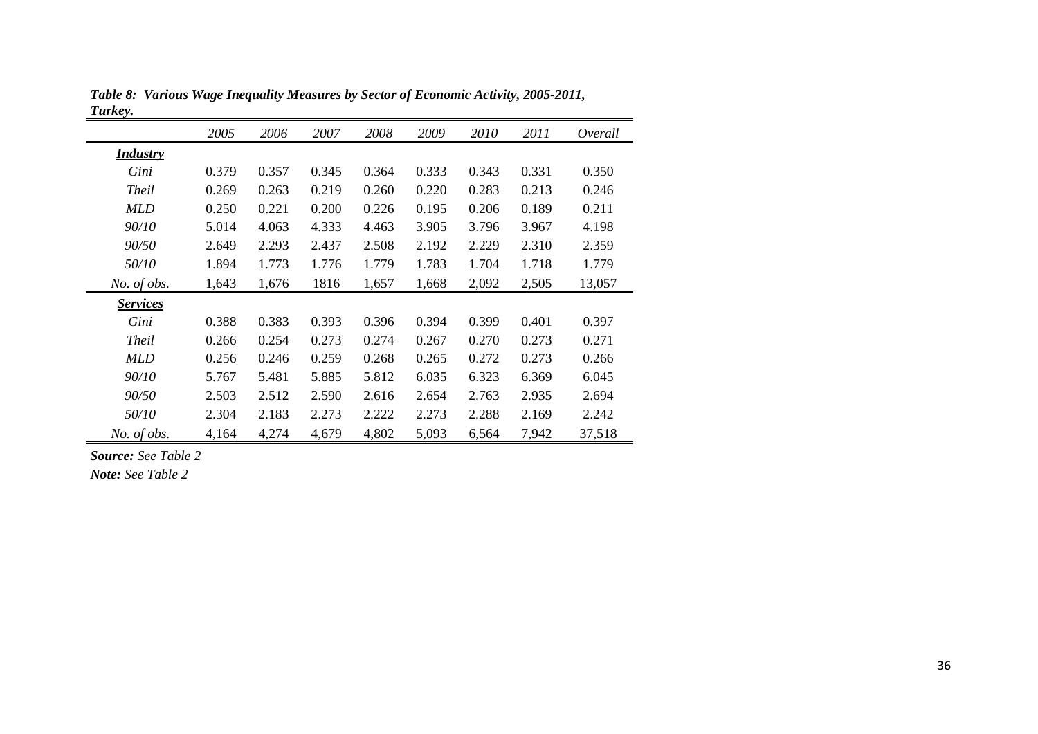***Table 8: Various Wage Inequality Measures by Sector of Economic Activity, 2005-2011, Turkey.***

| | *2005* | *2006* | *2007* | *2008* | *2009* | *2010* | *2011* | *Overall* |
|---|---|---|---|---|---|---|---|---|
| ***Industry*** | | | | | | | | |
| *Gini* | 0.379 | 0.357 | 0.345 | 0.364 | 0.333 | 0.343 | 0.331 | 0.350 |
| *Theil* | 0.269 | 0.263 | 0.219 | 0.260 | 0.220 | 0.283 | 0.213 | 0.246 |
| *MLD* | 0.250 | 0.221 | 0.200 | 0.226 | 0.195 | 0.206 | 0.189 | 0.211 |
| *90/10* | 5.014 | 4.063 | 4.333 | 4.463 | 3.905 | 3.796 | 3.967 | 4.198 |
| *90/50* | 2.649 | 2.293 | 2.437 | 2.508 | 2.192 | 2.229 | 2.310 | 2.359 |
| *50/10* | 1.894 | 1.773 | 1.776 | 1.779 | 1.783 | 1.704 | 1.718 | 1.779 |
| *No. of obs.* | 1,643 | 1,676 | 1816 | 1,657 | 1,668 | 2,092 | 2,505 | 13,057 |
| ***Services*** | | | | | | | | |
| *Gini* | 0.388 | 0.383 | 0.393 | 0.396 | 0.394 | 0.399 | 0.401 | 0.397 |
| *Theil* | 0.266 | 0.254 | 0.273 | 0.274 | 0.267 | 0.270 | 0.273 | 0.271 |
| *MLD* | 0.256 | 0.246 | 0.259 | 0.268 | 0.265 | 0.272 | 0.273 | 0.266 |
| *90/10* | 5.767 | 5.481 | 5.885 | 5.812 | 6.035 | 6.323 | 6.369 | 6.045 |
| *90/50* | 2.503 | 2.512 | 2.590 | 2.616 | 2.654 | 2.763 | 2.935 | 2.694 |
| *50/10* | 2.304 | 2.183 | 2.273 | 2.222 | 2.273 | 2.288 | 2.169 | 2.242 |
| *No. of obs.* | 4,164 | 4,274 | 4,679 | 4,802 | 5,093 | 6,564 | 7,942 | 37,518 |

***Source:*** *See Table 2*

***Note:*** *See Table 2*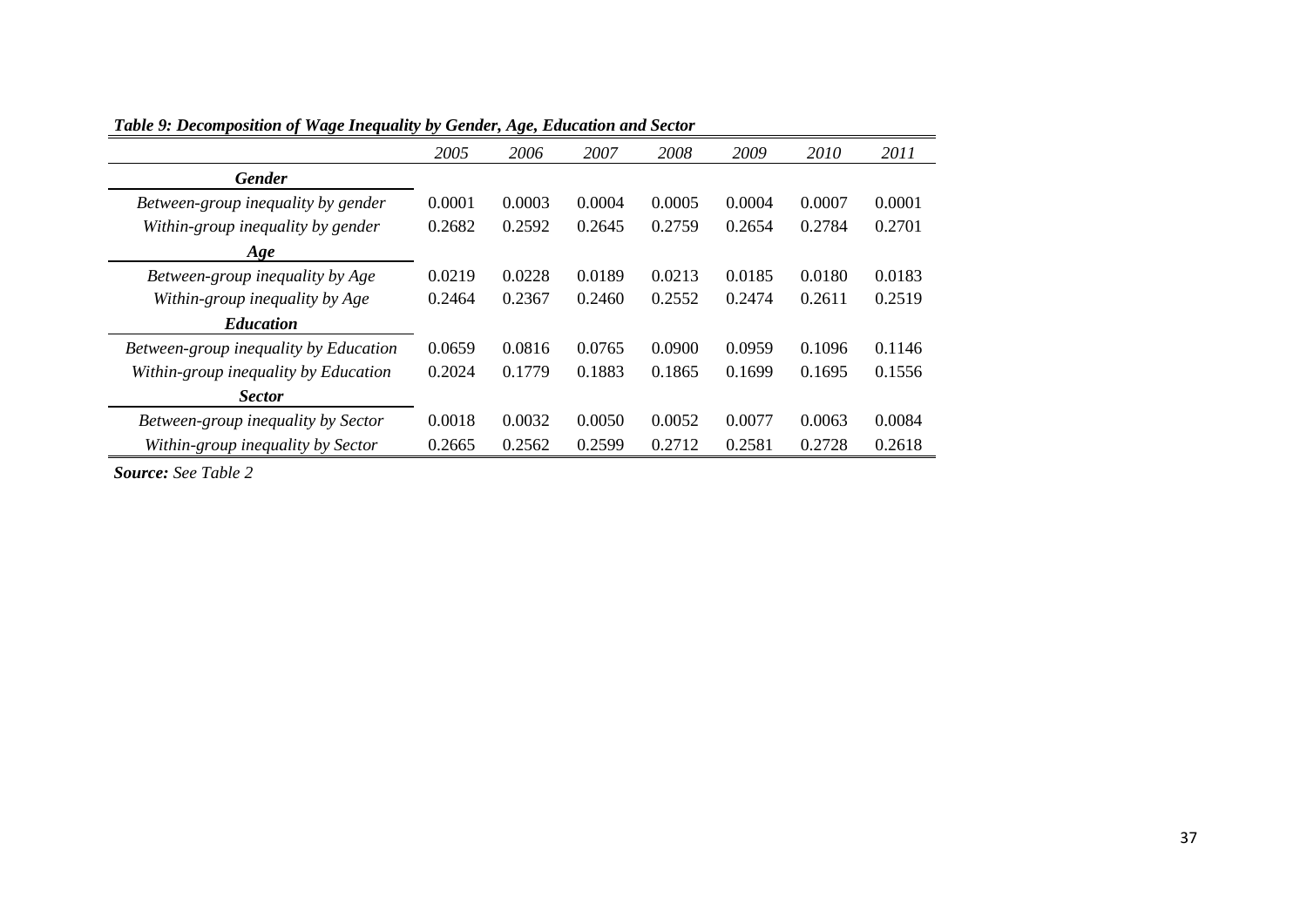*Table 9: Decomposition of Wage Inequality by Gender, Age, Education and Sector*

| | *2005* | *2006* | *2007* | *2008* | *2009* | *2010* | *2011* |
|---|---|---|---|---|---|---|---|
| ***Gender*** | | | | | | | |
| *Between-group inequality by gender* | 0.0001 | 0.0003 | 0.0004 | 0.0005 | 0.0004 | 0.0007 | 0.0001 |
| *Within-group inequality by gender* | 0.2682 | 0.2592 | 0.2645 | 0.2759 | 0.2654 | 0.2784 | 0.2701 |
| ***Age*** | | | | | | | |
| *Between-group inequality by Age* | 0.0219 | 0.0228 | 0.0189 | 0.0213 | 0.0185 | 0.0180 | 0.0183 |
| *Within-group inequality by Age* | 0.2464 | 0.2367 | 0.2460 | 0.2552 | 0.2474 | 0.2611 | 0.2519 |
| ***Education*** | | | | | | | |
| *Between-group inequality by Education* | 0.0659 | 0.0816 | 0.0765 | 0.0900 | 0.0959 | 0.1096 | 0.1146 |
| *Within-group inequality by Education* | 0.2024 | 0.1779 | 0.1883 | 0.1865 | 0.1699 | 0.1695 | 0.1556 |
| ***Sector*** | | | | | | | |
| *Between-group inequality by Sector* | 0.0018 | 0.0032 | 0.0050 | 0.0052 | 0.0077 | 0.0063 | 0.0084 |
| *Within-group inequality by Sector* | 0.2665 | 0.2562 | 0.2599 | 0.2712 | 0.2581 | 0.2728 | 0.2618 |

***Source:*** *See Table 2*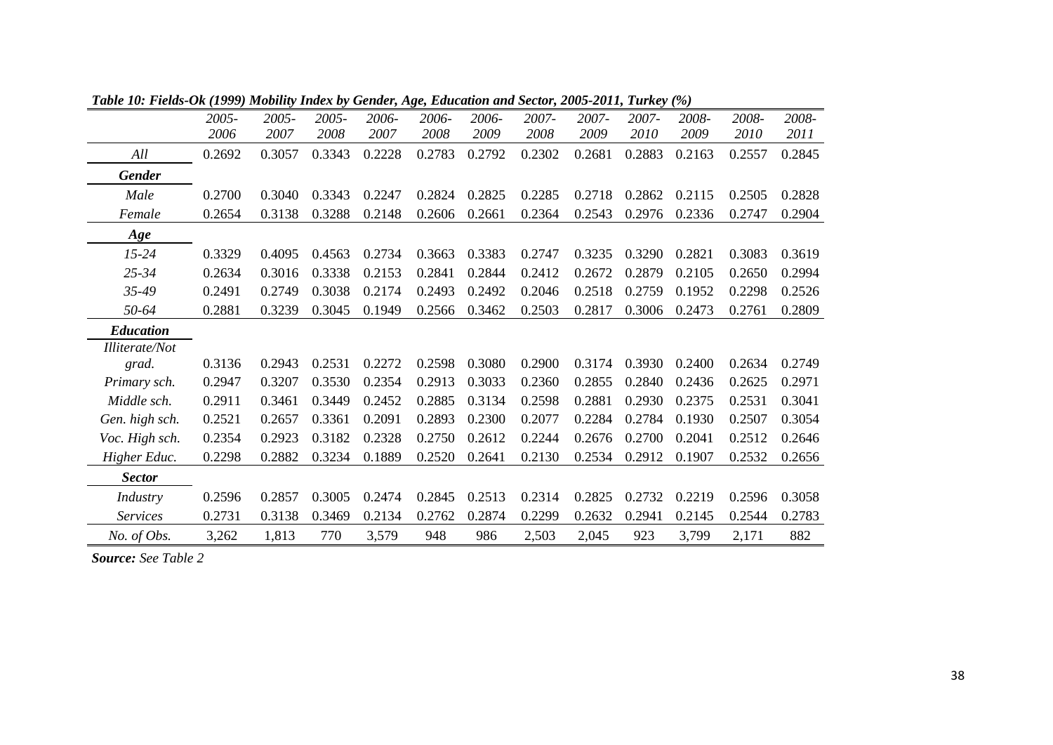*Table 10: Fields-Ok (1999) Mobility Index by Gender, Age, Education and Sector, 2005-2011, Turkey (%)*

| | 2005-2006 | 2005-2007 | 2005-2008 | 2006-2007 | 2006-2008 | 2006-2009 | 2007-2008 | 2007-2009 | 2007-2010 | 2008-2009 | 2008-2010 | 2008-2011 |
|---|---|---|---|---|---|---|---|---|---|---|---|---|
| *All* | 0.2692 | 0.3057 | 0.3343 | 0.2228 | 0.2783 | 0.2792 | 0.2302 | 0.2681 | 0.2883 | 0.2163 | 0.2557 | 0.2845 |
| ***Gender*** | | | | | | | | | | | | |
| *Male* | 0.2700 | 0.3040 | 0.3343 | 0.2247 | 0.2824 | 0.2825 | 0.2285 | 0.2718 | 0.2862 | 0.2115 | 0.2505 | 0.2828 |
| *Female* | 0.2654 | 0.3138 | 0.3288 | 0.2148 | 0.2606 | 0.2661 | 0.2364 | 0.2543 | 0.2976 | 0.2336 | 0.2747 | 0.2904 |
| ***Age*** | | | | | | | | | | | | |
| *15-24* | 0.3329 | 0.4095 | 0.4563 | 0.2734 | 0.3663 | 0.3383 | 0.2747 | 0.3235 | 0.3290 | 0.2821 | 0.3083 | 0.3619 |
| *25-34* | 0.2634 | 0.3016 | 0.3338 | 0.2153 | 0.2841 | 0.2844 | 0.2412 | 0.2672 | 0.2879 | 0.2105 | 0.2650 | 0.2994 |
| *35-49* | 0.2491 | 0.2749 | 0.3038 | 0.2174 | 0.2493 | 0.2492 | 0.2046 | 0.2518 | 0.2759 | 0.1952 | 0.2298 | 0.2526 |
| *50-64* | 0.2881 | 0.3239 | 0.3045 | 0.1949 | 0.2566 | 0.3462 | 0.2503 | 0.2817 | 0.3006 | 0.2473 | 0.2761 | 0.2809 |
| ***Education*** | | | | | | | | | | | | |
| *Illiterate/Not grad.* | 0.3136 | 0.2943 | 0.2531 | 0.2272 | 0.2598 | 0.3080 | 0.2900 | 0.3174 | 0.3930 | 0.2400 | 0.2634 | 0.2749 |
| *Primary sch.* | 0.2947 | 0.3207 | 0.3530 | 0.2354 | 0.2913 | 0.3033 | 0.2360 | 0.2855 | 0.2840 | 0.2436 | 0.2625 | 0.2971 |
| *Middle sch.* | 0.2911 | 0.3461 | 0.3449 | 0.2452 | 0.2885 | 0.3134 | 0.2598 | 0.2881 | 0.2930 | 0.2375 | 0.2531 | 0.3041 |
| *Gen. high sch.* | 0.2521 | 0.2657 | 0.3361 | 0.2091 | 0.2893 | 0.2300 | 0.2077 | 0.2284 | 0.2784 | 0.1930 | 0.2507 | 0.3054 |
| *Voc. High sch.* | 0.2354 | 0.2923 | 0.3182 | 0.2328 | 0.2750 | 0.2612 | 0.2244 | 0.2676 | 0.2700 | 0.2041 | 0.2512 | 0.2646 |
| *Higher Educ.* | 0.2298 | 0.2882 | 0.3234 | 0.1889 | 0.2520 | 0.2641 | 0.2130 | 0.2534 | 0.2912 | 0.1907 | 0.2532 | 0.2656 |
| ***Sector*** | | | | | | | | | | | | |
| *Industry* | 0.2596 | 0.2857 | 0.3005 | 0.2474 | 0.2845 | 0.2513 | 0.2314 | 0.2825 | 0.2732 | 0.2219 | 0.2596 | 0.3058 |
| *Services* | 0.2731 | 0.3138 | 0.3469 | 0.2134 | 0.2762 | 0.2874 | 0.2299 | 0.2632 | 0.2941 | 0.2145 | 0.2544 | 0.2783 |
| *No. of Obs.* | 3,262 | 1,813 | 770 | 3,579 | 948 | 986 | 2,503 | 2,045 | 923 | 3,799 | 2,171 | 882 |

***Source:*** *See Table 2*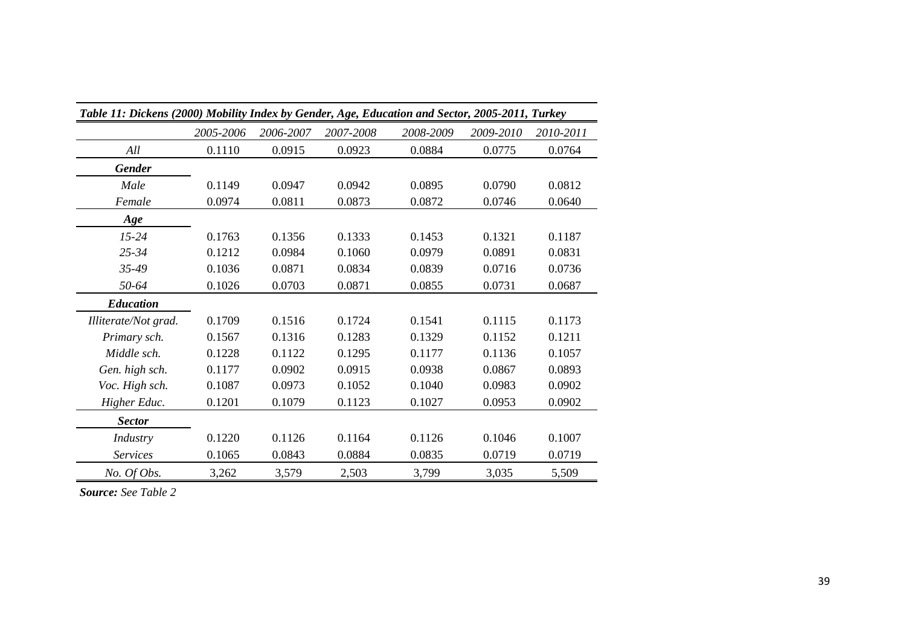*Table 11: Dickens (2000) Mobility Index by Gender, Age, Education and Sector, 2005-2011, Turkey*

| | *2005-2006* | *2006-2007* | *2007-2008* | *2008-2009* | *2009-2010* | *2010-2011* |
|---|---|---|---|---|---|---|
| *All* | 0.1110 | 0.0915 | 0.0923 | 0.0884 | 0.0775 | 0.0764 |
| ***Gender*** | | | | | | |
| *Male* | 0.1149 | 0.0947 | 0.0942 | 0.0895 | 0.0790 | 0.0812 |
| *Female* | 0.0974 | 0.0811 | 0.0873 | 0.0872 | 0.0746 | 0.0640 |
| ***Age*** | | | | | | |
| *15-24* | 0.1763 | 0.1356 | 0.1333 | 0.1453 | 0.1321 | 0.1187 |
| *25-34* | 0.1212 | 0.0984 | 0.1060 | 0.0979 | 0.0891 | 0.0831 |
| *35-49* | 0.1036 | 0.0871 | 0.0834 | 0.0839 | 0.0716 | 0.0736 |
| *50-64* | 0.1026 | 0.0703 | 0.0871 | 0.0855 | 0.0731 | 0.0687 |
| ***Education*** | | | | | | |
| *Illiterate/Not grad.* | 0.1709 | 0.1516 | 0.1724 | 0.1541 | 0.1115 | 0.1173 |
| *Primary sch.* | 0.1567 | 0.1316 | 0.1283 | 0.1329 | 0.1152 | 0.1211 |
| *Middle sch.* | 0.1228 | 0.1122 | 0.1295 | 0.1177 | 0.1136 | 0.1057 |
| *Gen. high sch.* | 0.1177 | 0.0902 | 0.0915 | 0.0938 | 0.0867 | 0.0893 |
| *Voc. High sch.* | 0.1087 | 0.0973 | 0.1052 | 0.1040 | 0.0983 | 0.0902 |
| *Higher Educ.* | 0.1201 | 0.1079 | 0.1123 | 0.1027 | 0.0953 | 0.0902 |
| ***Sector*** | | | | | | |
| *Industry* | 0.1220 | 0.1126 | 0.1164 | 0.1126 | 0.1046 | 0.1007 |
| *Services* | 0.1065 | 0.0843 | 0.0884 | 0.0835 | 0.0719 | 0.0719 |
| *No. Of Obs.* | 3,262 | 3,579 | 2,503 | 3,799 | 3,035 | 5,509 |

***Source:*** *See Table 2*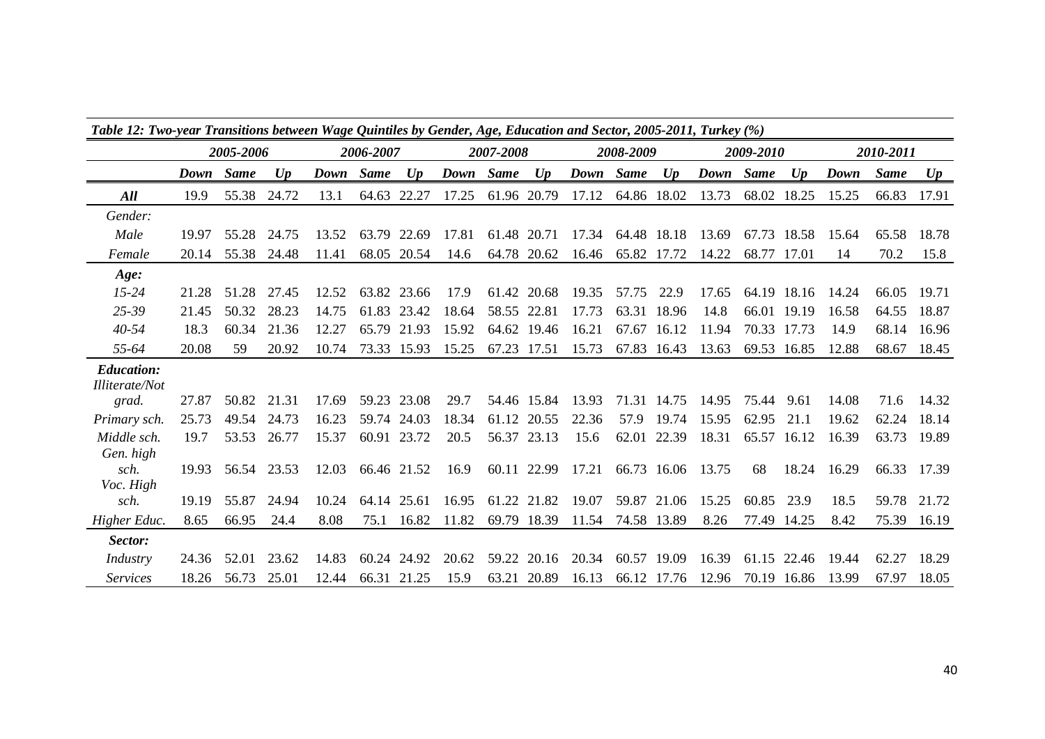*Table 12: Two-year Transitions between Wage Quintiles by Gender, Age, Education and Sector, 2005-2011, Turkey (%)*

| | *2005-2006* | | | *2006-2007* | | | *2007-2008* | | | *2008-2009* | | | *2009-2010* | | | *2010-2011* | | |
|---|---|---|---|---|---|---|---|---|---|---|---|---|---|---|---|---|---|---|
| | ***Down*** | ***Same*** | ***Up*** | ***Down*** | ***Same*** | ***Up*** | ***Down*** | ***Same*** | ***Up*** | ***Down*** | ***Same*** | ***Up*** | ***Down*** | ***Same*** | ***Up*** | ***Down*** | ***Same*** | ***Up*** |
| ***All*** | 19.9 | 55.38 | 24.72 | 13.1 | 64.63 | 22.27 | 17.25 | 61.96 | 20.79 | 17.12 | 64.86 | 18.02 | 13.73 | 68.02 | 18.25 | 15.25 | 66.83 | 17.91 |
| *Gender:* | | | | | | | | | | | | | | | | | | |
| *Male* | 19.97 | 55.28 | 24.75 | 13.52 | 63.79 | 22.69 | 17.81 | 61.48 | 20.71 | 17.34 | 64.48 | 18.18 | 13.69 | 67.73 | 18.58 | 15.64 | 65.58 | 18.78 |
| *Female* | 20.14 | 55.38 | 24.48 | 11.41 | 68.05 | 20.54 | 14.6 | 64.78 | 20.62 | 16.46 | 65.82 | 17.72 | 14.22 | 68.77 | 17.01 | 14 | 70.2 | 15.8 |
| *Age:* | | | | | | | | | | | | | | | | | | |
| *15-24* | 21.28 | 51.28 | 27.45 | 12.52 | 63.82 | 23.66 | 17.9 | 61.42 | 20.68 | 19.35 | 57.75 | 22.9 | 17.65 | 64.19 | 18.16 | 14.24 | 66.05 | 19.71 |
| *25-39* | 21.45 | 50.32 | 28.23 | 14.75 | 61.83 | 23.42 | 18.64 | 58.55 | 22.81 | 17.73 | 63.31 | 18.96 | 14.8 | 66.01 | 19.19 | 16.58 | 64.55 | 18.87 |
| *40-54* | 18.3 | 60.34 | 21.36 | 12.27 | 65.79 | 21.93 | 15.92 | 64.62 | 19.46 | 16.21 | 67.67 | 16.12 | 11.94 | 70.33 | 17.73 | 14.9 | 68.14 | 16.96 |
| *55-64* | 20.08 | 59 | 20.92 | 10.74 | 73.33 | 15.93 | 15.25 | 67.23 | 17.51 | 15.73 | 67.83 | 16.43 | 13.63 | 69.53 | 16.85 | 12.88 | 68.67 | 18.45 |
| ***Education:*** | | | | | | | | | | | | | | | | | | |
| *Illiterate/Not grad.* | 27.87 | 50.82 | 21.31 | 17.69 | 59.23 | 23.08 | 29.7 | 54.46 | 15.84 | 13.93 | 71.31 | 14.75 | 14.95 | 75.44 | 9.61 | 14.08 | 71.6 | 14.32 |
| *Primary sch.* | 25.73 | 49.54 | 24.73 | 16.23 | 59.74 | 24.03 | 18.34 | 61.12 | 20.55 | 22.36 | 57.9 | 19.74 | 15.95 | 62.95 | 21.1 | 19.62 | 62.24 | 18.14 |
| *Middle sch.* | 19.7 | 53.53 | 26.77 | 15.37 | 60.91 | 23.72 | 20.5 | 56.37 | 23.13 | 15.6 | 62.01 | 22.39 | 18.31 | 65.57 | 16.12 | 16.39 | 63.73 | 19.89 |
| *Gen. high sch.* | 19.93 | 56.54 | 23.53 | 12.03 | 66.46 | 21.52 | 16.9 | 60.11 | 22.99 | 17.21 | 66.73 | 16.06 | 13.75 | 68 | 18.24 | 16.29 | 66.33 | 17.39 |
| *Voc. High sch.* | 19.19 | 55.87 | 24.94 | 10.24 | 64.14 | 25.61 | 16.95 | 61.22 | 21.82 | 19.07 | 59.87 | 21.06 | 15.25 | 60.85 | 23.9 | 18.5 | 59.78 | 21.72 |
| *Higher Educ.* | 8.65 | 66.95 | 24.4 | 8.08 | 75.1 | 16.82 | 11.82 | 69.79 | 18.39 | 11.54 | 74.58 | 13.89 | 8.26 | 77.49 | 14.25 | 8.42 | 75.39 | 16.19 |
| ***Sector:*** | | | | | | | | | | | | | | | | | | |
| *Industry* | 24.36 | 52.01 | 23.62 | 14.83 | 60.24 | 24.92 | 20.62 | 59.22 | 20.16 | 20.34 | 60.57 | 19.09 | 16.39 | 61.15 | 22.46 | 19.44 | 62.27 | 18.29 |
| *Services* | 18.26 | 56.73 | 25.01 | 12.44 | 66.31 | 21.25 | 15.9 | 63.21 | 20.89 | 16.13 | 66.12 | 17.76 | 12.96 | 70.19 | 16.86 | 13.99 | 67.97 | 18.05 |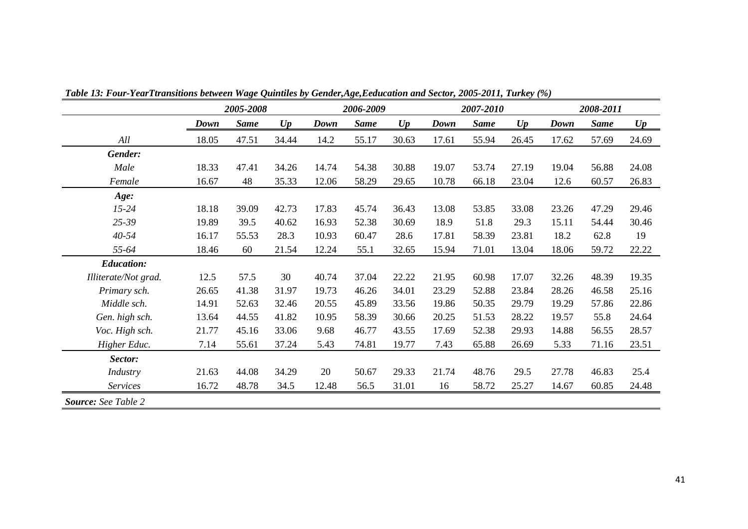***Table 13: Four-YearTtransitions between Wage Quintiles by Gender,Age,Eeducation and Sector, 2005-2011, Turkey (%)***

| | *2005-2008* | | | *2006-2009* | | | *2007-2010* | | | *2008-2011* | | |
|---|---|---|---|---|---|---|---|---|---|---|---|---|
| | ***Down*** | ***Same*** | ***Up*** | ***Down*** | ***Same*** | ***Up*** | ***Down*** | ***Same*** | ***Up*** | ***Down*** | ***Same*** | ***Up*** |
| *All* | 18.05 | 47.51 | 34.44 | 14.2 | 55.17 | 30.63 | 17.61 | 55.94 | 26.45 | 17.62 | 57.69 | 24.69 |
| ***Gender:*** | | | | | | | | | | | | |
| *Male* | 18.33 | 47.41 | 34.26 | 14.74 | 54.38 | 30.88 | 19.07 | 53.74 | 27.19 | 19.04 | 56.88 | 24.08 |
| *Female* | 16.67 | 48 | 35.33 | 12.06 | 58.29 | 29.65 | 10.78 | 66.18 | 23.04 | 12.6 | 60.57 | 26.83 |
| ***Age:*** | | | | | | | | | | | | |
| *15-24* | 18.18 | 39.09 | 42.73 | 17.83 | 45.74 | 36.43 | 13.08 | 53.85 | 33.08 | 23.26 | 47.29 | 29.46 |
| *25-39* | 19.89 | 39.5 | 40.62 | 16.93 | 52.38 | 30.69 | 18.9 | 51.8 | 29.3 | 15.11 | 54.44 | 30.46 |
| *40-54* | 16.17 | 55.53 | 28.3 | 10.93 | 60.47 | 28.6 | 17.81 | 58.39 | 23.81 | 18.2 | 62.8 | 19 |
| *55-64* | 18.46 | 60 | 21.54 | 12.24 | 55.1 | 32.65 | 15.94 | 71.01 | 13.04 | 18.06 | 59.72 | 22.22 |
| ***Education:*** | | | | | | | | | | | | |
| *Illiterate/Not grad.* | 12.5 | 57.5 | 30 | 40.74 | 37.04 | 22.22 | 21.95 | 60.98 | 17.07 | 32.26 | 48.39 | 19.35 |
| *Primary sch.* | 26.65 | 41.38 | 31.97 | 19.73 | 46.26 | 34.01 | 23.29 | 52.88 | 23.84 | 28.26 | 46.58 | 25.16 |
| *Middle sch.* | 14.91 | 52.63 | 32.46 | 20.55 | 45.89 | 33.56 | 19.86 | 50.35 | 29.79 | 19.29 | 57.86 | 22.86 |
| *Gen. high sch.* | 13.64 | 44.55 | 41.82 | 10.95 | 58.39 | 30.66 | 20.25 | 51.53 | 28.22 | 19.57 | 55.8 | 24.64 |
| *Voc. High sch.* | 21.77 | 45.16 | 33.06 | 9.68 | 46.77 | 43.55 | 17.69 | 52.38 | 29.93 | 14.88 | 56.55 | 28.57 |
| *Higher Educ.* | 7.14 | 55.61 | 37.24 | 5.43 | 74.81 | 19.77 | 7.43 | 65.88 | 26.69 | 5.33 | 71.16 | 23.51 |
| ***Sector:*** | | | | | | | | | | | | |
| *Industry* | 21.63 | 44.08 | 34.29 | 20 | 50.67 | 29.33 | 21.74 | 48.76 | 29.5 | 27.78 | 46.83 | 25.4 |
| *Services* | 16.72 | 48.78 | 34.5 | 12.48 | 56.5 | 31.01 | 16 | 58.72 | 25.27 | 14.67 | 60.85 | 24.48 |

***Source:*** *See Table 2*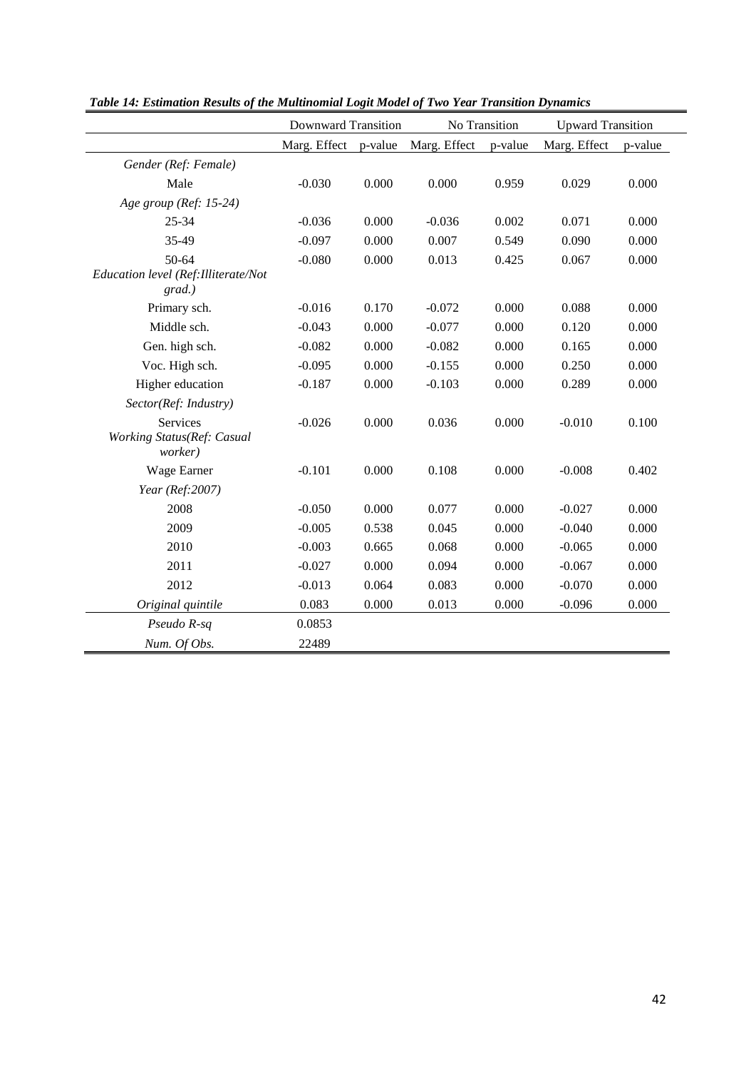***Table 14: Estimation Results of the Multinomial Logit Model of Two Year Transition Dynamics***

| | Downward Transition | | No Transition | | Upward Transition | |
|---|---|---|---|---|---|---|
| | Marg. Effect | p-value | Marg. Effect | p-value | Marg. Effect | p-value |
| *Gender (Ref: Female)* | | | | | | |
| Male | -0.030 | 0.000 | 0.000 | 0.959 | 0.029 | 0.000 |
| *Age group (Ref: 15-24)* | | | | | | |
| 25-34 | -0.036 | 0.000 | -0.036 | 0.002 | 0.071 | 0.000 |
| 35-49 | -0.097 | 0.000 | 0.007 | 0.549 | 0.090 | 0.000 |
| 50-64 | -0.080 | 0.000 | 0.013 | 0.425 | 0.067 | 0.000 |
| *Education level (Ref:Illiterate/Not grad.)* | | | | | | |
| Primary sch. | -0.016 | 0.170 | -0.072 | 0.000 | 0.088 | 0.000 |
| Middle sch. | -0.043 | 0.000 | -0.077 | 0.000 | 0.120 | 0.000 |
| Gen. high sch. | -0.082 | 0.000 | -0.082 | 0.000 | 0.165 | 0.000 |
| Voc. High sch. | -0.095 | 0.000 | -0.155 | 0.000 | 0.250 | 0.000 |
| Higher education | -0.187 | 0.000 | -0.103 | 0.000 | 0.289 | 0.000 |
| *Sector(Ref: Industry)* | | | | | | |
| Services | -0.026 | 0.000 | 0.036 | 0.000 | -0.010 | 0.100 |
| *Working Status(Ref: Casual worker)* | | | | | | |
| Wage Earner | -0.101 | 0.000 | 0.108 | 0.000 | -0.008 | 0.402 |
| *Year (Ref:2007)* | | | | | | |
| 2008 | -0.050 | 0.000 | 0.077 | 0.000 | -0.027 | 0.000 |
| 2009 | -0.005 | 0.538 | 0.045 | 0.000 | -0.040 | 0.000 |
| 2010 | -0.003 | 0.665 | 0.068 | 0.000 | -0.065 | 0.000 |
| 2011 | -0.027 | 0.000 | 0.094 | 0.000 | -0.067 | 0.000 |
| 2012 | -0.013 | 0.064 | 0.083 | 0.000 | -0.070 | 0.000 |
| *Original quintile* | 0.083 | 0.000 | 0.013 | 0.000 | -0.096 | 0.000 |
| *Pseudo R-sq* | 0.0853 | | | | | |
| *Num. Of Obs.* | 22489 | | | | | |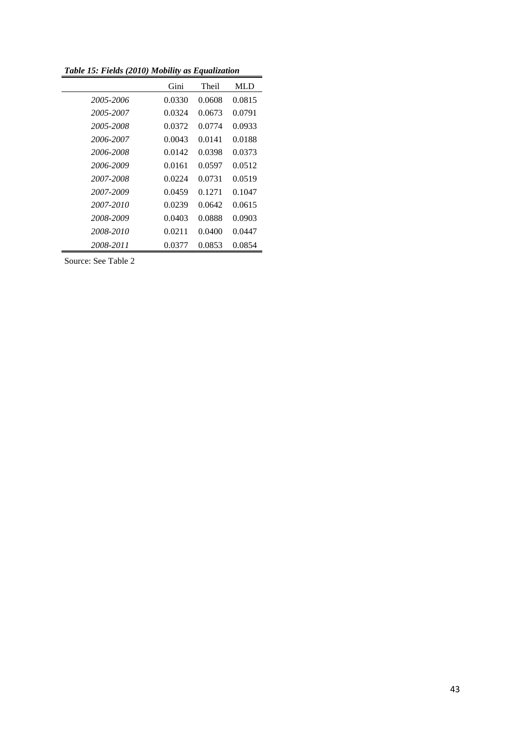***Table 15: Fields (2010) Mobility as Equalization***

| | Gini | Theil | MLD |
|---|---|---|---|
| *2005-2006* | 0.0330 | 0.0608 | 0.0815 |
| *2005-2007* | 0.0324 | 0.0673 | 0.0791 |
| *2005-2008* | 0.0372 | 0.0774 | 0.0933 |
| *2006-2007* | 0.0043 | 0.0141 | 0.0188 |
| *2006-2008* | 0.0142 | 0.0398 | 0.0373 |
| *2006-2009* | 0.0161 | 0.0597 | 0.0512 |
| *2007-2008* | 0.0224 | 0.0731 | 0.0519 |
| *2007-2009* | 0.0459 | 0.1271 | 0.1047 |
| *2007-2010* | 0.0239 | 0.0642 | 0.0615 |
| *2008-2009* | 0.0403 | 0.0888 | 0.0903 |
| *2008-2010* | 0.0211 | 0.0400 | 0.0447 |
| *2008-2011* | 0.0377 | 0.0853 | 0.0854 |

Source: See Table 2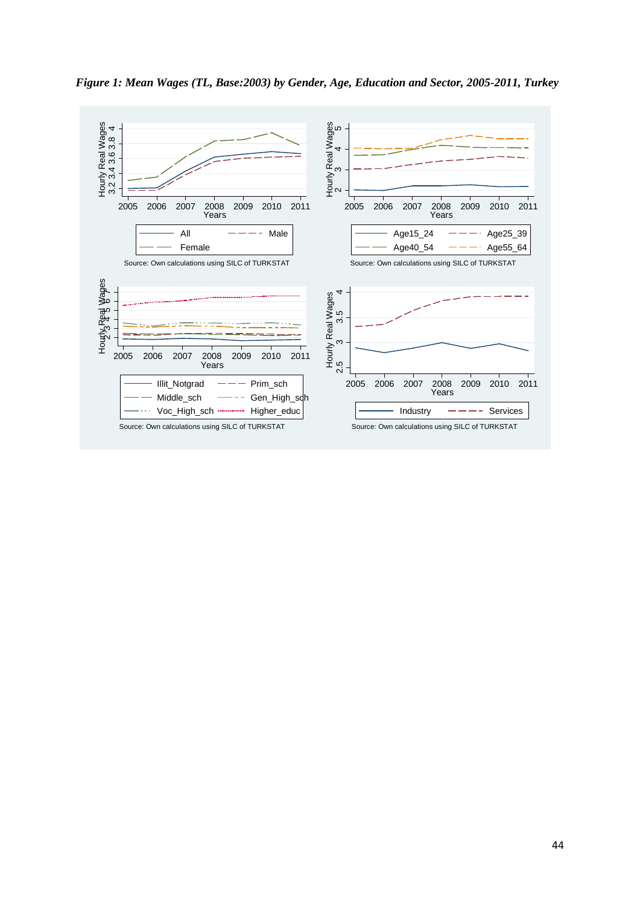*Figure 1: Mean Wages (TL, Base:2003) by Gender, Age, Education and Sector, 2005-2011, Turkey*

Source: Own calculations using SILC of TURKSTAT

Source: Own calculations using SILC of TURKSTAT

Source: Own calculations using SILC of TURKSTAT

Source: Own calculations using SILC of TURKSTAT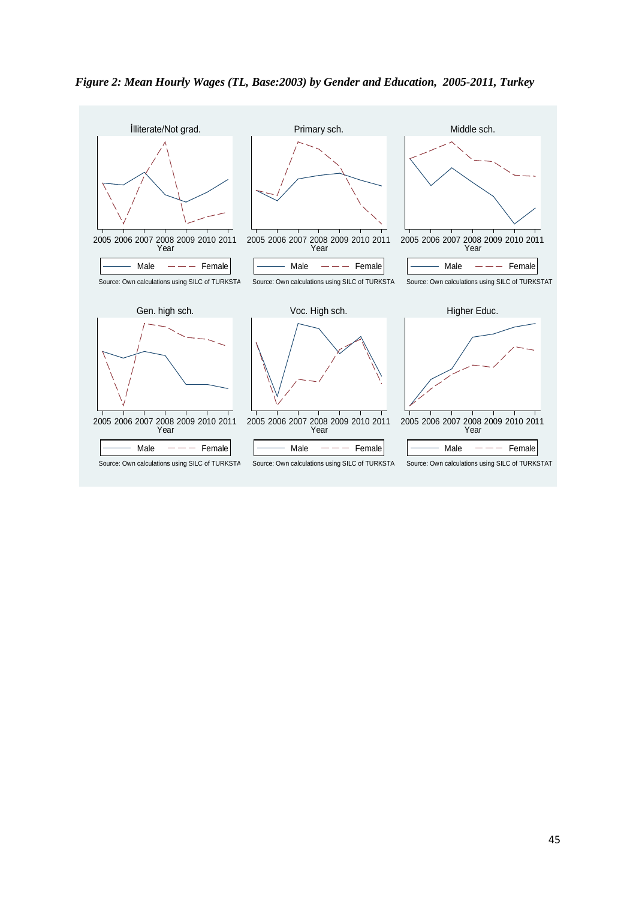*Figure 2: Mean Hourly Wages (TL, Base:2003) by Gender and Education, 2005-2011, Turkey*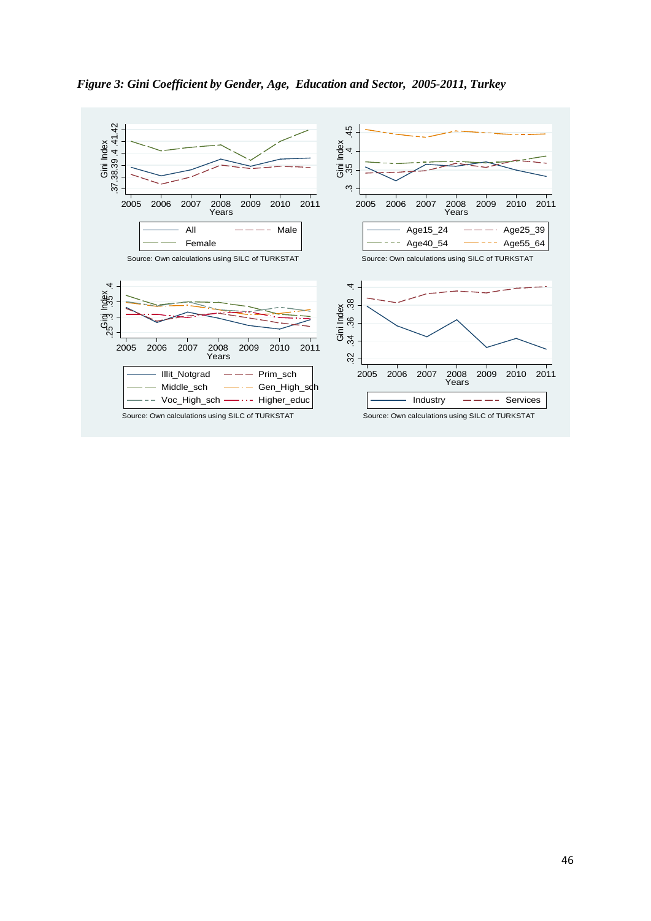*Figure 3: Gini Coefficient by Gender, Age, Education and Sector, 2005-2011, Turkey*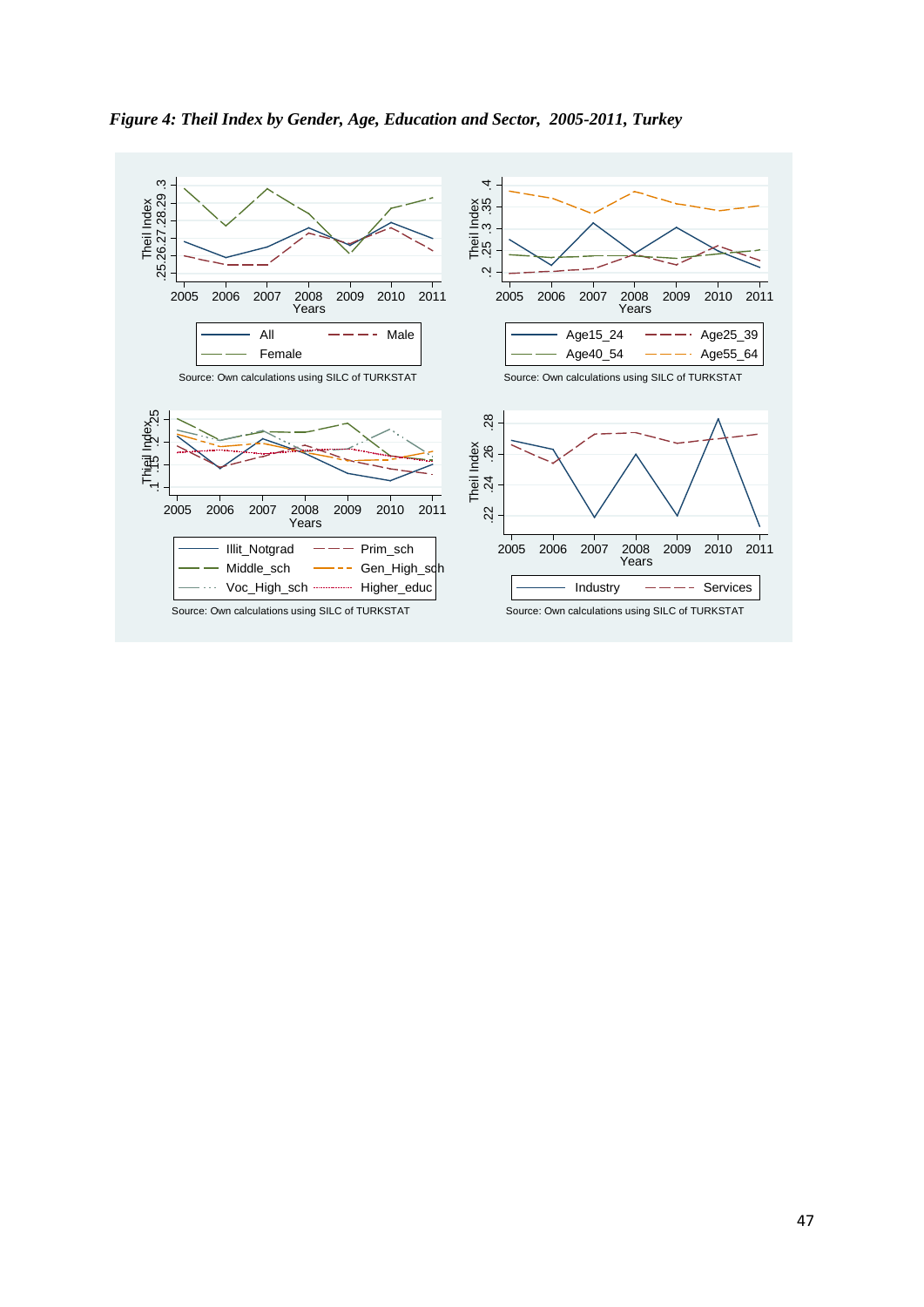*Figure 4: Theil Index by Gender, Age, Education and Sector, 2005-2011, Turkey*

Source: Own calculations using SILC of TURKSTAT

Source: Own calculations using SILC of TURKSTAT

Source: Own calculations using SILC of TURKSTAT

Source: Own calculations using SILC of TURKSTAT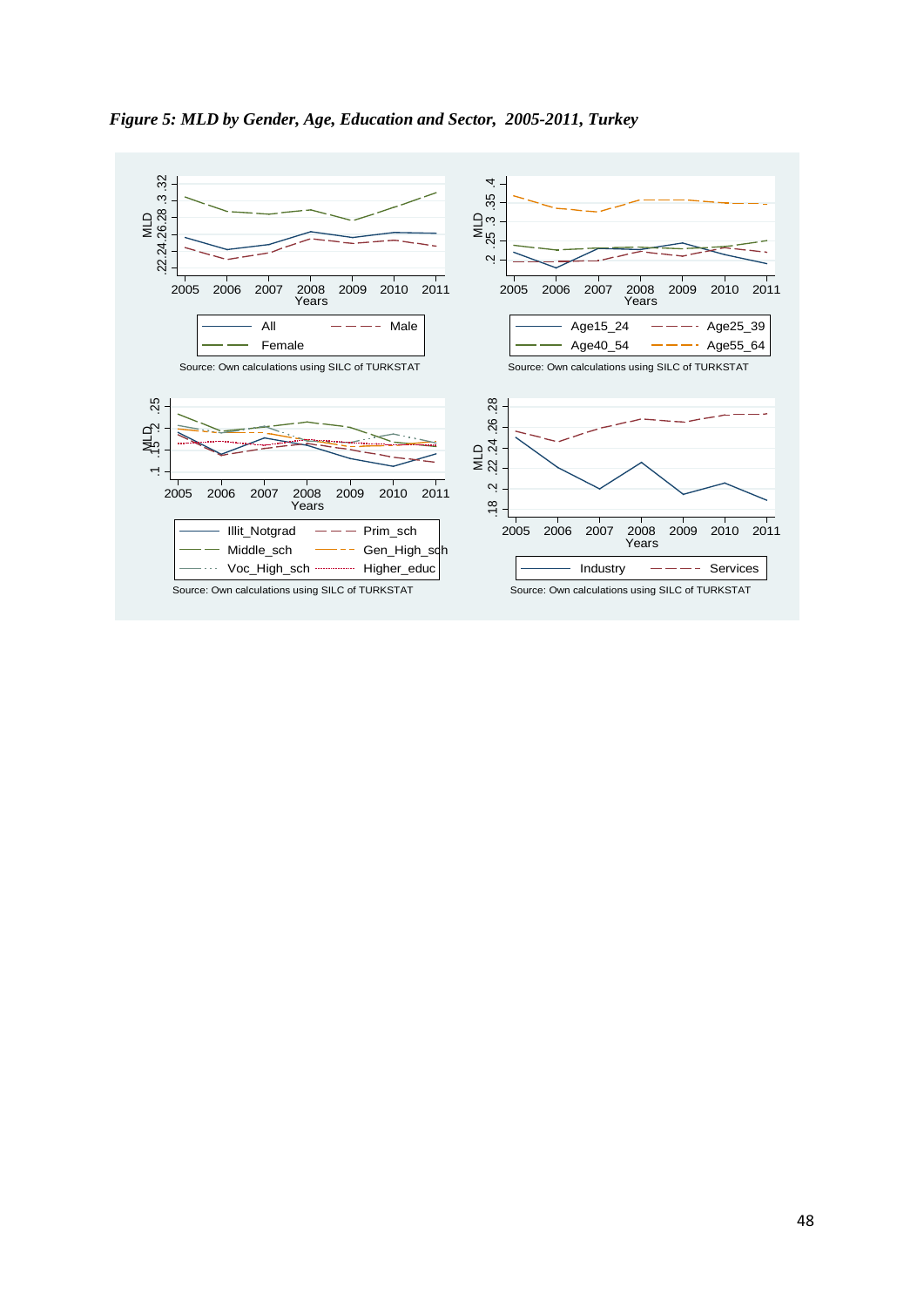*Figure 5: MLD by Gender, Age, Education and Sector, 2005-2011, Turkey*

Source: Own calculations using SILC of TURKSTAT

Source: Own calculations using SILC of TURKSTAT

Source: Own calculations using SILC of TURKSTAT

Source: Own calculations using SILC of TURKSTAT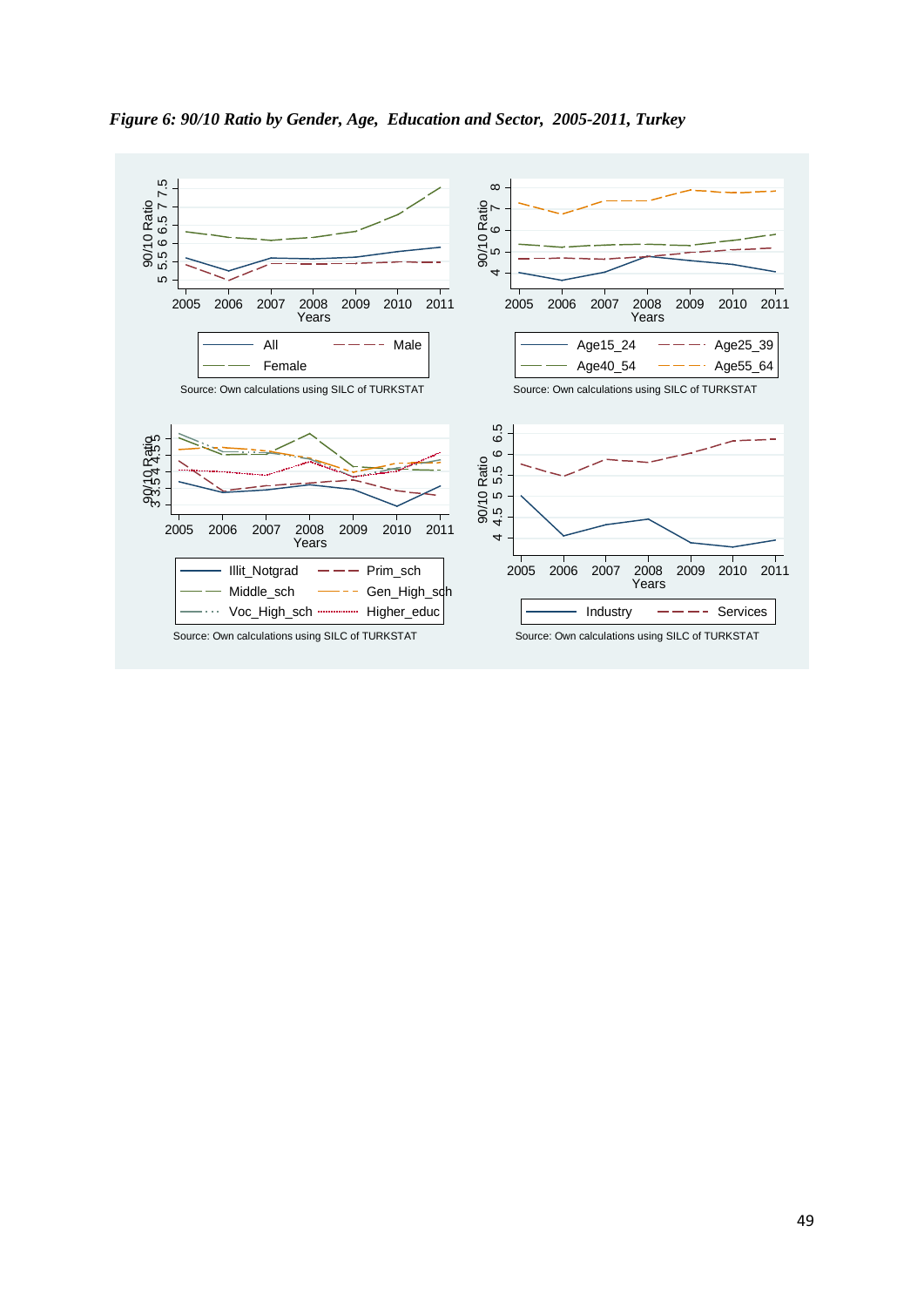*Figure 6: 90/10 Ratio by Gender, Age, Education and Sector, 2005-2011, Turkey*

Source: Own calculations using SILC of TURKSTAT

Source: Own calculations using SILC of TURKSTAT

Source: Own calculations using SILC of TURKSTAT

Source: Own calculations using SILC of TURKSTAT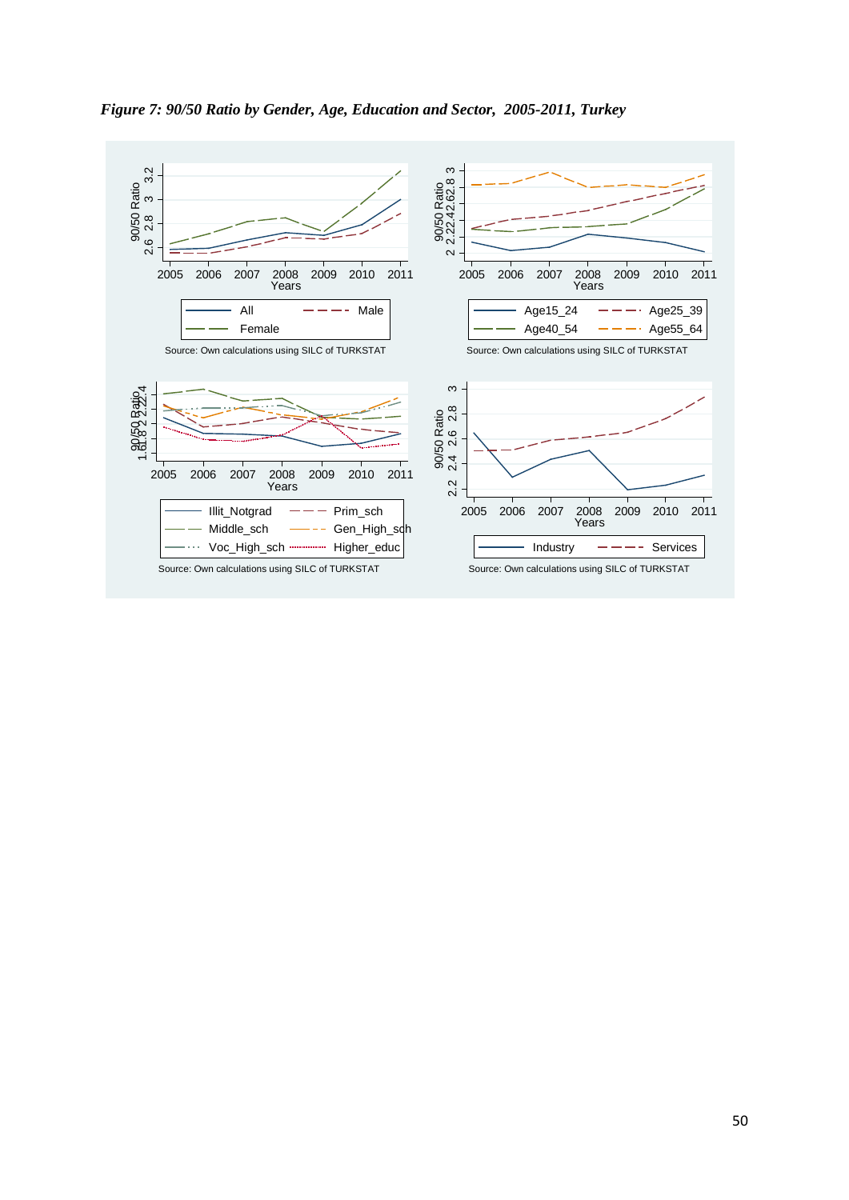*Figure 7: 90/50 Ratio by Gender, Age, Education and Sector, 2005-2011, Turkey*

Source: Own calculations using SILC of TURKSTAT

Source: Own calculations using SILC of TURKSTAT

Source: Own calculations using SILC of TURKSTAT

Source: Own calculations using SILC of TURKSTAT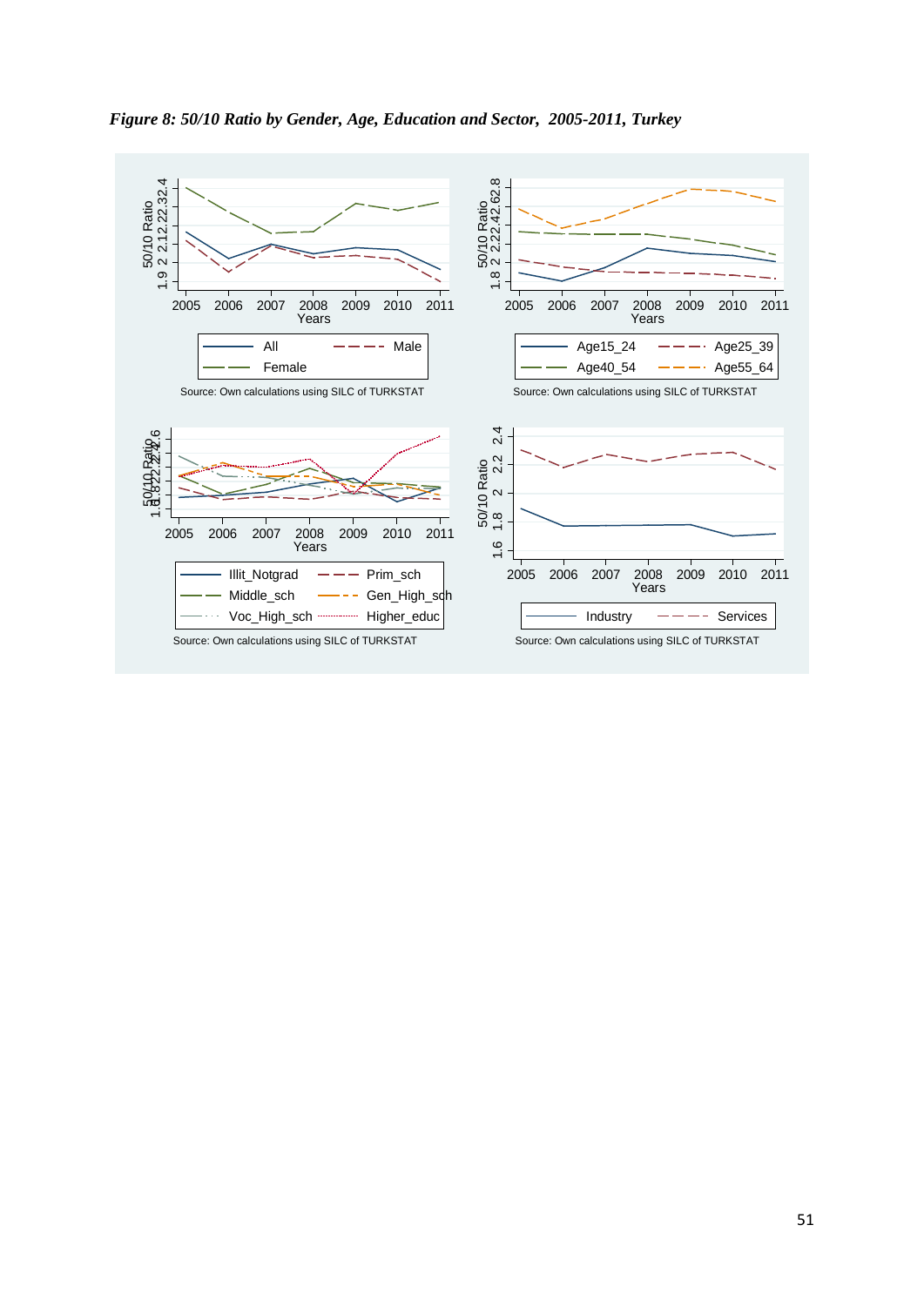*Figure 8: 50/10 Ratio by Gender, Age, Education and Sector, 2005-2011, Turkey*

50/10 Ratio

Years

All — Male — Female

Source: Own calculations using SILC of TURKSTAT

50/10 Ratio

Years

Age15_24 — Age25_39 — Age40_54 — Age55_64

Source: Own calculations using SILC of TURKSTAT

50/10 Ratio

Years

Illit_Notgrad — Prim_sch — Middle_sch — Gen_High_sch — Voc_High_sch — Higher_educ

Source: Own calculations using SILC of TURKSTAT

50/10 Ratio

Years

Industry — Services

Source: Own calculations using SILC of TURKSTAT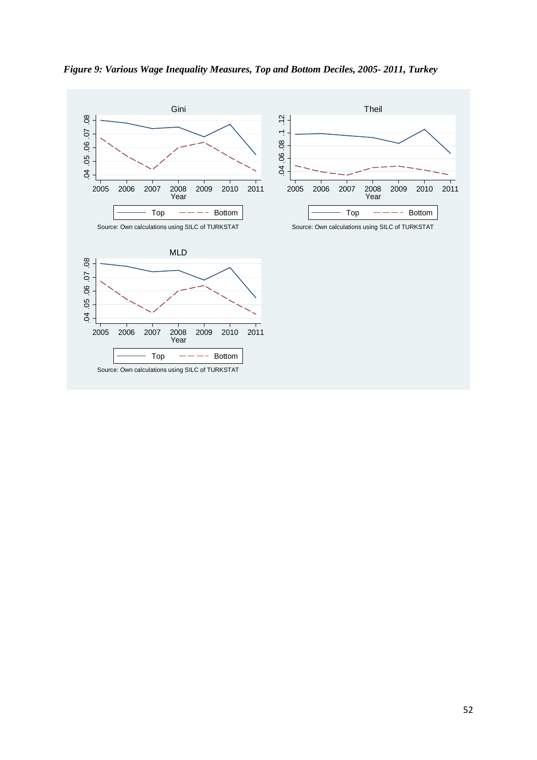*Figure 9: Various Wage Inequality Measures, Top and Bottom Deciles, 2005- 2011, Turkey*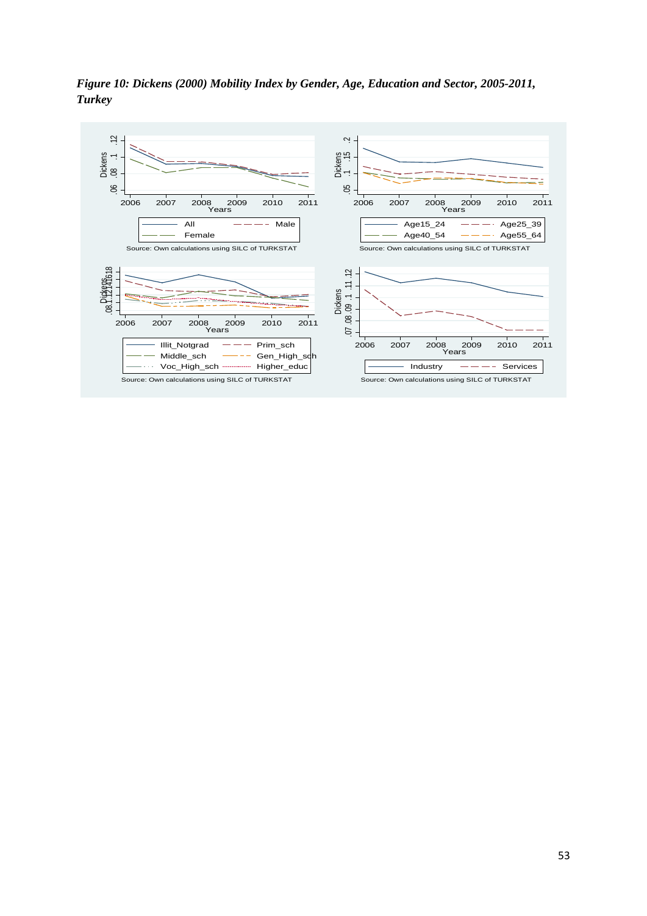***Figure 10: Dickens (2000) Mobility Index by Gender, Age, Education and Sector, 2005-2011, Turkey***

Dickens
.06 .08 .1 .12
2006 2007 2008 2009 2010 2011
Years
All
Male
Female
Source: Own calculations using SILC of TURKSTAT

Dickens
.05 .1 .15 .2
2006 2007 2008 2009 2010 2011
Years
Age15_24
Age25_39
Age40_54
Age55_64
Source: Own calculations using SILC of TURKSTAT

Dickens
.08 .1 .12 .14 .16 .18
2006 2007 2008 2009 2010 2011
Years
Illit_Notgrad
Prim_sch
Middle_sch
Gen_High_sch
Voc_High_sch
Higher_educ
Source: Own calculations using SILC of TURKSTAT

Dickens
.07 .08 .09 .1 .11 .12
2006 2007 2008 2009 2010 2011
Years
Industry
Services
Source: Own calculations using SILC of TURKSTAT